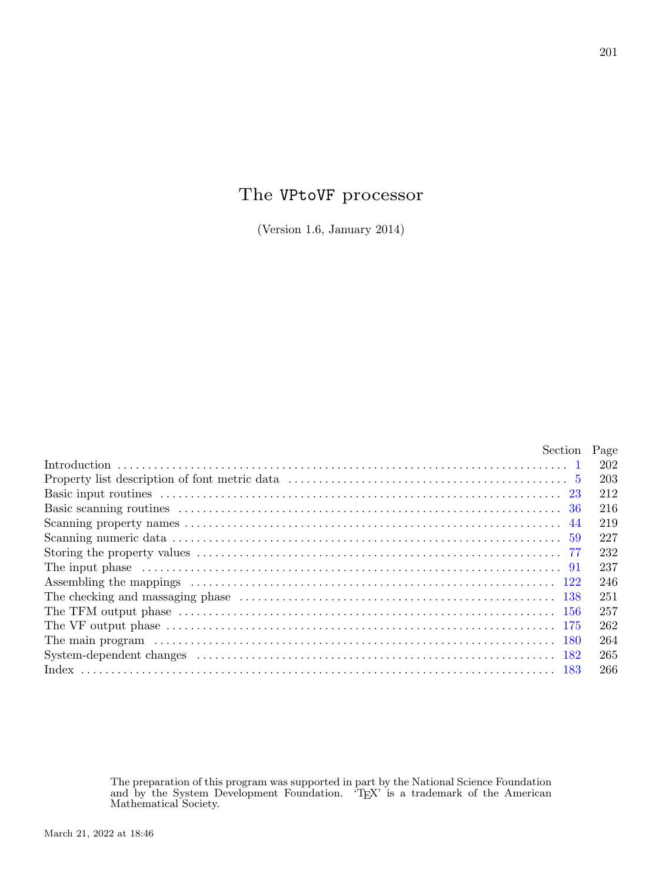# The VPtoVF processor

(Version 1.6, January 2014)

| | Section | Page |
|---|---|---|
| Introduction | 1 | 202 |
| Property list description of font metric data | 5 | 203 |
| Basic input routines | 23 | 212 |
| Basic scanning routines | 36 | 216 |
| Scanning property names | 44 | 219 |
| Scanning numeric data | 59 | 227 |
| Storing the property values | 77 | 232 |
| The input phase | 91 | 237 |
| Assembling the mappings | 122 | 246 |
| The checking and massaging phase | 138 | 251 |
| The TFM output phase | 156 | 257 |
| The VF output phase | 175 | 262 |
| The main program | 180 | 264 |
| System-dependent changes | 182 | 265 |
| Index | 183 | 266 |

The preparation of this program was supported in part by the National Science Foundation and by the System Development Foundation. 'TEX' is a trademark of the American Mathematical Society.

March 21, 2022 at 18:46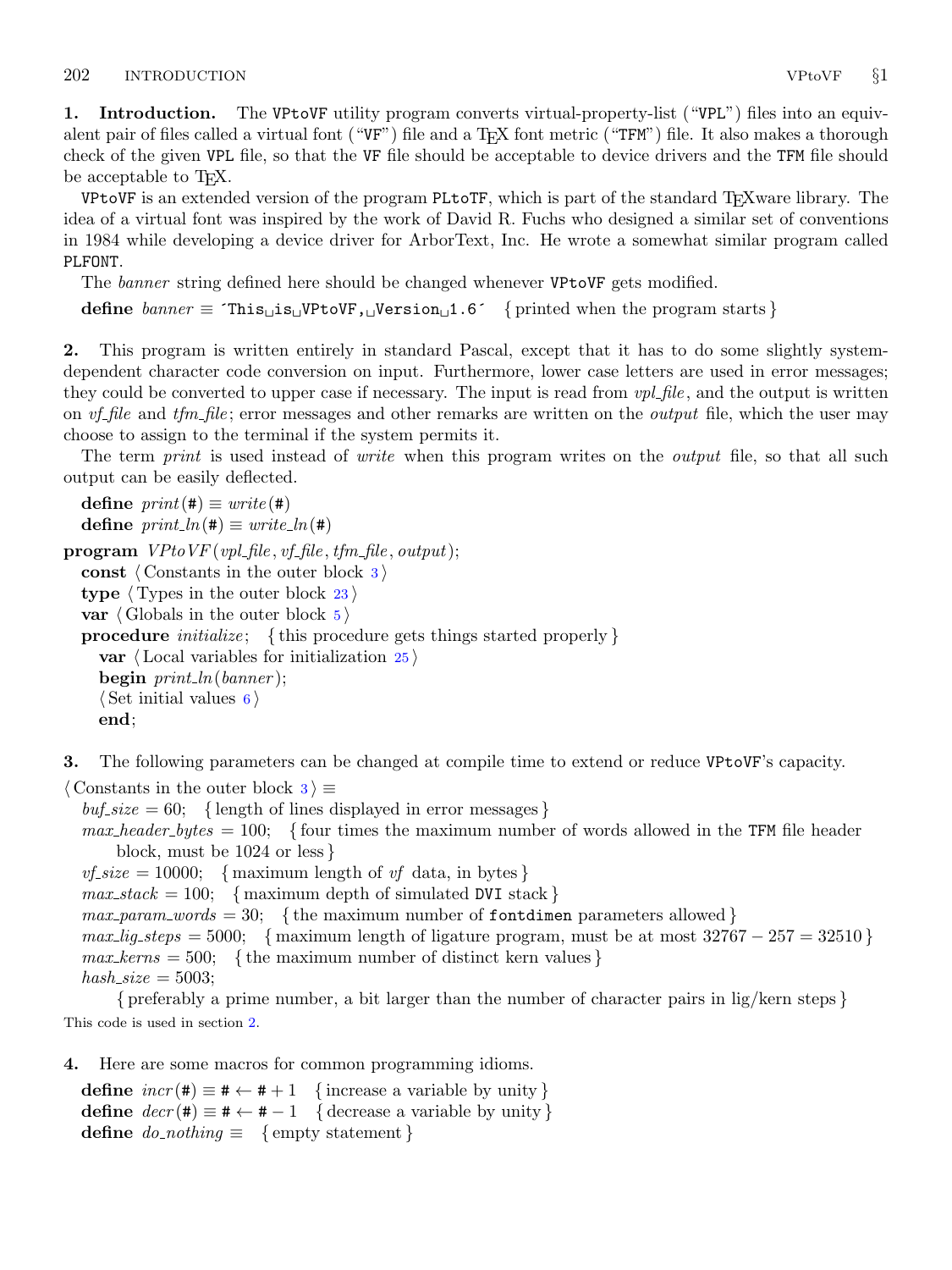**1. Introduction.** The VPtoVF utility program converts virtual-property-list ("VPL") files into an equivalent pair of files called a virtual font ("VF") file and a TeX font metric ("TFM") file. It also makes a thorough check of the given VPL file, so that the VF file should be acceptable to device drivers and the TFM file should be acceptable to TeX.

VPtoVF is an extended version of the program PLtoTF, which is part of the standard TeXware library. The idea of a virtual font was inspired by the work of David R. Fuchs who designed a similar set of conventions in 1984 while developing a device driver for ArborText, Inc. He wrote a somewhat similar program called PLFONT.

The *banner* string defined here should be changed whenever VPtoVF gets modified.

```
define banner ≡ ´This is VPtoVF, Version 1.6´  { printed when the program starts }
```

**2.** This program is written entirely in standard Pascal, except that it has to do some slightly system-dependent character code conversion on input. Furthermore, lower case letters are used in error messages; they could be converted to upper case if necessary. The input is read from *vpl_file*, and the output is written on *vf_file* and *tfm_file*; error messages and other remarks are written on the *output* file, which the user may choose to assign to the terminal if the system permits it.

The term *print* is used instead of *write* when this program writes on the *output* file, so that all such output can be easily deflected.

```
define print(#) ≡ write(#)
define print_ln(#) ≡ write_ln(#)

program VPtoVF(vpl_file, vf_file, tfm_file, output);
  const ⟨Constants in the outer block 3⟩
  type ⟨Types in the outer block 23⟩
  var ⟨Globals in the outer block 5⟩
  procedure initialize;  { this procedure gets things started properly }
    var ⟨Local variables for initialization 25⟩
    begin print_ln(banner);
    ⟨Set initial values 6⟩
    end;
```

**3.** The following parameters can be changed at compile time to extend or reduce VPtoVF's capacity.

```
⟨Constants in the outer block 3⟩ ≡
  buf_size = 60;  { length of lines displayed in error messages }
  max_header_bytes = 100;  { four times the maximum number of words allowed in the TFM file header
      block, must be 1024 or less }
  vf_size = 10000;  { maximum length of vf data, in bytes }
  max_stack = 100;  { maximum depth of simulated DVI stack }
  max_param_words = 30;  { the maximum number of fontdimen parameters allowed }
  max_lig_steps = 5000;  { maximum length of ligature program, must be at most 32767 − 257 = 32510 }
  max_kerns = 500;  { the maximum number of distinct kern values }
  hash_size = 5003;
      { preferably a prime number, a bit larger than the number of character pairs in lig/kern steps }
```

This code is used in section 2.

**4.** Here are some macros for common programming idioms.

```
define incr(#) ≡ # ← # + 1  { increase a variable by unity }
define decr(#) ≡ # ← # − 1  { decrease a variable by unity }
define do_nothing ≡  { empty statement }
```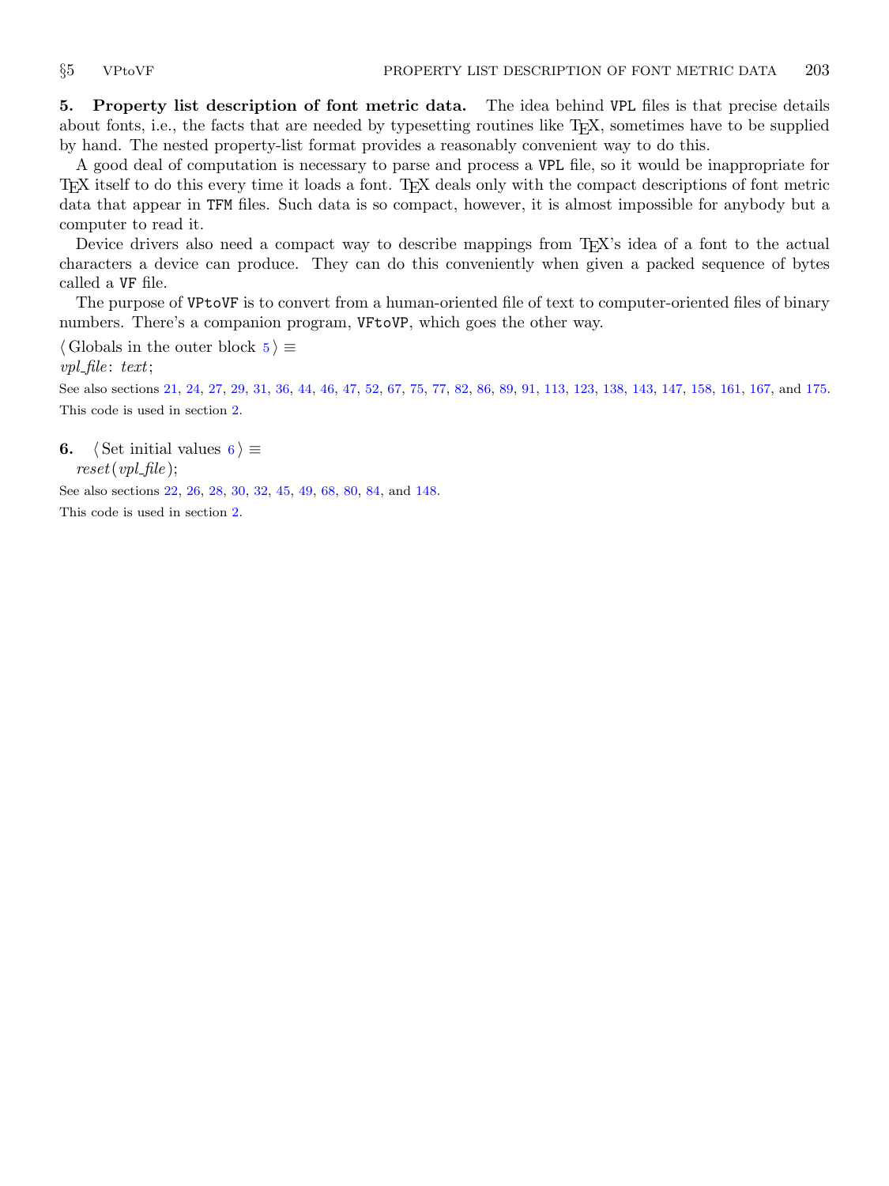**5. Property list description of font metric data.** The idea behind VPL files is that precise details about fonts, i.e., the facts that are needed by typesetting routines like TeX, sometimes have to be supplied by hand. The nested property-list format provides a reasonably convenient way to do this.

A good deal of computation is necessary to parse and process a VPL file, so it would be inappropriate for TeX itself to do this every time it loads a font. TeX deals only with the compact descriptions of font metric data that appear in TFM files. Such data is so compact, however, it is almost impossible for anybody but a computer to read it.

Device drivers also need a compact way to describe mappings from TeX's idea of a font to the actual characters a device can produce. They can do this conveniently when given a packed sequence of bytes called a VF file.

The purpose of VPtoVF is to convert from a human-oriented file of text to computer-oriented files of binary numbers. There's a companion program, VFtoVP, which goes the other way.

⟨ Globals in the outer block 5 ⟩ ≡
*vpl_file*: *text*;

See also sections 21, 24, 27, 29, 31, 36, 44, 46, 47, 52, 67, 75, 77, 82, 86, 89, 91, 113, 123, 138, 143, 147, 158, 161, 167, and 175.

This code is used in section 2.

**6.** ⟨ Set initial values 6 ⟩ ≡
*reset*(*vpl_file*);

See also sections 22, 26, 28, 30, 32, 45, 49, 68, 80, 84, and 148.

This code is used in section 2.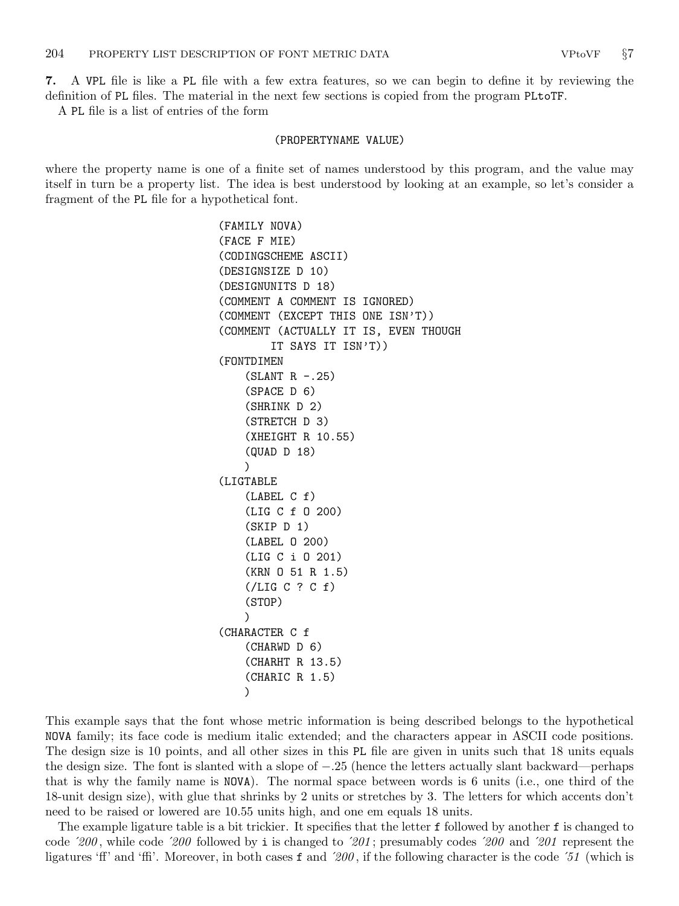**7.** A VPL file is like a PL file with a few extra features, so we can begin to define it by reviewing the definition of PL files. The material in the next few sections is copied from the program PLtoTF.

A PL file is a list of entries of the form

```
(PROPERTYNAME VALUE)
```

where the property name is one of a finite set of names understood by this program, and the value may itself in turn be a property list. The idea is best understood by looking at an example, so let's consider a fragment of the PL file for a hypothetical font.

```
(FAMILY NOVA)
(FACE F MIE)
(CODINGSCHEME ASCII)
(DESIGNSIZE D 10)
(DESIGNUNITS D 18)
(COMMENT A COMMENT IS IGNORED)
(COMMENT (EXCEPT THIS ONE ISN'T))
(COMMENT (ACTUALLY IT IS, EVEN THOUGH
        IT SAYS IT ISN'T))
(FONTDIMEN
    (SLANT R -.25)
    (SPACE D 6)
    (SHRINK D 2)
    (STRETCH D 3)
    (XHEIGHT R 10.55)
    (QUAD D 18)
    )
(LIGTABLE
    (LABEL C f)
    (LIG C f O 200)
    (SKIP D 1)
    (LABEL O 200)
    (LIG C i O 201)
    (KRN O 51 R 1.5)
    (/LIG C ? C f)
    (STOP)
    )
(CHARACTER C f
    (CHARWD D 6)
    (CHARHT R 13.5)
    (CHARIC R 1.5)
    )
```

This example says that the font whose metric information is being described belongs to the hypothetical NOVA family; its face code is medium italic extended; and the characters appear in ASCII code positions. The design size is 10 points, and all other sizes in this PL file are given in units such that 18 units equals the design size. The font is slanted with a slope of $-.25$ (hence the letters actually slant backward—perhaps that is why the family name is NOVA). The normal space between words is 6 units (i.e., one third of the 18-unit design size), with glue that shrinks by 2 units or stretches by 3. The letters for which accents don't need to be raised or lowered are 10.55 units high, and one em equals 18 units.

The example ligature table is a bit trickier. It specifies that the letter f followed by another f is changed to code *´200*, while code *´200* followed by i is changed to *´201*; presumably codes *´200* and *´201* represent the ligatures 'ff' and 'ffi'. Moreover, in both cases f and *´200*, if the following character is the code *´51* (which is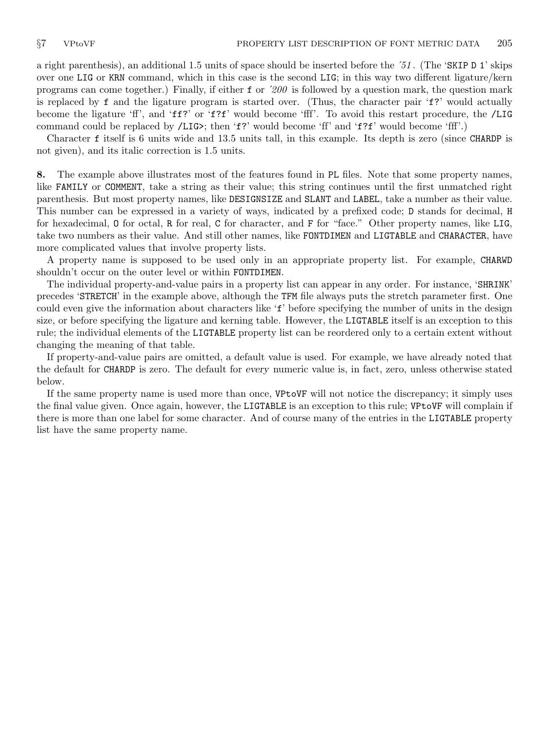a right parenthesis), an additional 1.5 units of space should be inserted before the *´51*. (The 'SKIP D 1' skips over one LIG or KRN command, which in this case is the second LIG; in this way two different ligature/kern programs can come together.) Finally, if either f or *´200* is followed by a question mark, the question mark is replaced by f and the ligature program is started over. (Thus, the character pair 'f?' would actually become the ligature 'ff', and 'ff?' or 'f?f' would become 'fff'. To avoid this restart procedure, the /LIG command could be replaced by /LIG>; then 'f?' would become 'ff' and 'f?f' would become 'fff'.)

Character f itself is 6 units wide and 13.5 units tall, in this example. Its depth is zero (since CHARDP is not given), and its italic correction is 1.5 units.

**8.** The example above illustrates most of the features found in PL files. Note that some property names, like FAMILY or COMMENT, take a string as their value; this string continues until the first unmatched right parenthesis. But most property names, like DESIGNSIZE and SLANT and LABEL, take a number as their value. This number can be expressed in a variety of ways, indicated by a prefixed code; D stands for decimal, H for hexadecimal, O for octal, R for real, C for character, and F for "face." Other property names, like LIG, take two numbers as their value. And still other names, like FONTDIMEN and LIGTABLE and CHARACTER, have more complicated values that involve property lists.

A property name is supposed to be used only in an appropriate property list. For example, CHARWD shouldn't occur on the outer level or within FONTDIMEN.

The individual property-and-value pairs in a property list can appear in any order. For instance, 'SHRINK' precedes 'STRETCH' in the example above, although the TFM file always puts the stretch parameter first. One could even give the information about characters like 'f' before specifying the number of units in the design size, or before specifying the ligature and kerning table. However, the LIGTABLE itself is an exception to this rule; the individual elements of the LIGTABLE property list can be reordered only to a certain extent without changing the meaning of that table.

If property-and-value pairs are omitted, a default value is used. For example, we have already noted that the default for CHARDP is zero. The default for *every* numeric value is, in fact, zero, unless otherwise stated below.

If the same property name is used more than once, VPtoVF will not notice the discrepancy; it simply uses the final value given. Once again, however, the LIGTABLE is an exception to this rule; VPtoVF will complain if there is more than one label for some character. And of course many of the entries in the LIGTABLE property list have the same property name.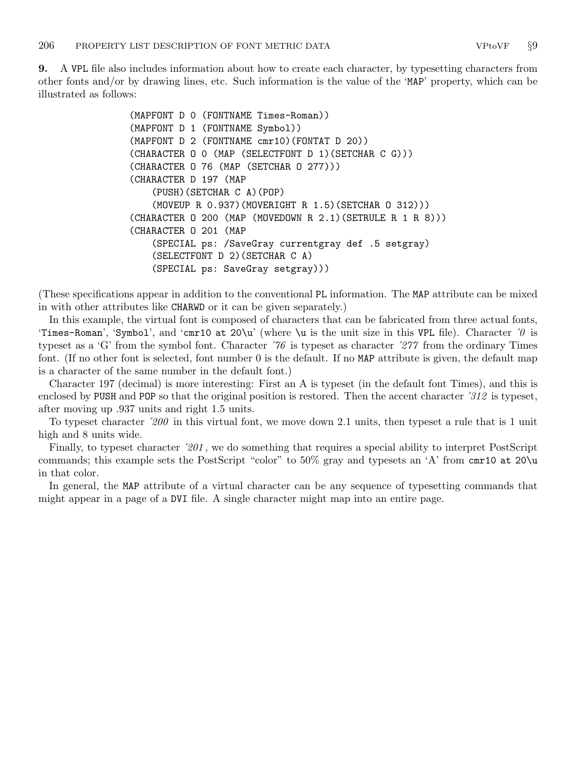**9.** A VPL file also includes information about how to create each character, by typesetting characters from other fonts and/or by drawing lines, etc. Such information is the value of the 'MAP' property, which can be illustrated as follows:

```
(MAPFONT D 0 (FONTNAME Times-Roman))
(MAPFONT D 1 (FONTNAME Symbol))
(MAPFONT D 2 (FONTNAME cmr10)(FONTAT D 20))
(CHARACTER O 0 (MAP (SELECTFONT D 1)(SETCHAR C G)))
(CHARACTER O 76 (MAP (SETCHAR O 277)))
(CHARACTER D 197 (MAP
    (PUSH)(SETCHAR C A)(POP)
    (MOVEUP R 0.937)(MOVERIGHT R 1.5)(SETCHAR O 312)))
(CHARACTER O 200 (MAP (MOVEDOWN R 2.1)(SETRULE R 1 R 8)))
(CHARACTER O 201 (MAP
    (SPECIAL ps: /SaveGray currentgray def .5 setgray)
    (SELECTFONT D 2)(SETCHAR C A)
    (SPECIAL ps: SaveGray setgray)))
```

(These specifications appear in addition to the conventional PL information. The MAP attribute can be mixed in with other attributes like CHARWD or it can be given separately.)

In this example, the virtual font is composed of characters that can be fabricated from three actual fonts, 'Times-Roman', 'Symbol', and 'cmr10 at 20\u' (where \u is the unit size in this VPL file). Character ´*0* is typeset as a 'G' from the symbol font. Character ´*76* is typeset as character ´*277* from the ordinary Times font. (If no other font is selected, font number 0 is the default. If no MAP attribute is given, the default map is a character of the same number in the default font.)

Character 197 (decimal) is more interesting: First an A is typeset (in the default font Times), and this is enclosed by PUSH and POP so that the original position is restored. Then the accent character ´*312* is typeset, after moving up .937 units and right 1.5 units.

To typeset character ´*200* in this virtual font, we move down 2.1 units, then typeset a rule that is 1 unit high and 8 units wide.

Finally, to typeset character ´*201*, we do something that requires a special ability to interpret PostScript commands; this example sets the PostScript "color" to 50% gray and typesets an 'A' from cmr10 at 20\u in that color.

In general, the MAP attribute of a virtual character can be any sequence of typesetting commands that might appear in a page of a DVI file. A single character might map into an entire page.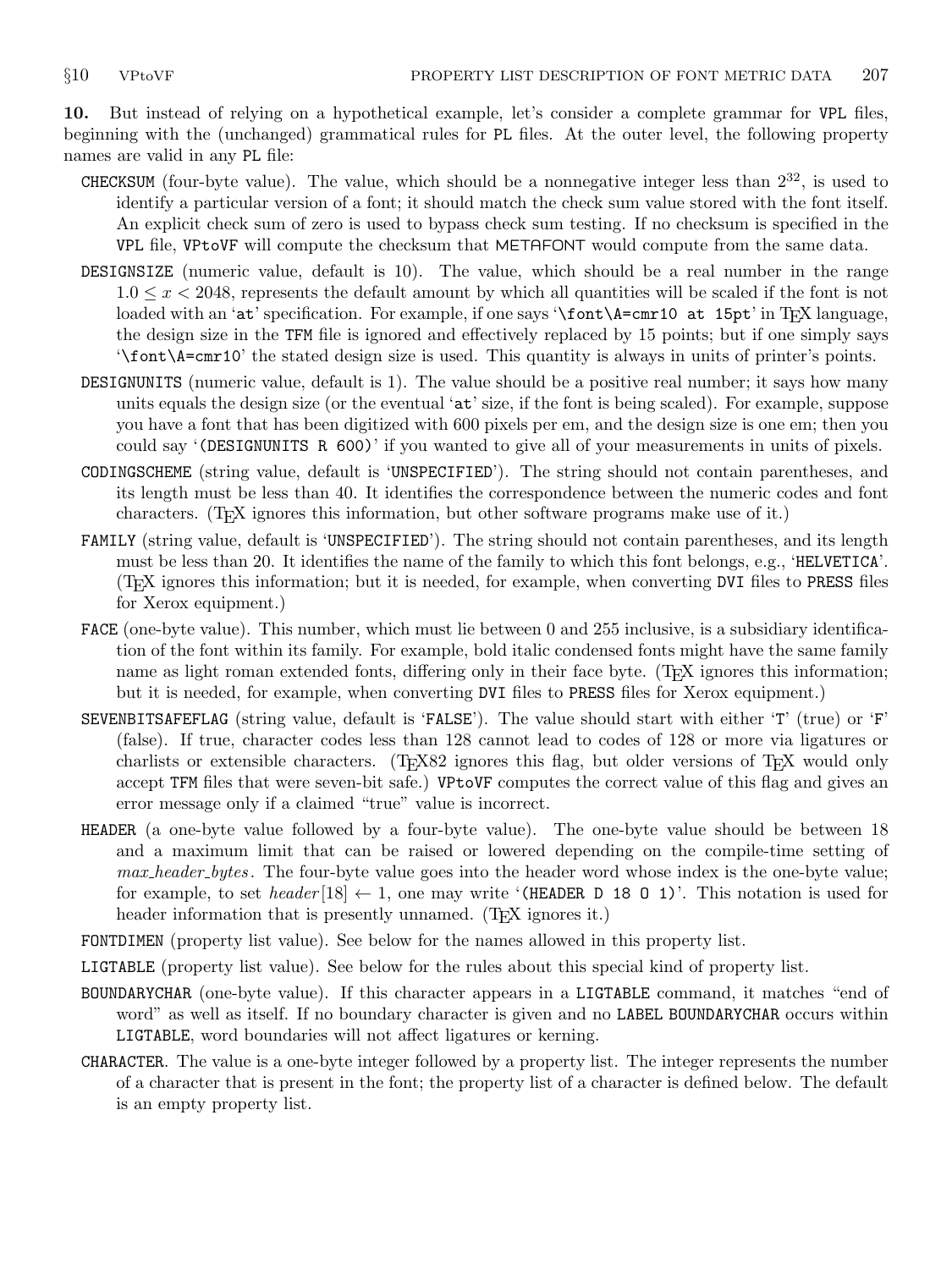**10.** But instead of relying on a hypothetical example, let's consider a complete grammar for `VPL` files, beginning with the (unchanged) grammatical rules for `PL` files. At the outer level, the following property names are valid in any `PL` file:

`CHECKSUM` (four-byte value). The value, which should be a nonnegative integer less than $2^{32}$, is used to identify a particular version of a font; it should match the check sum value stored with the font itself. An explicit check sum of zero is used to bypass check sum testing. If no checksum is specified in the `VPL` file, `VPtoVF` will compute the checksum that METAFONT would compute from the same data.

`DESIGNSIZE` (numeric value, default is 10). The value, which should be a real number in the range $1.0 \le x < 2048$, represents the default amount by which all quantities will be scaled if the font is not loaded with an '`at`' specification. For example, if one says '`\font\A=cmr10 at 15pt`' in TeX language, the design size in the `TFM` file is ignored and effectively replaced by 15 points; but if one simply says '`\font\A=cmr10`' the stated design size is used. This quantity is always in units of printer's points.

`DESIGNUNITS` (numeric value, default is 1). The value should be a positive real number; it says how many units equals the design size (or the eventual '`at`' size, if the font is being scaled). For example, suppose you have a font that has been digitized with 600 pixels per em, and the design size is one em; then you could say '`(DESIGNUNITS R 600)`' if you wanted to give all of your measurements in units of pixels.

`CODINGSCHEME` (string value, default is '`UNSPECIFIED`'). The string should not contain parentheses, and its length must be less than 40. It identifies the correspondence between the numeric codes and font characters. (TeX ignores this information, but other software programs make use of it.)

`FAMILY` (string value, default is '`UNSPECIFIED`'). The string should not contain parentheses, and its length must be less than 20. It identifies the name of the family to which this font belongs, e.g., '`HELVETICA`'. (TeX ignores this information; but it is needed, for example, when converting `DVI` files to `PRESS` files for Xerox equipment.)

`FACE` (one-byte value). This number, which must lie between 0 and 255 inclusive, is a subsidiary identification of the font within its family. For example, bold italic condensed fonts might have the same family name as light roman extended fonts, differing only in their face byte. (TeX ignores this information; but it is needed, for example, when converting `DVI` files to `PRESS` files for Xerox equipment.)

`SEVENBITSAFEFLAG` (string value, default is '`FALSE`'). The value should start with either '`T`' (true) or '`F`' (false). If true, character codes less than 128 cannot lead to codes of 128 or more via ligatures or charlists or extensible characters. (TeX82 ignores this flag, but older versions of TeX would only accept `TFM` files that were seven-bit safe.) `VPtoVF` computes the correct value of this flag and gives an error message only if a claimed "true" value is incorrect.

`HEADER` (a one-byte value followed by a four-byte value). The one-byte value should be between 18 and a maximum limit that can be raised or lowered depending on the compile-time setting of *max_header_bytes*. The four-byte value goes into the header word whose index is the one-byte value; for example, to set $header[18] \leftarrow 1$, one may write '`(HEADER D 18 O 1)`'. This notation is used for header information that is presently unnamed. (TeX ignores it.)

`FONTDIMEN` (property list value). See below for the names allowed in this property list.

`LIGTABLE` (property list value). See below for the rules about this special kind of property list.

`BOUNDARYCHAR` (one-byte value). If this character appears in a `LIGTABLE` command, it matches "end of word" as well as itself. If no boundary character is given and no `LABEL BOUNDARYCHAR` occurs within `LIGTABLE`, word boundaries will not affect ligatures or kerning.

`CHARACTER`. The value is a one-byte integer followed by a property list. The integer represents the number of a character that is present in the font; the property list of a character is defined below. The default is an empty property list.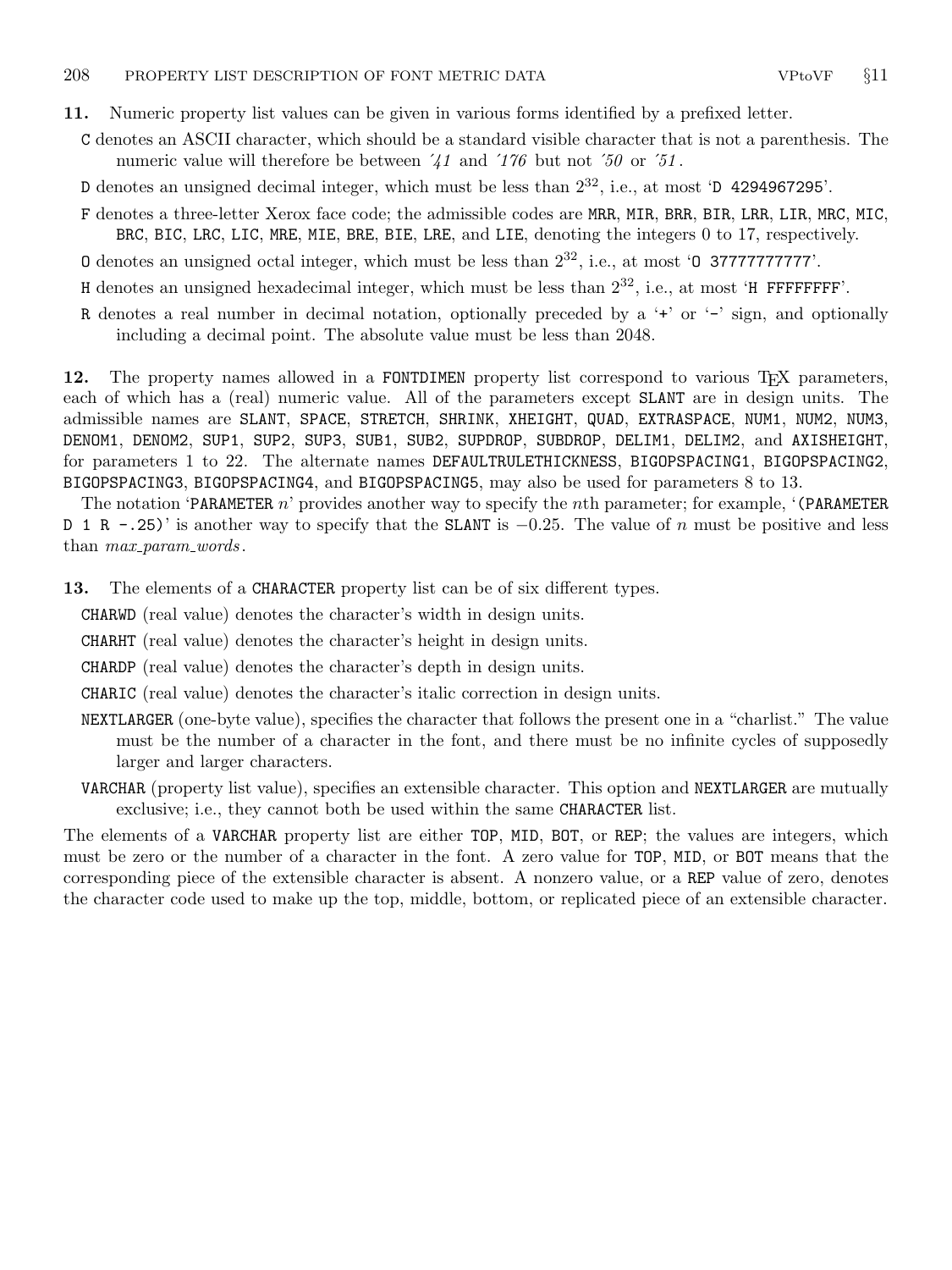**11.** Numeric property list values can be given in various forms identified by a prefixed letter.

C denotes an ASCII character, which should be a standard visible character that is not a parenthesis. The numeric value will therefore be between ´*41* and ´*176* but not ´*50* or ´*51*.

D denotes an unsigned decimal integer, which must be less than $2^{32}$, i.e., at most 'D 4294967295'.

F denotes a three-letter Xerox face code; the admissible codes are MRR, MIR, BRR, BIR, LRR, LIR, MRC, MIC, BRC, BIC, LRC, LIC, MRE, MIE, BRE, BIE, LRE, and LIE, denoting the integers 0 to 17, respectively.

O denotes an unsigned octal integer, which must be less than $2^{32}$, i.e., at most 'O 37777777777'.

H denotes an unsigned hexadecimal integer, which must be less than $2^{32}$, i.e., at most 'H FFFFFFFF'.

R denotes a real number in decimal notation, optionally preceded by a '+' or '-' sign, and optionally including a decimal point. The absolute value must be less than 2048.

**12.** The property names allowed in a FONTDIMEN property list correspond to various TEX parameters, each of which has a (real) numeric value. All of the parameters except SLANT are in design units. The admissible names are SLANT, SPACE, STRETCH, SHRINK, XHEIGHT, QUAD, EXTRASPACE, NUM1, NUM2, NUM3, DENOM1, DENOM2, SUP1, SUP2, SUP3, SUB1, SUB2, SUPDROP, SUBDROP, DELIM1, DELIM2, and AXISHEIGHT, for parameters 1 to 22. The alternate names DEFAULTRULETHICKNESS, BIGOPSPACING1, BIGOPSPACING2, BIGOPSPACING3, BIGOPSPACING4, and BIGOPSPACING5, may also be used for parameters 8 to 13.

The notation 'PARAMETER $n$' provides another way to specify the $n$th parameter; for example, '(PARAMETER D 1 R -.25)' is another way to specify that the SLANT is $-0.25$. The value of $n$ must be positive and less than *max_param_words*.

**13.** The elements of a CHARACTER property list can be of six different types.

CHARWD (real value) denotes the character's width in design units.

CHARHT (real value) denotes the character's height in design units.

CHARDP (real value) denotes the character's depth in design units.

CHARIC (real value) denotes the character's italic correction in design units.

NEXTLARGER (one-byte value), specifies the character that follows the present one in a "charlist." The value must be the number of a character in the font, and there must be no infinite cycles of supposedly larger and larger characters.

VARCHAR (property list value), specifies an extensible character. This option and NEXTLARGER are mutually exclusive; i.e., they cannot both be used within the same CHARACTER list.

The elements of a VARCHAR property list are either TOP, MID, BOT, or REP; the values are integers, which must be zero or the number of a character in the font. A zero value for TOP, MID, or BOT means that the corresponding piece of the extensible character is absent. A nonzero value, or a REP value of zero, denotes the character code used to make up the top, middle, bottom, or replicated piece of an extensible character.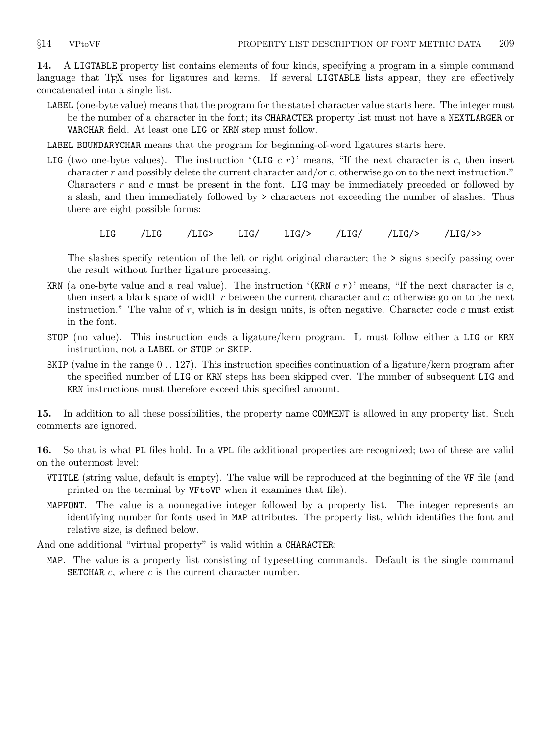**14.** A `LIGTABLE` property list contains elements of four kinds, specifying a program in a simple command language that TEX uses for ligatures and kerns. If several `LIGTABLE` lists appear, they are effectively concatenated into a single list.

`LABEL` (one-byte value) means that the program for the stated character value starts here. The integer must be the number of a character in the font; its `CHARACTER` property list must not have a `NEXTLARGER` or `VARCHAR` field. At least one `LIG` or `KRN` step must follow.

`LABEL BOUNDARYCHAR` means that the program for beginning-of-word ligatures starts here.

`LIG` (two one-byte values). The instruction '`(LIG` $c$ $r$`)`' means, "If the next character is $c$, then insert character $r$ and possibly delete the current character and/or $c$; otherwise go on to the next instruction." Characters $r$ and $c$ must be present in the font. `LIG` may be immediately preceded or followed by a slash, and then immediately followed by `>` characters not exceeding the number of slashes. Thus there are eight possible forms:

```
LIG     /LIG     /LIG>     LIG/     LIG/>     /LIG/     /LIG/>     /LIG/>>
```

The slashes specify retention of the left or right original character; the `>` signs specify passing over the result without further ligature processing.

`KRN` (a one-byte value and a real value). The instruction '`(KRN` $c$ $r$`)`' means, "If the next character is $c$, then insert a blank space of width $r$ between the current character and $c$; otherwise go on to the next instruction." The value of $r$, which is in design units, is often negative. Character code $c$ must exist in the font.

`STOP` (no value). This instruction ends a ligature/kern program. It must follow either a `LIG` or `KRN` instruction, not a `LABEL` or `STOP` or `SKIP`.

`SKIP` (value in the range $0 \mathinner{..} 127$). This instruction specifies continuation of a ligature/kern program after the specified number of `LIG` or `KRN` steps has been skipped over. The number of subsequent `LIG` and `KRN` instructions must therefore exceed this specified amount.

**15.** In addition to all these possibilities, the property name `COMMENT` is allowed in any property list. Such comments are ignored.

**16.** So that is what `PL` files hold. In a `VPL` file additional properties are recognized; two of these are valid on the outermost level:

`VTITLE` (string value, default is empty). The value will be reproduced at the beginning of the `VF` file (and printed on the terminal by `VFtoVP` when it examines that file).

`MAPFONT`. The value is a nonnegative integer followed by a property list. The integer represents an identifying number for fonts used in `MAP` attributes. The property list, which identifies the font and relative size, is defined below.

And one additional "virtual property" is valid within a `CHARACTER`:

`MAP`. The value is a property list consisting of typesetting commands. Default is the single command `SETCHAR` $c$, where $c$ is the current character number.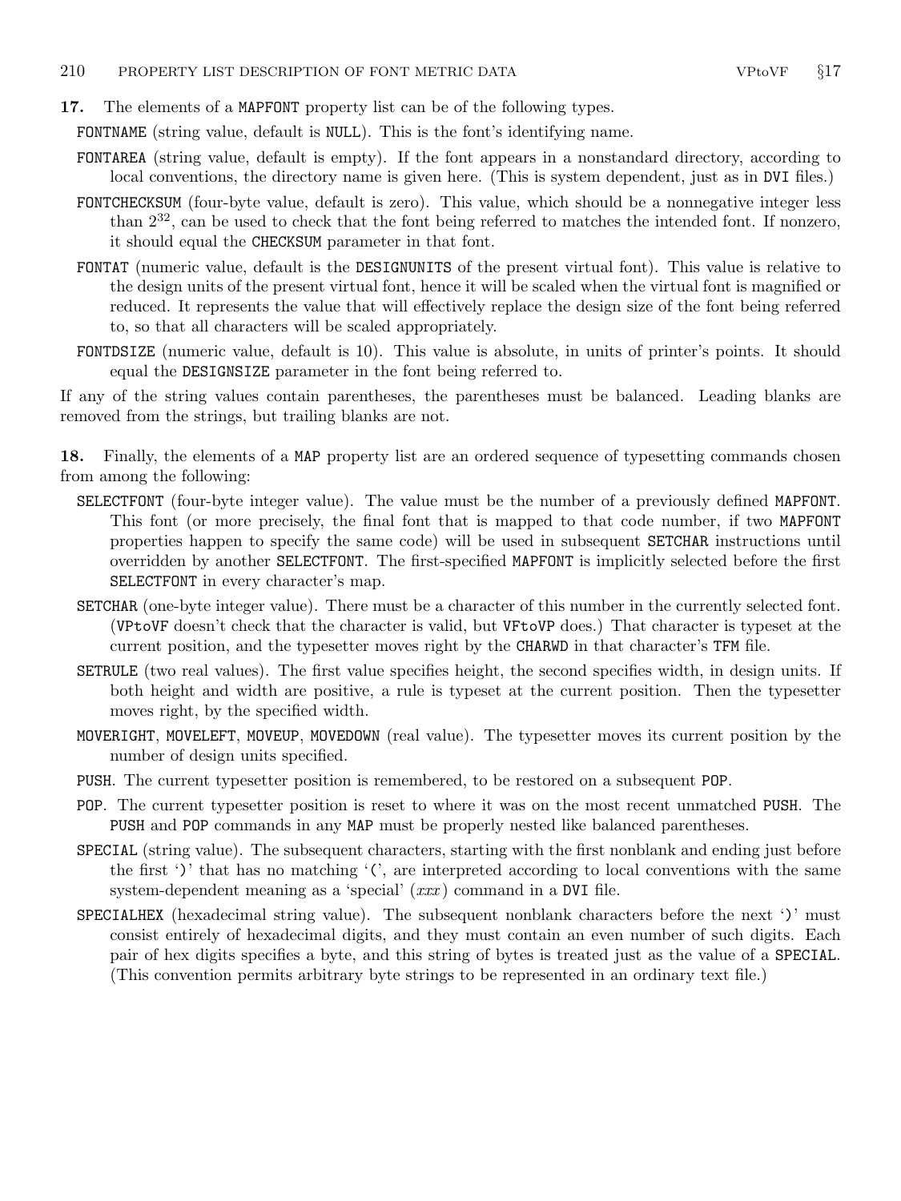**17.** The elements of a MAPFONT property list can be of the following types.

FONTNAME (string value, default is NULL). This is the font's identifying name.

FONTAREA (string value, default is empty). If the font appears in a nonstandard directory, according to local conventions, the directory name is given here. (This is system dependent, just as in DVI files.)

FONTCHECKSUM (four-byte value, default is zero). This value, which should be a nonnegative integer less than $2^{32}$, can be used to check that the font being referred to matches the intended font. If nonzero, it should equal the CHECKSUM parameter in that font.

FONTAT (numeric value, default is the DESIGNUNITS of the present virtual font). This value is relative to the design units of the present virtual font, hence it will be scaled when the virtual font is magnified or reduced. It represents the value that will effectively replace the design size of the font being referred to, so that all characters will be scaled appropriately.

FONTDSIZE (numeric value, default is 10). This value is absolute, in units of printer's points. It should equal the DESIGNSIZE parameter in the font being referred to.

If any of the string values contain parentheses, the parentheses must be balanced. Leading blanks are removed from the strings, but trailing blanks are not.

**18.** Finally, the elements of a MAP property list are an ordered sequence of typesetting commands chosen from among the following:

SELECTFONT (four-byte integer value). The value must be the number of a previously defined MAPFONT. This font (or more precisely, the final font that is mapped to that code number, if two MAPFONT properties happen to specify the same code) will be used in subsequent SETCHAR instructions until overridden by another SELECTFONT. The first-specified MAPFONT is implicitly selected before the first SELECTFONT in every character's map.

SETCHAR (one-byte integer value). There must be a character of this number in the currently selected font. (VPtoVF doesn't check that the character is valid, but VFtoVP does.) That character is typeset at the current position, and the typesetter moves right by the CHARWD in that character's TFM file.

SETRULE (two real values). The first value specifies height, the second specifies width, in design units. If both height and width are positive, a rule is typeset at the current position. Then the typesetter moves right, by the specified width.

MOVERIGHT, MOVELEFT, MOVEUP, MOVEDOWN (real value). The typesetter moves its current position by the number of design units specified.

PUSH. The current typesetter position is remembered, to be restored on a subsequent POP.

POP. The current typesetter position is reset to where it was on the most recent unmatched PUSH. The PUSH and POP commands in any MAP must be properly nested like balanced parentheses.

SPECIAL (string value). The subsequent characters, starting with the first nonblank and ending just before the first ')' that has no matching '(', are interpreted according to local conventions with the same system-dependent meaning as a 'special' (*xxx*) command in a DVI file.

SPECIALHEX (hexadecimal string value). The subsequent nonblank characters before the next ')' must consist entirely of hexadecimal digits, and they must contain an even number of such digits. Each pair of hex digits specifies a byte, and this string of bytes is treated just as the value of a SPECIAL. (This convention permits arbitrary byte strings to be represented in an ordinary text file.)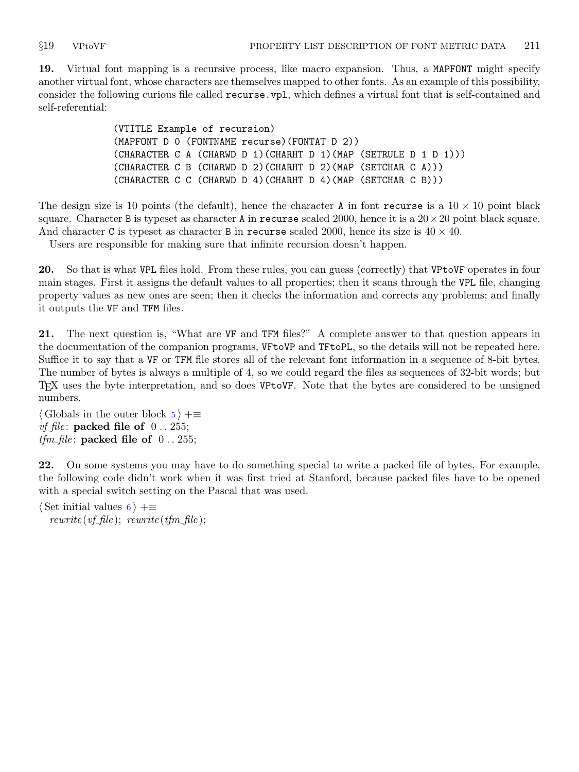**19.** Virtual font mapping is a recursive process, like macro expansion. Thus, a `MAPFONT` might specify another virtual font, whose characters are themselves mapped to other fonts. As an example of this possibility, consider the following curious file called `recurse.vpl`, which defines a virtual font that is self-contained and self-referential:

```
(VTITLE Example of recursion)
(MAPFONT D 0 (FONTNAME recurse)(FONTAT D 2))
(CHARACTER C A (CHARWD D 1)(CHARHT D 1)(MAP (SETRULE D 1 D 1)))
(CHARACTER C B (CHARWD D 2)(CHARHT D 2)(MAP (SETCHAR C A)))
(CHARACTER C C (CHARWD D 4)(CHARHT D 4)(MAP (SETCHAR C B)))
```

The design size is 10 points (the default), hence the character `A` in font `recurse` is a $10 \times 10$ point black square. Character `B` is typeset as character `A` in `recurse` scaled 2000, hence it is a $20 \times 20$ point black square. And character `C` is typeset as character `B` in `recurse` scaled 2000, hence its size is $40 \times 40$.

Users are responsible for making sure that infinite recursion doesn't happen.

**20.** So that is what `VPL` files hold. From these rules, you can guess (correctly) that `VPtoVF` operates in four main stages. First it assigns the default values to all properties; then it scans through the `VPL` file, changing property values as new ones are seen; then it checks the information and corrects any problems; and finally it outputs the `VF` and `TFM` files.

**21.** The next question is, "What are `VF` and `TFM` files?" A complete answer to that question appears in the documentation of the companion programs, `VFtoVP` and `TFtoPL`, so the details will not be repeated here. Suffice it to say that a `VF` or `TFM` file stores all of the relevant font information in a sequence of 8-bit bytes. The number of bytes is always a multiple of 4, so we could regard the files as sequences of 32-bit words; but TeX uses the byte interpretation, and so does `VPtoVF`. Note that the bytes are considered to be unsigned numbers.

⟨ Globals in the outer block 5 ⟩ +≡
*vf_file*: **packed file of** 0 . . 255;
*tfm_file*: **packed file of** 0 . . 255;

**22.** On some systems you may have to do something special to write a packed file of bytes. For example, the following code didn't work when it was first tried at Stanford, because packed files have to be opened with a special switch setting on the Pascal that was used.

⟨ Set initial values 6 ⟩ +≡
*rewrite*(*vf_file*); *rewrite*(*tfm_file*);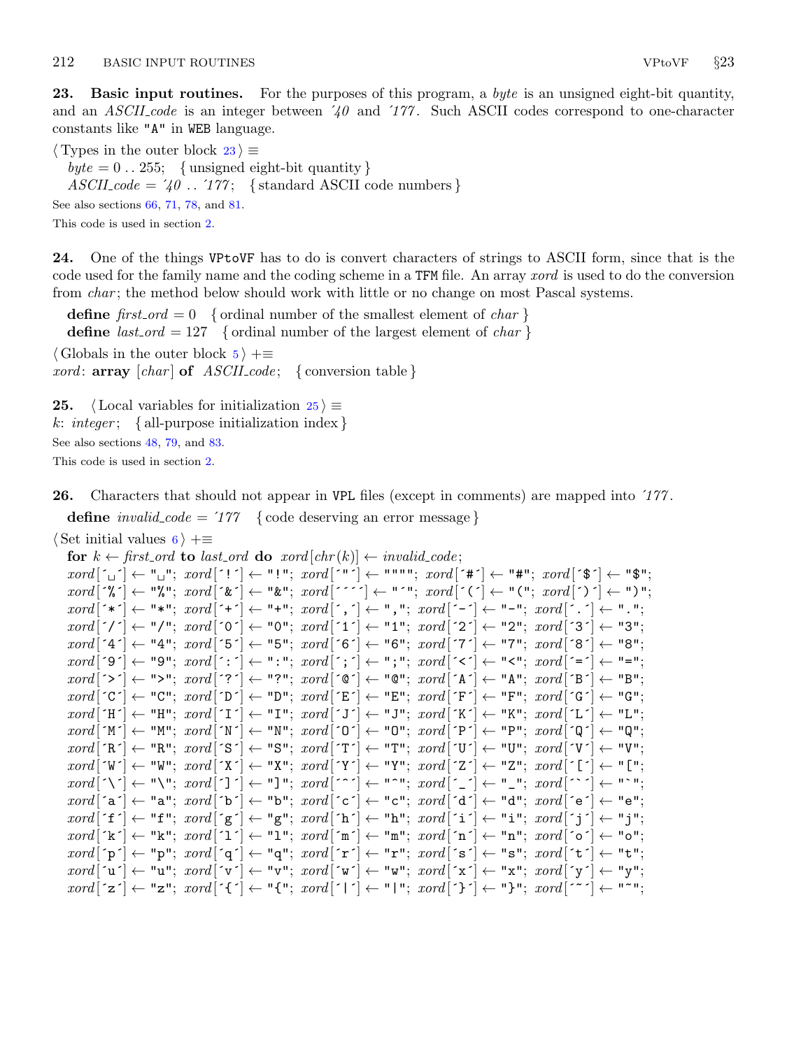**23. Basic input routines.** For the purposes of this program, a *byte* is an unsigned eight-bit quantity, and an *ASCII_code* is an integer between ´40 and ´177. Such ASCII codes correspond to one-character constants like "A" in WEB language.

⟨ Types in the outer block 23 ⟩ ≡
  *byte* = 0 . . 255; { unsigned eight-bit quantity }
  *ASCII_code* = ´40 . . ´177; { standard ASCII code numbers }

See also sections 66, 71, 78, and 81.

This code is used in section 2.

**24.** One of the things VPtoVF has to do is convert characters of strings to ASCII form, since that is the code used for the family name and the coding scheme in a TFM file. An array *xord* is used to do the conversion from *char*; the method below should work with little or no change on most Pascal systems.

  **define** *first_ord* = 0 { ordinal number of the smallest element of *char* }
  **define** *last_ord* = 127 { ordinal number of the largest element of *char* }

⟨ Globals in the outer block 5 ⟩ +≡
*xord*: **array** [*char*] **of** *ASCII_code*; { conversion table }

**25.** ⟨ Local variables for initialization 25 ⟩ ≡
*k*: *integer*; { all-purpose initialization index }

See also sections 48, 79, and 83.

This code is used in section 2.

**26.** Characters that should not appear in VPL files (except in comments) are mapped into ´177.

  **define** *invalid_code* = ´177 { code deserving an error message }

⟨ Set initial values 6 ⟩ +≡
  **for** *k* ← *first_ord* **to** *last_ord* **do** *xord*[*chr*(*k*)] ← *invalid_code*;
  *xord*[´␣´] ← "␣"; *xord*[´!´] ← "!"; *xord*[´"´] ← """"; *xord*[´#´] ← "#"; *xord*[´$´] ← "$";
  *xord*[´%´] ← "%"; *xord*[´&´] ← "&"; *xord*[´´´´] ← "´"; *xord*[´(´] ← "("; *xord*[´)´] ← ")";
  *xord*[´*´] ← "*"; *xord*[´+´] ← "+"; *xord*[´,´] ← ","; *xord*[´-´] ← "-"; *xord*[´.´] ← ".";
  *xord*[´/´] ← "/"; *xord*[´0´] ← "0"; *xord*[´1´] ← "1"; *xord*[´2´] ← "2"; *xord*[´3´] ← "3";
  *xord*[´4´] ← "4"; *xord*[´5´] ← "5"; *xord*[´6´] ← "6"; *xord*[´7´] ← "7"; *xord*[´8´] ← "8";
  *xord*[´9´] ← "9"; *xord*[´:´] ← ":"; *xord*[´;´] ← ";"; *xord*[´<´] ← "<"; *xord*[´=´] ← "=";
  *xord*[´>´] ← ">"; *xord*[´?´] ← "?"; *xord*[´@´] ← "@"; *xord*[´A´] ← "A"; *xord*[´B´] ← "B";
  *xord*[´C´] ← "C"; *xord*[´D´] ← "D"; *xord*[´E´] ← "E"; *xord*[´F´] ← "F"; *xord*[´G´] ← "G";
  *xord*[´H´] ← "H"; *xord*[´I´] ← "I"; *xord*[´J´] ← "J"; *xord*[´K´] ← "K"; *xord*[´L´] ← "L";
  *xord*[´M´] ← "M"; *xord*[´N´] ← "N"; *xord*[´O´] ← "O"; *xord*[´P´] ← "P"; *xord*[´Q´] ← "Q";
  *xord*[´R´] ← "R"; *xord*[´S´] ← "S"; *xord*[´T´] ← "T"; *xord*[´U´] ← "U"; *xord*[´V´] ← "V";
  *xord*[´W´] ← "W"; *xord*[´X´] ← "X"; *xord*[´Y´] ← "Y"; *xord*[´Z´] ← "Z"; *xord*[´[´] ← "[";
  *xord*[´\´] ← "\"; *xord*[´]´] ← "]"; *xord*[´^´] ← "^"; *xord*[´_´] ← "_"; *xord*[´`´] ← "`";
  *xord*[´a´] ← "a"; *xord*[´b´] ← "b"; *xord*[´c´] ← "c"; *xord*[´d´] ← "d"; *xord*[´e´] ← "e";
  *xord*[´f´] ← "f"; *xord*[´g´] ← "g"; *xord*[´h´] ← "h"; *xord*[´i´] ← "i"; *xord*[´j´] ← "j";
  *xord*[´k´] ← "k"; *xord*[´l´] ← "l"; *xord*[´m´] ← "m"; *xord*[´n´] ← "n"; *xord*[´o´] ← "o";
  *xord*[´p´] ← "p"; *xord*[´q´] ← "q"; *xord*[´r´] ← "r"; *xord*[´s´] ← "s"; *xord*[´t´] ← "t";
  *xord*[´u´] ← "u"; *xord*[´v´] ← "v"; *xord*[´w´] ← "w"; *xord*[´x´] ← "x"; *xord*[´y´] ← "y";
  *xord*[´z´] ← "z"; *xord*[´{´] ← "{"; *xord*[´|´] ← "|"; *xord*[´}´] ← "}"; *xord*[´~´] ← "~";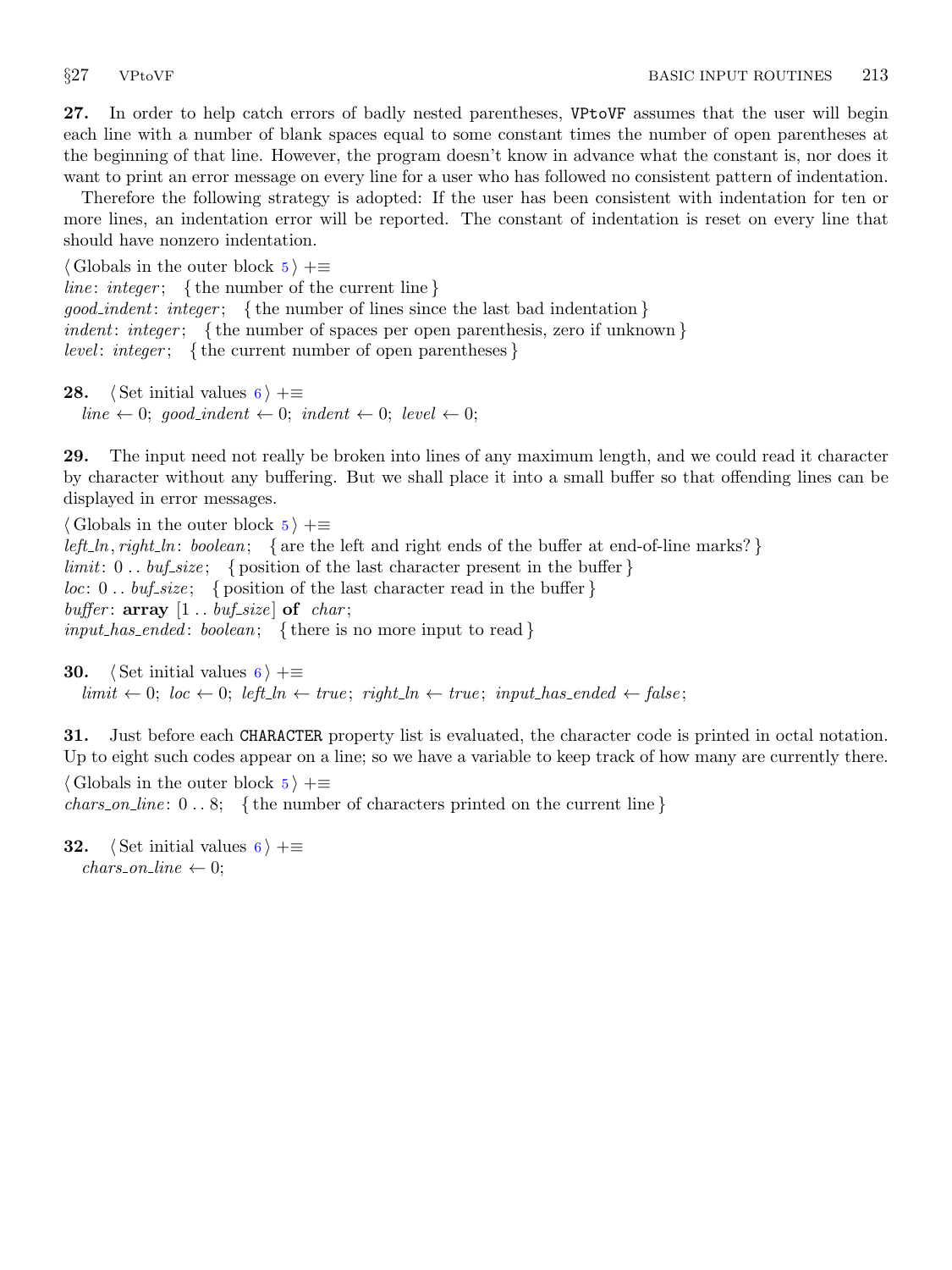**27.** In order to help catch errors of badly nested parentheses, `VPtoVF` assumes that the user will begin each line with a number of blank spaces equal to some constant times the number of open parentheses at the beginning of that line. However, the program doesn't know in advance what the constant is, nor does it want to print an error message on every line for a user who has followed no consistent pattern of indentation.

Therefore the following strategy is adopted: If the user has been consistent with indentation for ten or more lines, an indentation error will be reported. The constant of indentation is reset on every line that should have nonzero indentation.

⟨ Globals in the outer block 5 ⟩ +≡
*line*: *integer*; { the number of the current line }
*good_indent*: *integer*; { the number of lines since the last bad indentation }
*indent*: *integer*; { the number of spaces per open parenthesis, zero if unknown }
*level*: *integer*; { the current number of open parentheses }

**28.** ⟨ Set initial values 6 ⟩ +≡
*line* ← 0; *good_indent* ← 0; *indent* ← 0; *level* ← 0;

**29.** The input need not really be broken into lines of any maximum length, and we could read it character by character without any buffering. But we shall place it into a small buffer so that offending lines can be displayed in error messages.

⟨ Globals in the outer block 5 ⟩ +≡
*left_ln*, *right_ln*: *boolean*; { are the left and right ends of the buffer at end-of-line marks? }
*limit*: 0 .. *buf_size*; { position of the last character present in the buffer }
*loc*: 0 .. *buf_size*; { position of the last character read in the buffer }
*buffer*: **array** [1 .. *buf_size*] **of** *char*;
*input_has_ended*: *boolean*; { there is no more input to read }

**30.** ⟨ Set initial values 6 ⟩ +≡
*limit* ← 0; *loc* ← 0; *left_ln* ← *true*; *right_ln* ← *true*; *input_has_ended* ← *false*;

**31.** Just before each `CHARACTER` property list is evaluated, the character code is printed in octal notation. Up to eight such codes appear on a line; so we have a variable to keep track of how many are currently there.

⟨ Globals in the outer block 5 ⟩ +≡
*chars_on_line*: 0 .. 8; { the number of characters printed on the current line }

**32.** ⟨ Set initial values 6 ⟩ +≡
*chars_on_line* ← 0;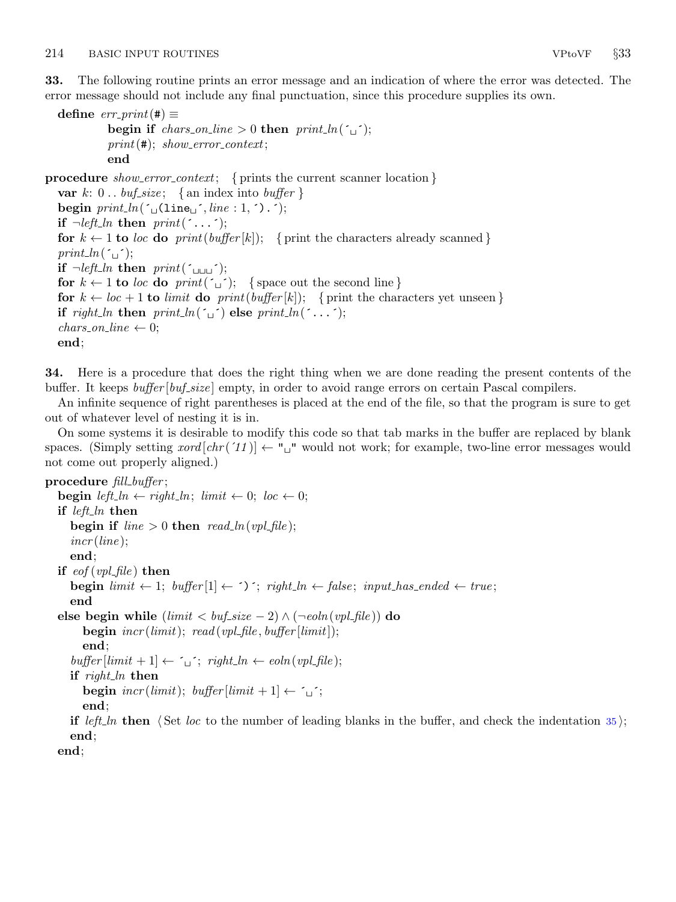**33.** The following routine prints an error message and an indication of where the error was detected. The error message should not include any final punctuation, since this procedure supplies its own.

```
define err_print(#) ≡
          begin if chars_on_line > 0 then print_ln(´␣´);
          print(#); show_error_context;
          end

procedure show_error_context; { prints the current scanner location }
  var k: 0 .. buf_size; { an index into buffer }
  begin print_ln(´␣(line␣´, line : 1, ´).´);
  if ¬left_ln then print(´...´);
  for k ← 1 to loc do print(buffer[k]); { print the characters already scanned }
  print_ln(´␣´);
  if ¬left_ln then print(´␣␣␣´);
  for k ← 1 to loc do print(´␣´); { space out the second line }
  for k ← loc + 1 to limit do print(buffer[k]); { print the characters yet unseen }
  if right_ln then print_ln(´␣´) else print_ln(´...´);
  chars_on_line ← 0;
  end;
```

**34.** Here is a procedure that does the right thing when we are done reading the present contents of the buffer. It keeps *buffer*[*buf_size*] empty, in order to avoid range errors on certain Pascal compilers.

An infinite sequence of right parentheses is placed at the end of the file, so that the program is sure to get out of whatever level of nesting it is in.

On some systems it is desirable to modify this code so that tab marks in the buffer are replaced by blank spaces. (Simply setting *xord*[*chr*(´11)] ← "␣" would not work; for example, two-line error messages would not come out properly aligned.)

```
procedure fill_buffer;
  begin left_ln ← right_ln; limit ← 0; loc ← 0;
  if left_ln then
    begin if line > 0 then read_ln(vpl_file);
    incr(line);
    end;
  if eof(vpl_file) then
    begin limit ← 1; buffer[1] ← ´)´; right_ln ← false; input_has_ended ← true;
    end
  else begin while (limit < buf_size − 2) ∧ (¬eoln(vpl_file)) do
      begin incr(limit); read(vpl_file, buffer[limit]);
      end;
    buffer[limit + 1] ← ´␣´; right_ln ← eoln(vpl_file);
    if right_ln then
      begin incr(limit); buffer[limit + 1] ← ´␣´;
      end;
    if left_ln then ⟨Set loc to the number of leading blanks in the buffer, and check the indentation 35⟩;
    end;
  end;
```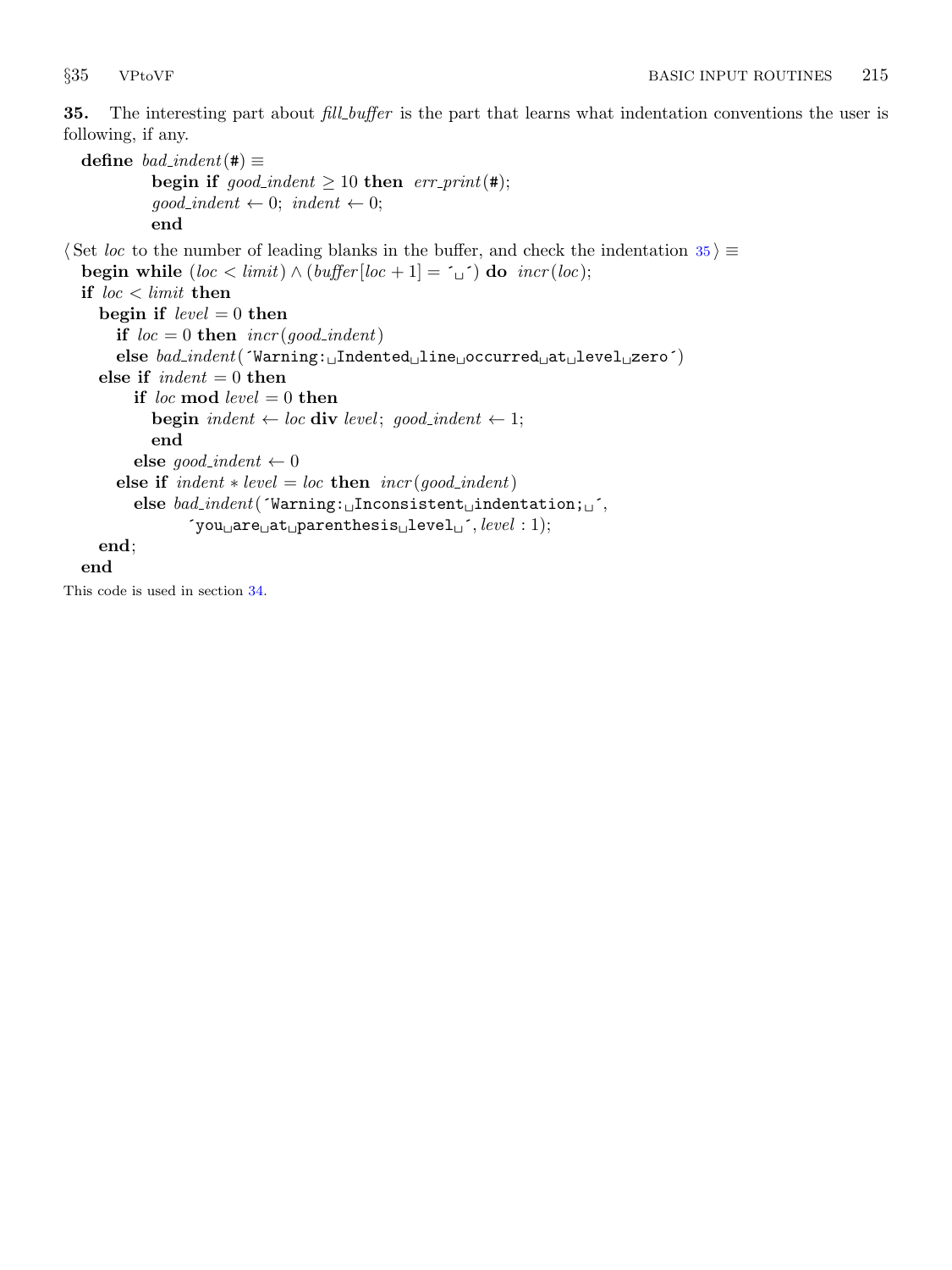**35.** The interesting part about *fill_buffer* is the part that learns what indentation conventions the user is following, if any.

```
define bad_indent(#) ≡
        begin if good_indent ≥ 10 then err_print(#);
        good_indent ← 0; indent ← 0;
        end

⟨Set loc to the number of leading blanks in the buffer, and check the indentation 35⟩ ≡
  begin while (loc < limit) ∧ (buffer[loc + 1] = ´␣´) do incr(loc);
  if loc < limit then
    begin if level = 0 then
      if loc = 0 then incr(good_indent)
      else bad_indent(´Warning:␣Indented␣line␣occurred␣at␣level␣zero´)
    else if indent = 0 then
        if loc mod level = 0 then
          begin indent ← loc div level; good_indent ← 1;
          end
        else good_indent ← 0
      else if indent ∗ level = loc then incr(good_indent)
        else bad_indent(´Warning:␣Inconsistent␣indentation;␣´,
              ´you␣are␣at␣parenthesis␣level␣´, level : 1);
    end;
  end
```

This code is used in section 34.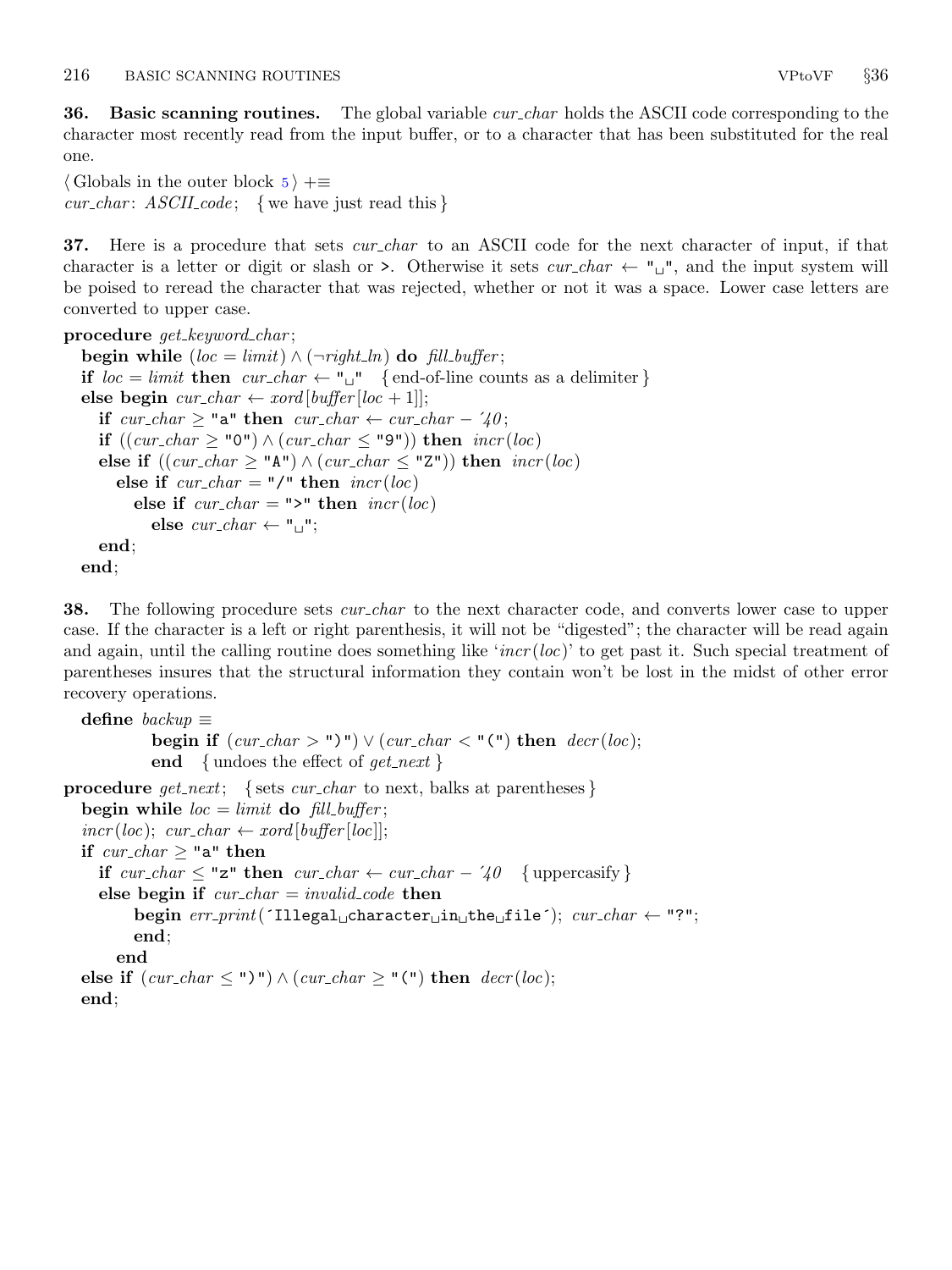**36. Basic scanning routines.** The global variable *cur_char* holds the ASCII code corresponding to the character most recently read from the input buffer, or to a character that has been substituted for the real one.

⟨ Globals in the outer block 5 ⟩ +≡
*cur_char*: *ASCII_code*; { we have just read this }

**37.** Here is a procedure that sets *cur_char* to an ASCII code for the next character of input, if that character is a letter or digit or slash or `>`. Otherwise it sets *cur_char* ← "␣", and the input system will be poised to reread the character that was rejected, whether or not it was a space. Lower case letters are converted to upper case.

```
procedure get_keyword_char;
  begin while (loc = limit) ∧ (¬right_ln) do fill_buffer;
  if loc = limit then cur_char ← "␣"   { end-of-line counts as a delimiter }
  else begin cur_char ← xord[buffer[loc + 1]];
    if cur_char ≥ "a" then cur_char ← cur_char − ´40;
    if ((cur_char ≥ "0") ∧ (cur_char ≤ "9")) then incr(loc)
    else if ((cur_char ≥ "A") ∧ (cur_char ≤ "Z")) then incr(loc)
      else if cur_char = "/" then incr(loc)
        else if cur_char = ">" then incr(loc)
          else cur_char ← "␣";
    end;
  end;
```

**38.** The following procedure sets *cur_char* to the next character code, and converts lower case to upper case. If the character is a left or right parenthesis, it will not be "digested"; the character will be read again and again, until the calling routine does something like '*incr*(*loc*)' to get past it. Such special treatment of parentheses insures that the structural information they contain won't be lost in the midst of other error recovery operations.

```
define backup ≡
         begin if (cur_char > ")") ∨ (cur_char < "(") then decr(loc);
         end   { undoes the effect of get_next }

procedure get_next;   { sets cur_char to next, balks at parentheses }
  begin while loc = limit do fill_buffer;
  incr(loc); cur_char ← xord[buffer[loc]];
  if cur_char ≥ "a" then
    if cur_char ≤ "z" then cur_char ← cur_char − ´40   { uppercasify }
    else begin if cur_char = invalid_code then
        begin err_print(´Illegal␣character␣in␣the␣file´); cur_char ← "?";
        end;
      end
  else if (cur_char ≤ ")") ∧ (cur_char ≥ "(") then decr(loc);
  end;
```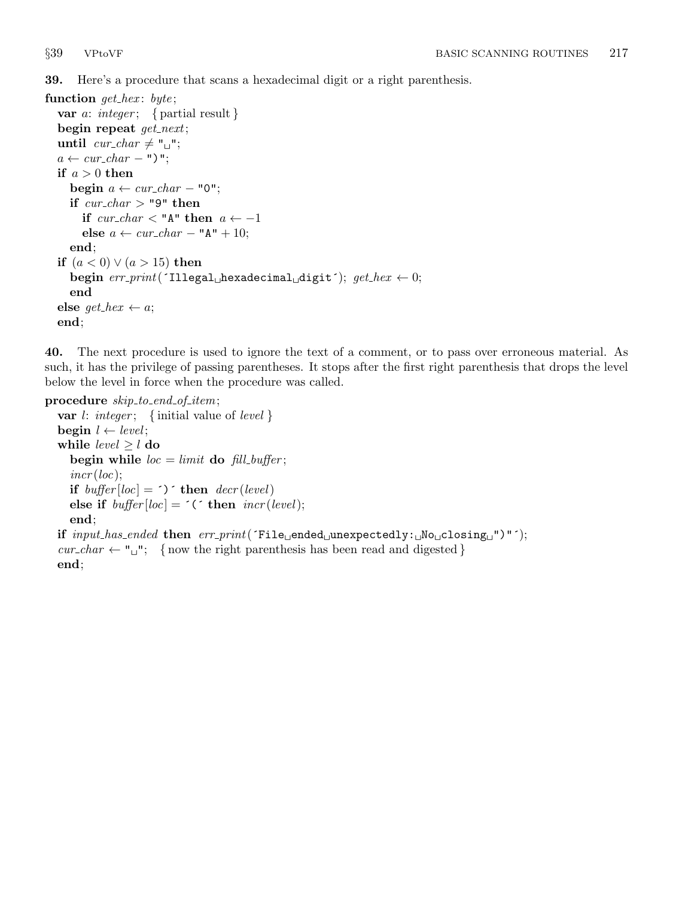**39.** Here's a procedure that scans a hexadecimal digit or a right parenthesis.

```
function get_hex: byte;
  var a: integer;   { partial result }
  begin repeat get_next;
  until cur_char ≠ " ";
  a ← cur_char − ")";
  if a > 0 then
    begin a ← cur_char − "0";
    if cur_char > "9" then
      if cur_char < "A" then a ← −1
      else a ← cur_char − "A" + 10;
    end;
  if (a < 0) ∨ (a > 15) then
    begin err_print('Illegal hexadecimal digit'); get_hex ← 0;
    end
  else get_hex ← a;
  end;
```

**40.** The next procedure is used to ignore the text of a comment, or to pass over erroneous material. As such, it has the privilege of passing parentheses. It stops after the first right parenthesis that drops the level below the level in force when the procedure was called.

```
procedure skip_to_end_of_item;
  var l: integer;   { initial value of level }
  begin l ← level;
  while level ≥ l do
    begin while loc = limit do fill_buffer;
    incr(loc);
    if buffer[loc] = ')' then decr(level)
    else if buffer[loc] = '(' then incr(level);
    end;
  if input_has_ended then err_print('File ended unexpectedly: No closing ")"');
  cur_char ← " ";   { now the right parenthesis has been read and digested }
  end;
```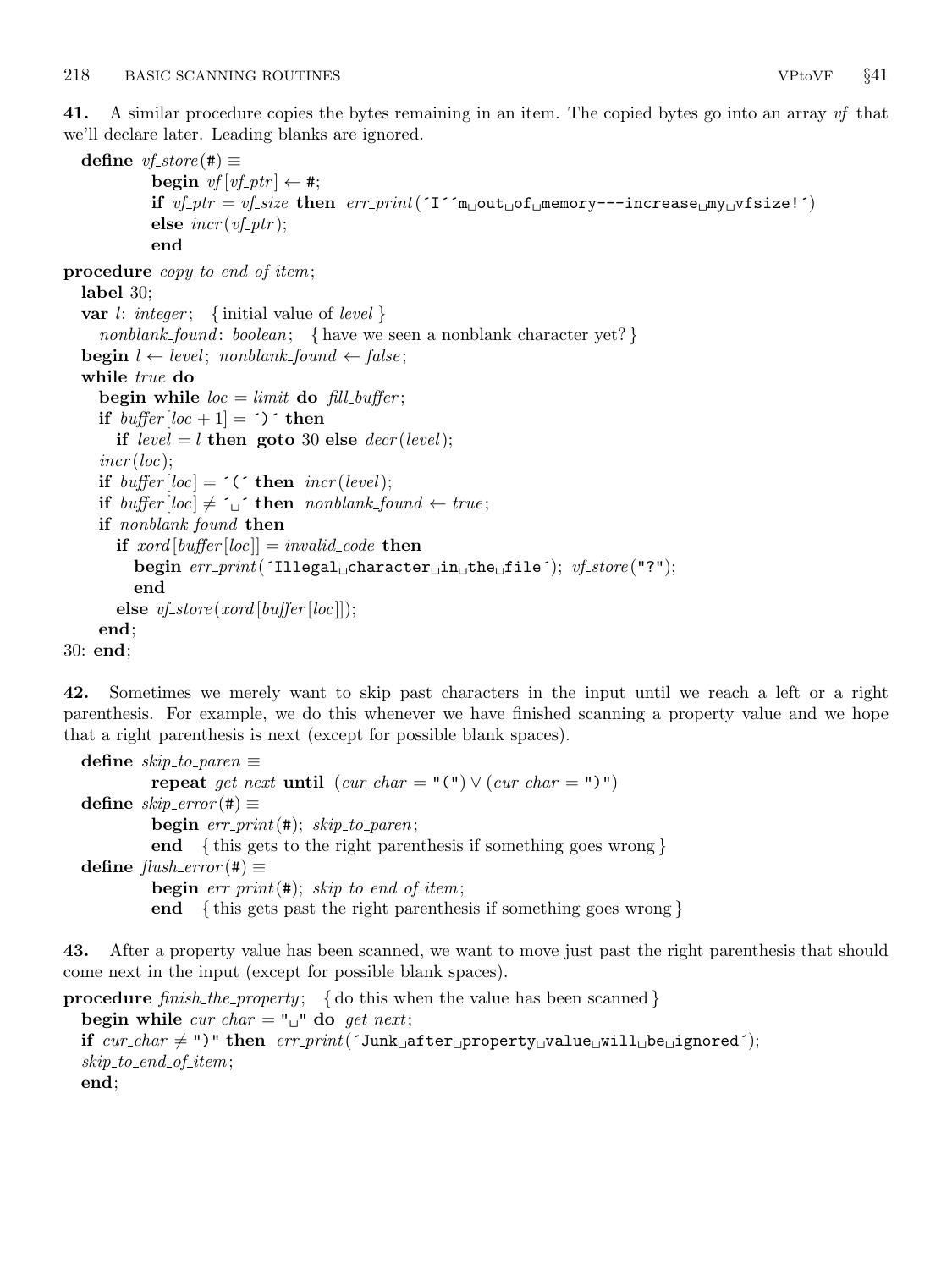**41.** A similar procedure copies the bytes remaining in an item. The copied bytes go into an array *vf* that we'll declare later. Leading blanks are ignored.

```
define vf_store(#) ≡
         begin vf[vf_ptr] ← #;
         if vf_ptr = vf_size then err_print('I''m␣out␣of␣memory---increase␣my␣vfsize!')
         else incr(vf_ptr);
         end

procedure copy_to_end_of_item;
  label 30;
  var l: integer;  { initial value of level }
    nonblank_found: boolean;  { have we seen a nonblank character yet? }
  begin l ← level; nonblank_found ← false;
  while true do
    begin while loc = limit do fill_buffer;
    if buffer[loc + 1] = ')' then
      if level = l then goto 30 else decr(level);
    incr(loc);
    if buffer[loc] = '(' then incr(level);
    if buffer[loc] ≠ '␣' then nonblank_found ← true;
    if nonblank_found then
      if xord[buffer[loc]] = invalid_code then
        begin err_print('Illegal␣character␣in␣the␣file'); vf_store("?");
        end
      else vf_store(xord[buffer[loc]]);
    end;
30: end;
```

**42.** Sometimes we merely want to skip past characters in the input until we reach a left or a right parenthesis. For example, we do this whenever we have finished scanning a property value and we hope that a right parenthesis is next (except for possible blank spaces).

```
define skip_to_paren ≡
         repeat get_next until (cur_char = "(") ∨ (cur_char = ")")
define skip_error(#) ≡
         begin err_print(#); skip_to_paren;
         end  { this gets to the right parenthesis if something goes wrong }
define flush_error(#) ≡
         begin err_print(#); skip_to_end_of_item;
         end  { this gets past the right parenthesis if something goes wrong }
```

**43.** After a property value has been scanned, we want to move just past the right parenthesis that should come next in the input (except for possible blank spaces).

```
procedure finish_the_property;  { do this when the value has been scanned }
  begin while cur_char = "␣" do get_next;
  if cur_char ≠ ")" then err_print('Junk␣after␣property␣value␣will␣be␣ignored');
  skip_to_end_of_item;
  end;
```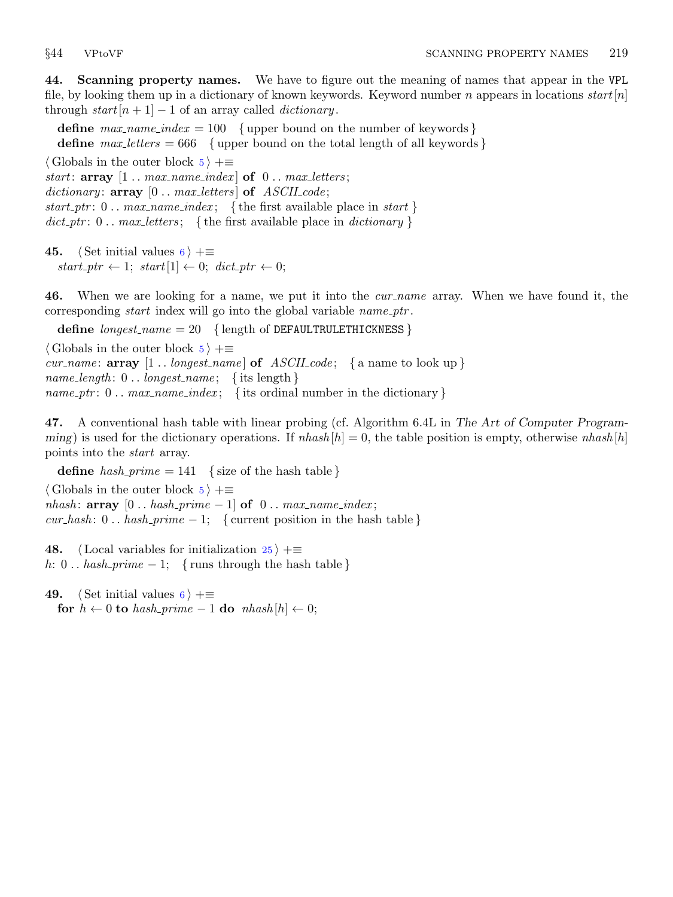**44. Scanning property names.** We have to figure out the meaning of names that appear in the VPL file, by looking them up in a dictionary of known keywords. Keyword number $n$ appears in locations $start[n]$ through $start[n+1]-1$ of an array called *dictionary*.

**define** $max\_name\_index = 100$ { upper bound on the number of keywords }
**define** $max\_letters = 666$ { upper bound on the total length of all keywords }

⟨ Globals in the outer block 5 ⟩ +≡
*start*: **array** [1 .. *max_name_index*] **of** 0 .. *max_letters*;
*dictionary*: **array** [0 .. *max_letters*] **of** *ASCII_code*;
*start_ptr*: 0 .. *max_name_index*; { the first available place in *start* }
*dict_ptr*: 0 .. *max_letters*; { the first available place in *dictionary* }

**45.** ⟨ Set initial values 6 ⟩ +≡
$start\_ptr \leftarrow 1$; $start[1] \leftarrow 0$; $dict\_ptr \leftarrow 0$;

**46.** When we are looking for a name, we put it into the *cur_name* array. When we have found it, the corresponding *start* index will go into the global variable *name_ptr*.

**define** $longest\_name = 20$ { length of DEFAULTRULETHICKNESS }

⟨ Globals in the outer block 5 ⟩ +≡
*cur_name*: **array** [1 .. *longest_name*] **of** *ASCII_code*; { a name to look up }
*name_length*: 0 .. *longest_name*; { its length }
*name_ptr*: 0 .. *max_name_index*; { its ordinal number in the dictionary }

**47.** A conventional hash table with linear probing (cf. Algorithm 6.4L in *The Art of Computer Programming*) is used for the dictionary operations. If $nhash[h] = 0$, the table position is empty, otherwise $nhash[h]$ points into the *start* array.

**define** $hash\_prime = 141$ { size of the hash table }

⟨ Globals in the outer block 5 ⟩ +≡
*nhash*: **array** [0 .. *hash_prime* − 1] **of** 0 .. *max_name_index*;
*cur_hash*: 0 .. *hash_prime* − 1; { current position in the hash table }

**48.** ⟨ Local variables for initialization 25 ⟩ +≡
*h*: 0 .. *hash_prime* − 1; { runs through the hash table }

**49.** ⟨ Set initial values 6 ⟩ +≡
**for** $h \leftarrow 0$ **to** $hash\_prime - 1$ **do** $nhash[h] \leftarrow 0$;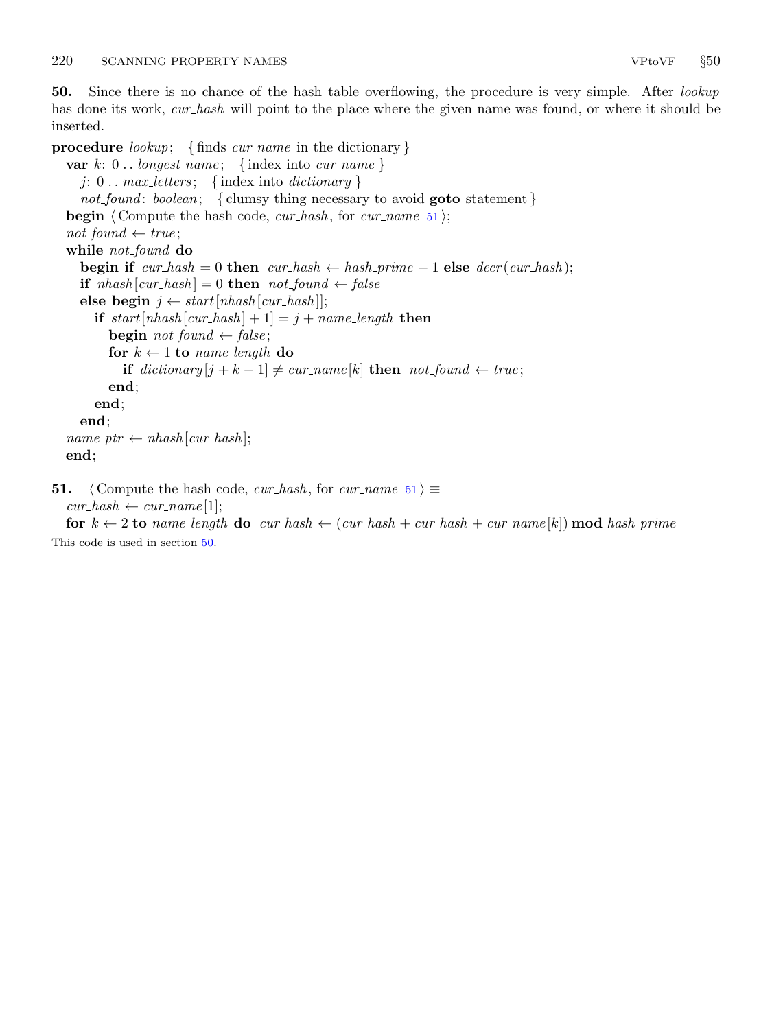**50.** Since there is no chance of the hash table overflowing, the procedure is very simple. After *lookup* has done its work, *cur_hash* will point to the place where the given name was found, or where it should be inserted.

```
procedure lookup; { finds cur_name in the dictionary }
  var k: 0 .. longest_name; { index into cur_name }
    j: 0 .. max_letters; { index into dictionary }
    not_found: boolean; { clumsy thing necessary to avoid goto statement }
  begin ⟨ Compute the hash code, cur_hash, for cur_name 51 ⟩;
  not_found ← true;
  while not_found do
    begin if cur_hash = 0 then cur_hash ← hash_prime − 1 else decr(cur_hash);
    if nhash[cur_hash] = 0 then not_found ← false
    else begin j ← start[nhash[cur_hash]];
      if start[nhash[cur_hash] + 1] = j + name_length then
        begin not_found ← false;
        for k ← 1 to name_length do
          if dictionary[j + k − 1] ≠ cur_name[k] then not_found ← true;
        end;
      end;
    end;
  name_ptr ← nhash[cur_hash];
  end;
```

**51.** ⟨ Compute the hash code, *cur_hash*, for *cur_name* 51 ⟩ ≡

```
  cur_hash ← cur_name[1];
  for k ← 2 to name_length do cur_hash ← (cur_hash + cur_hash + cur_name[k]) mod hash_prime
```

This code is used in section 50.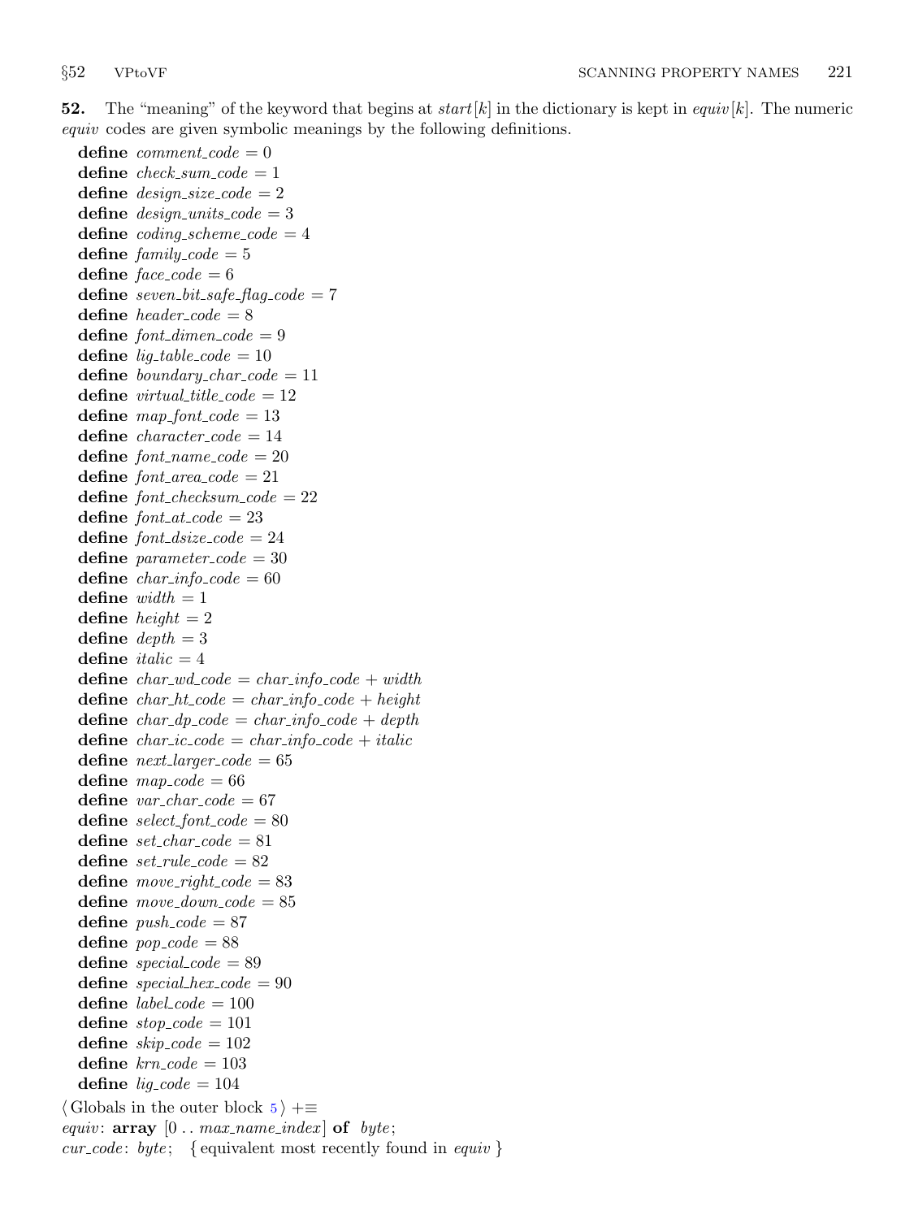**52.** The "meaning" of the keyword that begins at *start*[*k*] in the dictionary is kept in *equiv*[*k*]. The numeric *equiv* codes are given symbolic meanings by the following definitions.

**define** *comment_code* = 0
**define** *check_sum_code* = 1
**define** *design_size_code* = 2
**define** *design_units_code* = 3
**define** *coding_scheme_code* = 4
**define** *family_code* = 5
**define** *face_code* = 6
**define** *seven_bit_safe_flag_code* = 7
**define** *header_code* = 8
**define** *font_dimen_code* = 9
**define** *lig_table_code* = 10
**define** *boundary_char_code* = 11
**define** *virtual_title_code* = 12
**define** *map_font_code* = 13
**define** *character_code* = 14
**define** *font_name_code* = 20
**define** *font_area_code* = 21
**define** *font_checksum_code* = 22
**define** *font_at_code* = 23
**define** *font_dsize_code* = 24
**define** *parameter_code* = 30
**define** *char_info_code* = 60
**define** *width* = 1
**define** *height* = 2
**define** *depth* = 3
**define** *italic* = 4
**define** *char_wd_code* = *char_info_code* + *width*
**define** *char_ht_code* = *char_info_code* + *height*
**define** *char_dp_code* = *char_info_code* + *depth*
**define** *char_ic_code* = *char_info_code* + *italic*
**define** *next_larger_code* = 65
**define** *map_code* = 66
**define** *var_char_code* = 67
**define** *select_font_code* = 80
**define** *set_char_code* = 81
**define** *set_rule_code* = 82
**define** *move_right_code* = 83
**define** *move_down_code* = 85
**define** *push_code* = 87
**define** *pop_code* = 88
**define** *special_code* = 89
**define** *special_hex_code* = 90
**define** *label_code* = 100
**define** *stop_code* = 101
**define** *skip_code* = 102
**define** *krn_code* = 103
**define** *lig_code* = 104

⟨ Globals in the outer block 5 ⟩ +≡
*equiv*: **array** [0 .. *max_name_index*] **of** *byte*;
*cur_code*: *byte*; { equivalent most recently found in *equiv* }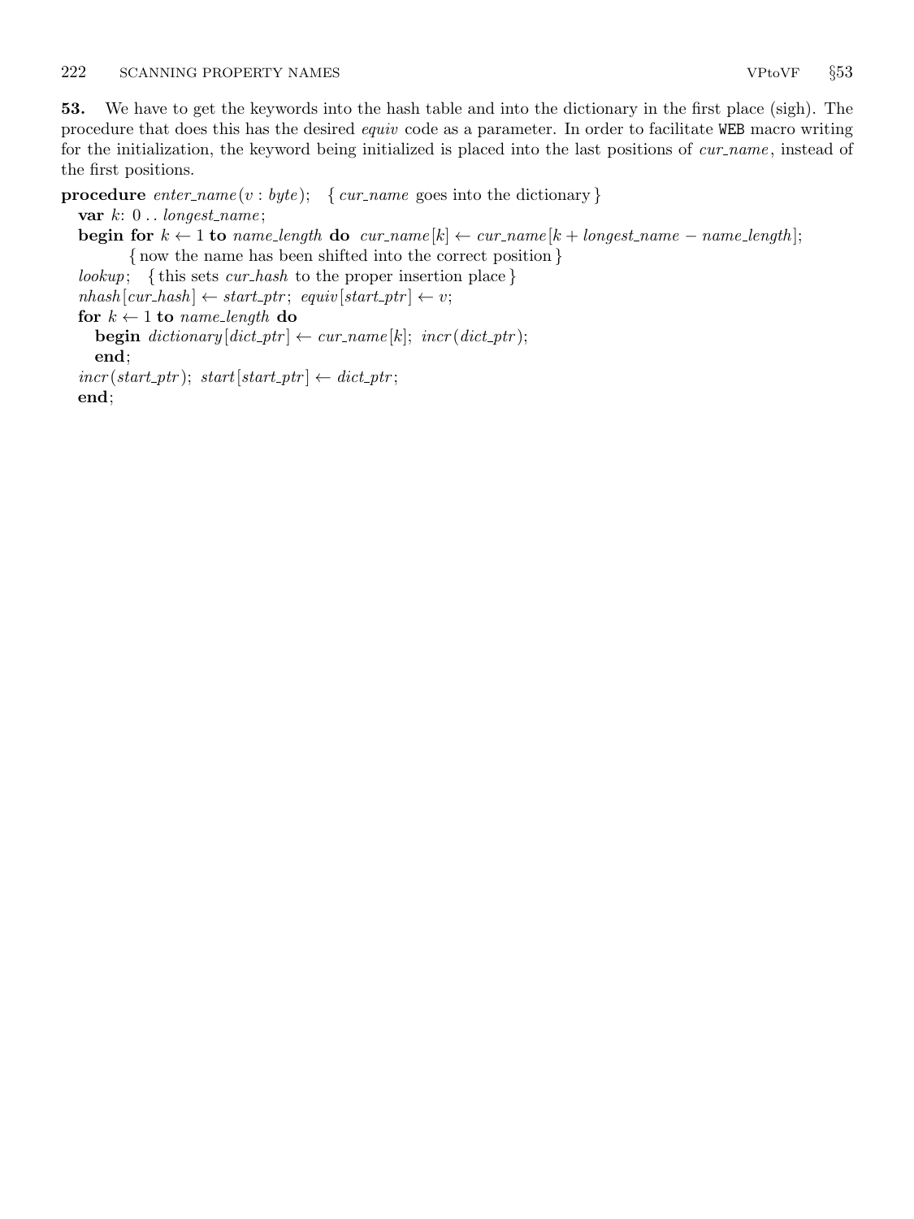**53.** We have to get the keywords into the hash table and into the dictionary in the first place (sigh). The procedure that does this has the desired *equiv* code as a parameter. In order to facilitate WEB macro writing for the initialization, the keyword being initialized is placed into the last positions of *cur_name*, instead of the first positions.

```
procedure enter_name(v : byte);   { cur_name goes into the dictionary }
  var k: 0 .. longest_name;
  begin for k ← 1 to name_length do cur_name[k] ← cur_name[k + longest_name − name_length];
        { now the name has been shifted into the correct position }
  lookup;   { this sets cur_hash to the proper insertion place }
  nhash[cur_hash] ← start_ptr; equiv[start_ptr] ← v;
  for k ← 1 to name_length do
    begin dictionary[dict_ptr] ← cur_name[k]; incr(dict_ptr);
    end;
  incr(start_ptr); start[start_ptr] ← dict_ptr;
  end;
```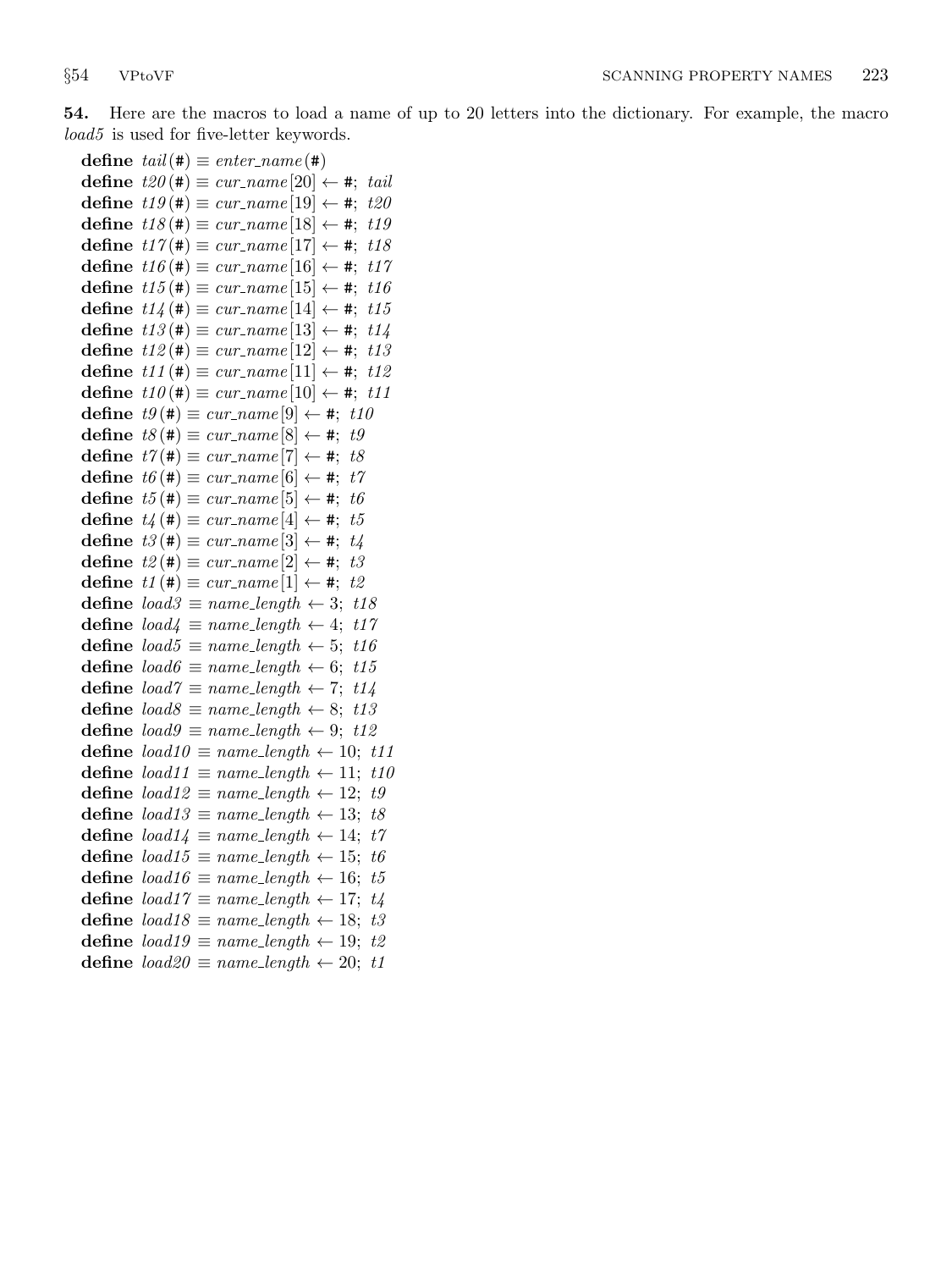**54.** Here are the macros to load a name of up to 20 letters into the dictionary. For example, the macro *load5* is used for five-letter keywords.

**define** *tail*(#) ≡ *enter_name*(#)
**define** *t20*(#) ≡ *cur_name*[20] ← #; *tail*
**define** *t19*(#) ≡ *cur_name*[19] ← #; *t20*
**define** *t18*(#) ≡ *cur_name*[18] ← #; *t19*
**define** *t17*(#) ≡ *cur_name*[17] ← #; *t18*
**define** *t16*(#) ≡ *cur_name*[16] ← #; *t17*
**define** *t15*(#) ≡ *cur_name*[15] ← #; *t16*
**define** *t14*(#) ≡ *cur_name*[14] ← #; *t15*
**define** *t13*(#) ≡ *cur_name*[13] ← #; *t14*
**define** *t12*(#) ≡ *cur_name*[12] ← #; *t13*
**define** *t11*(#) ≡ *cur_name*[11] ← #; *t12*
**define** *t10*(#) ≡ *cur_name*[10] ← #; *t11*
**define** *t9*(#) ≡ *cur_name*[9] ← #; *t10*
**define** *t8*(#) ≡ *cur_name*[8] ← #; *t9*
**define** *t7*(#) ≡ *cur_name*[7] ← #; *t8*
**define** *t6*(#) ≡ *cur_name*[6] ← #; *t7*
**define** *t5*(#) ≡ *cur_name*[5] ← #; *t6*
**define** *t4*(#) ≡ *cur_name*[4] ← #; *t5*
**define** *t3*(#) ≡ *cur_name*[3] ← #; *t4*
**define** *t2*(#) ≡ *cur_name*[2] ← #; *t3*
**define** *t1*(#) ≡ *cur_name*[1] ← #; *t2*
**define** *load3* ≡ *name_length* ← 3; *t18*
**define** *load4* ≡ *name_length* ← 4; *t17*
**define** *load5* ≡ *name_length* ← 5; *t16*
**define** *load6* ≡ *name_length* ← 6; *t15*
**define** *load7* ≡ *name_length* ← 7; *t14*
**define** *load8* ≡ *name_length* ← 8; *t13*
**define** *load9* ≡ *name_length* ← 9; *t12*
**define** *load10* ≡ *name_length* ← 10; *t11*
**define** *load11* ≡ *name_length* ← 11; *t10*
**define** *load12* ≡ *name_length* ← 12; *t9*
**define** *load13* ≡ *name_length* ← 13; *t8*
**define** *load14* ≡ *name_length* ← 14; *t7*
**define** *load15* ≡ *name_length* ← 15; *t6*
**define** *load16* ≡ *name_length* ← 16; *t5*
**define** *load17* ≡ *name_length* ← 17; *t4*
**define** *load18* ≡ *name_length* ← 18; *t3*
**define** *load19* ≡ *name_length* ← 19; *t2*
**define** *load20* ≡ *name_length* ← 20; *t1*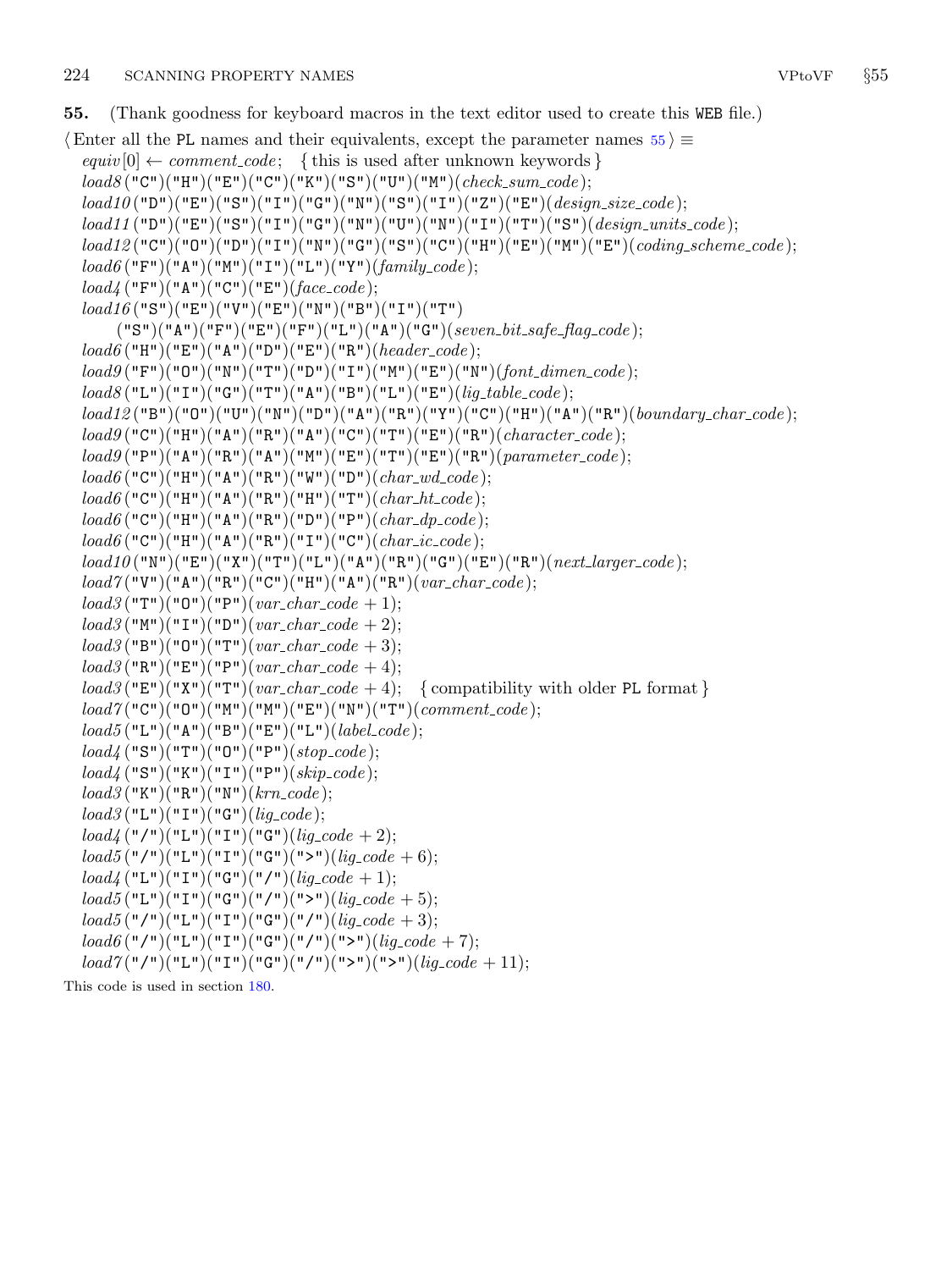**55.** (Thank goodness for keyboard macros in the text editor used to create this WEB file.)

⟨ Enter all the PL names and their equivalents, except the parameter names 55 ⟩ ≡

```
equiv[0] ← comment_code;   { this is used after unknown keywords }
load8("C")("H")("E")("C")("K")("S")("U")("M")(check_sum_code);
load10("D")("E")("S")("I")("G")("N")("S")("I")("Z")("E")(design_size_code);
load11("D")("E")("S")("I")("G")("N")("U")("N")("I")("T")("S")(design_units_code);
load12("C")("O")("D")("I")("N")("G")("S")("C")("H")("E")("M")("E")(coding_scheme_code);
load6("F")("A")("M")("I")("L")("Y")(family_code);
load4("F")("A")("C")("E")(face_code);
load16("S")("E")("V")("E")("N")("B")("I")("T")
    ("S")("A")("F")("E")("F")("L")("A")("G")(seven_bit_safe_flag_code);
load6("H")("E")("A")("D")("E")("R")(header_code);
load9("F")("O")("N")("T")("D")("I")("M")("E")("N")(font_dimen_code);
load8("L")("I")("G")("T")("A")("B")("L")("E")(lig_table_code);
load12("B")("O")("U")("N")("D")("A")("R")("Y")("C")("H")("A")("R")(boundary_char_code);
load9("C")("H")("A")("R")("A")("C")("T")("E")("R")(character_code);
load9("P")("A")("R")("A")("M")("E")("T")("E")("R")(parameter_code);
load6("C")("H")("A")("R")("W")("D")(char_wd_code);
load6("C")("H")("A")("R")("H")("T")(char_ht_code);
load6("C")("H")("A")("R")("D")("P")(char_dp_code);
load6("C")("H")("A")("R")("I")("C")(char_ic_code);
load10("N")("E")("X")("T")("L")("A")("R")("G")("E")("R")(next_larger_code);
load7("V")("A")("R")("C")("H")("A")("R")(var_char_code);
load3("T")("O")("P")(var_char_code + 1);
load3("M")("I")("D")(var_char_code + 2);
load3("B")("O")("T")(var_char_code + 3);
load3("R")("E")("P")(var_char_code + 4);
load3("E")("X")("T")(var_char_code + 4);   { compatibility with older PL format }
load7("C")("O")("M")("M")("E")("N")("T")(comment_code);
load5("L")("A")("B")("E")("L")(label_code);
load4("S")("T")("O")("P")(stop_code);
load4("S")("K")("I")("P")(skip_code);
load3("K")("R")("N")(krn_code);
load3("L")("I")("G")(lig_code);
load4("/")("L")("I")("G")(lig_code + 2);
load5("/")("L")("I")("G")(">")(lig_code + 6);
load4("L")("I")("G")("/")(lig_code + 1);
load5("L")("I")("G")("/")(">")(lig_code + 5);
load5("/")("L")("I")("G")("/")(lig_code + 3);
load6("/")("L")("I")("G")("/")(">")(lig_code + 7);
load7("/")("L")("I")("G")("/")(">")(">")(lig_code + 11);
```

This code is used in section 180.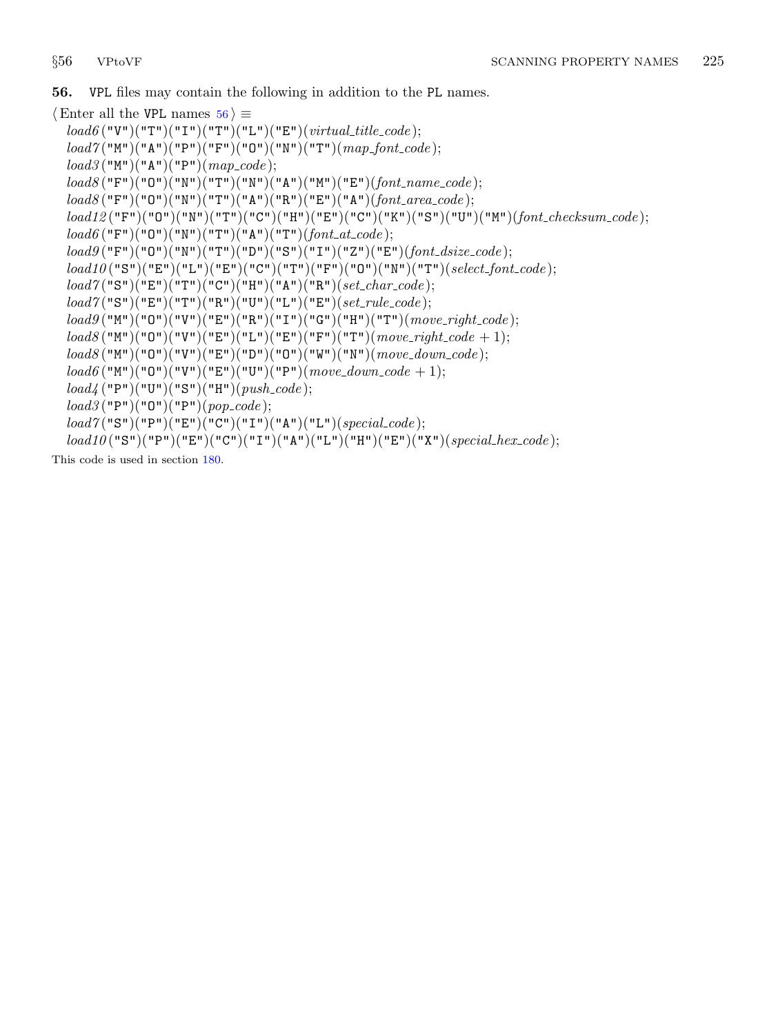**56.** VPL files may contain the following in addition to the PL names.

⟨ Enter all the VPL names 56 ⟩ ≡

```
load6("V")("T")("I")("T")("L")("E")(virtual_title_code);
load7("M")("A")("P")("F")("O")("N")("T")(map_font_code);
load3("M")("A")("P")(map_code);
load8("F")("O")("N")("T")("N")("A")("M")("E")(font_name_code);
load8("F")("O")("N")("T")("A")("R")("E")("A")(font_area_code);
load12("F")("O")("N")("T")("C")("H")("E")("C")("K")("S")("U")("M")(font_checksum_code);
load6("F")("O")("N")("T")("A")("T")(font_at_code);
load9("F")("O")("N")("T")("D")("S")("I")("Z")("E")(font_dsize_code);
load10("S")("E")("L")("E")("C")("T")("F")("O")("N")("T")(select_font_code);
load7("S")("E")("T")("C")("H")("A")("R")(set_char_code);
load7("S")("E")("T")("R")("U")("L")("E")(set_rule_code);
load9("M")("O")("V")("E")("R")("I")("G")("H")("T")(move_right_code);
load8("M")("O")("V")("E")("L")("E")("F")("T")(move_right_code + 1);
load8("M")("O")("V")("E")("D")("O")("W")("N")(move_down_code);
load6("M")("O")("V")("E")("U")("P")(move_down_code + 1);
load4("P")("U")("S")("H")(push_code);
load3("P")("O")("P")(pop_code);
load7("S")("P")("E")("C")("I")("A")("L")(special_code);
load10("S")("P")("E")("C")("I")("A")("L")("H")("E")("X")(special_hex_code);
```

This code is used in section 180.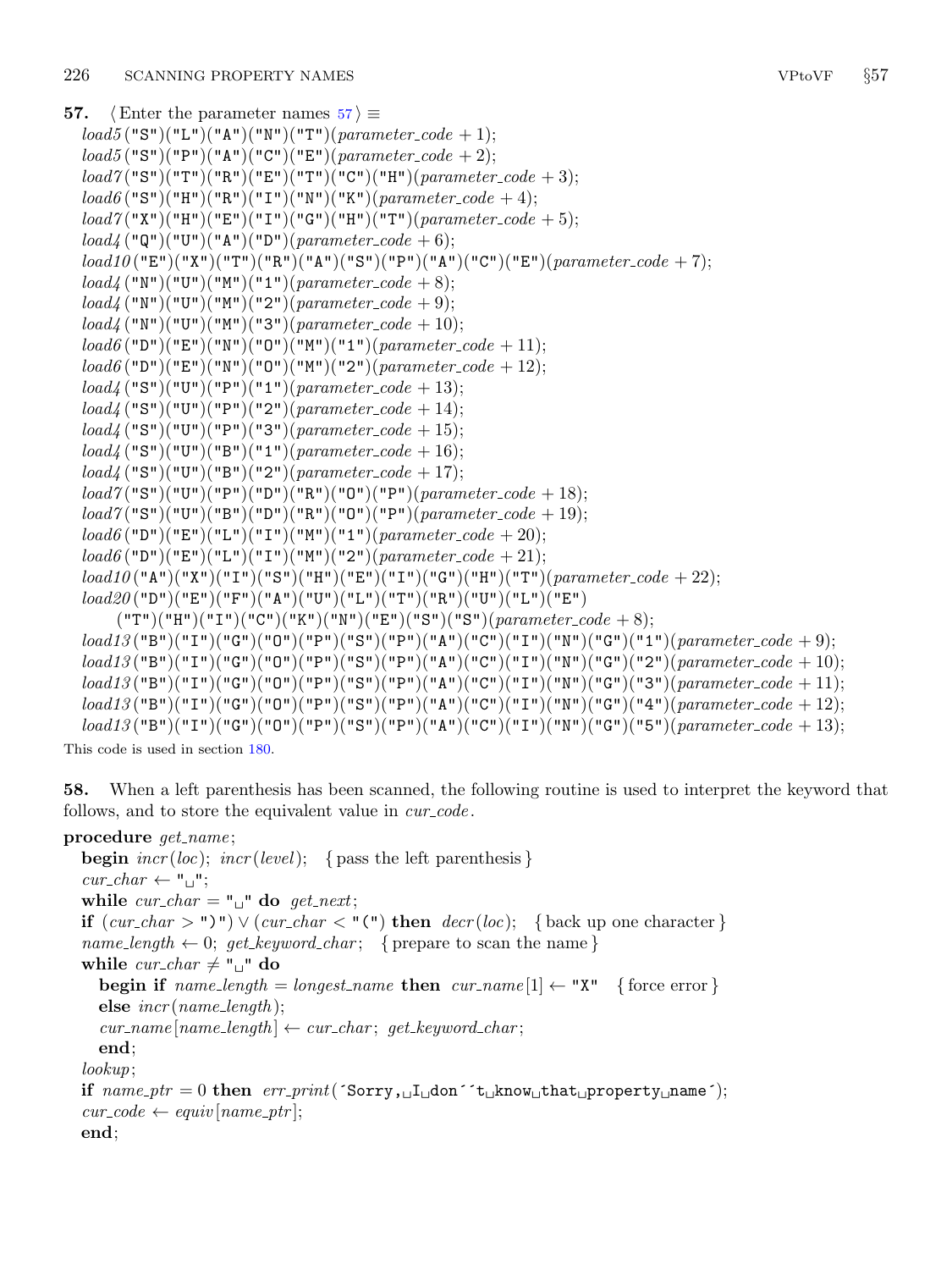**57.** ⟨Enter the parameter names 57⟩ ≡

```
load5("S")("L")("A")("N")("T")(parameter_code + 1);
load5("S")("P")("A")("C")("E")(parameter_code + 2);
load7("S")("T")("R")("E")("T")("C")("H")(parameter_code + 3);
load6("S")("H")("R")("I")("N")("K")(parameter_code + 4);
load7("X")("H")("E")("I")("G")("H")("T")(parameter_code + 5);
load4("Q")("U")("A")("D")(parameter_code + 6);
load10("E")("X")("T")("R")("A")("S")("P")("A")("C")("E")(parameter_code + 7);
load4("N")("U")("M")("1")(parameter_code + 8);
load4("N")("U")("M")("2")(parameter_code + 9);
load4("N")("U")("M")("3")(parameter_code + 10);
load6("D")("E")("N")("O")("M")("1")(parameter_code + 11);
load6("D")("E")("N")("O")("M")("2")(parameter_code + 12);
load4("S")("U")("P")("1")(parameter_code + 13);
load4("S")("U")("P")("2")(parameter_code + 14);
load4("S")("U")("P")("3")(parameter_code + 15);
load4("S")("U")("B")("1")(parameter_code + 16);
load4("S")("U")("B")("2")(parameter_code + 17);
load7("S")("U")("P")("D")("R")("O")("P")(parameter_code + 18);
load7("S")("U")("B")("D")("R")("O")("P")(parameter_code + 19);
load6("D")("E")("L")("I")("M")("1")(parameter_code + 20);
load6("D")("E")("L")("I")("M")("2")(parameter_code + 21);
load10("A")("X")("I")("S")("H")("E")("I")("G")("H")("T")(parameter_code + 22);
load20("D")("E")("F")("A")("U")("L")("T")("R")("U")("L")("E")
    ("T")("H")("I")("C")("K")("N")("E")("S")("S")(parameter_code + 8);
load13("B")("I")("G")("O")("P")("S")("P")("A")("C")("I")("N")("G")("1")(parameter_code + 9);
load13("B")("I")("G")("O")("P")("S")("P")("A")("C")("I")("N")("G")("2")(parameter_code + 10);
load13("B")("I")("G")("O")("P")("S")("P")("A")("C")("I")("N")("G")("3")(parameter_code + 11);
load13("B")("I")("G")("O")("P")("S")("P")("A")("C")("I")("N")("G")("4")(parameter_code + 12);
load13("B")("I")("G")("O")("P")("S")("P")("A")("C")("I")("N")("G")("5")(parameter_code + 13);
```

This code is used in section 180.

**58.** When a left parenthesis has been scanned, the following routine is used to interpret the keyword that follows, and to store the equivalent value in *cur_code*.

```
procedure get_name;
  begin incr(loc); incr(level);  { pass the left parenthesis }
  cur_char ← "␣";
  while cur_char = "␣" do get_next;
  if (cur_char > ")") ∨ (cur_char < "(") then decr(loc);  { back up one character }
  name_length ← 0; get_keyword_char;  { prepare to scan the name }
  while cur_char ≠ "␣" do
    begin if name_length = longest_name then cur_name[1] ← "X"  { force error }
    else incr(name_length);
    cur_name[name_length] ← cur_char; get_keyword_char;
    end;
  lookup;
  if name_ptr = 0 then err_print('Sorry,␣I␣don''t␣know␣that␣property␣name');
  cur_code ← equiv[name_ptr];
  end;
```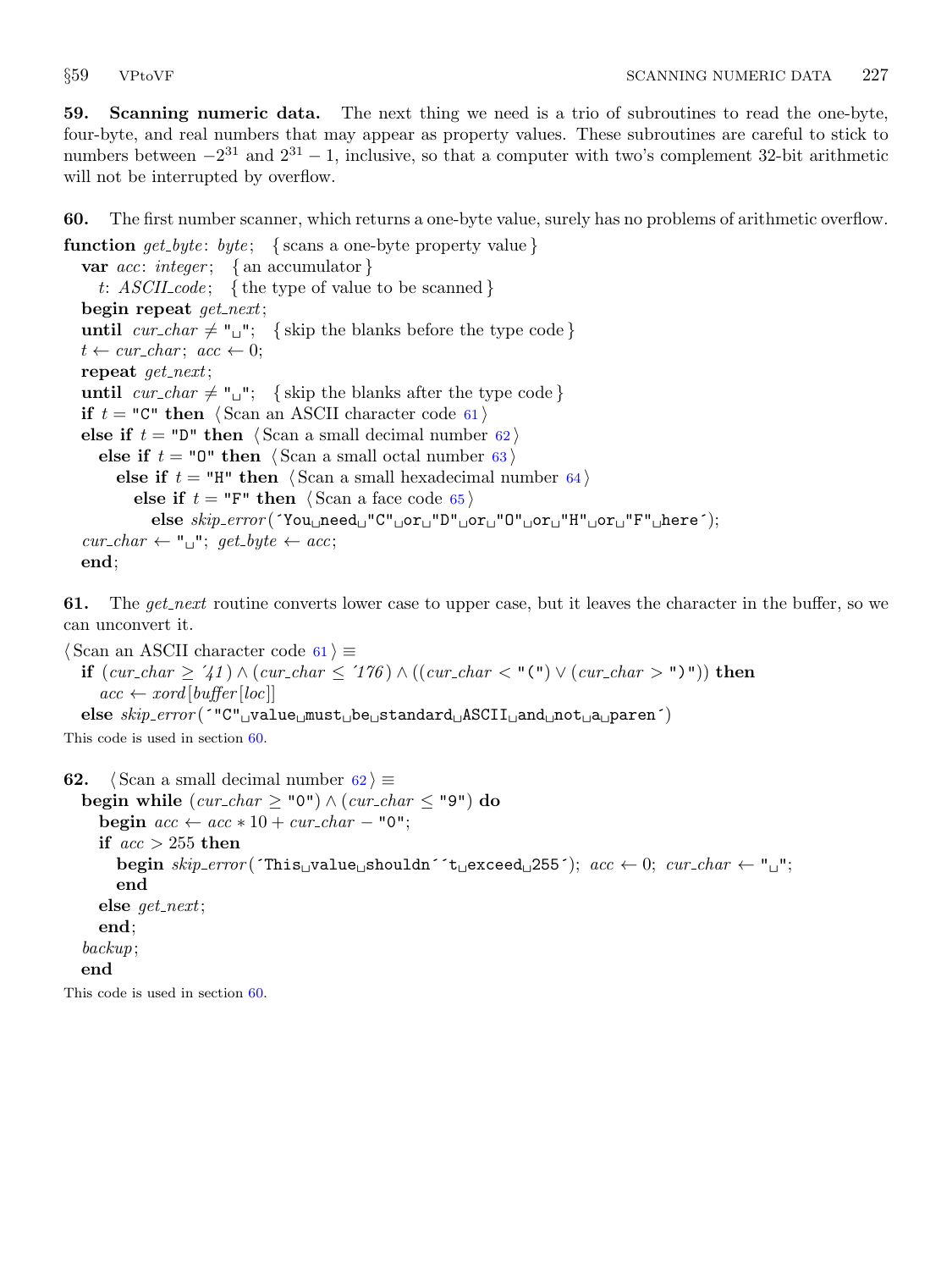**59. Scanning numeric data.** The next thing we need is a trio of subroutines to read the one-byte, four-byte, and real numbers that may appear as property values. These subroutines are careful to stick to numbers between $-2^{31}$ and $2^{31}-1$, inclusive, so that a computer with two's complement 32-bit arithmetic will not be interrupted by overflow.

**60.** The first number scanner, which returns a one-byte value, surely has no problems of arithmetic overflow.

```
function get_byte: byte;   { scans a one-byte property value }
  var acc: integer;   { an accumulator }
    t: ASCII_code;   { the type of value to be scanned }
  begin repeat get_next;
  until cur_char ≠ "␣";   { skip the blanks before the type code }
  t ← cur_char; acc ← 0;
  repeat get_next;
  until cur_char ≠ "␣";   { skip the blanks after the type code }
  if t = "C" then ⟨Scan an ASCII character code 61⟩
  else if t = "D" then ⟨Scan a small decimal number 62⟩
    else if t = "O" then ⟨Scan a small octal number 63⟩
      else if t = "H" then ⟨Scan a small hexadecimal number 64⟩
        else if t = "F" then ⟨Scan a face code 65⟩
          else skip_error('You␣need␣"C"␣or␣"D"␣or␣"O"␣or␣"H"␣or␣"F"␣here');
  cur_char ← "␣"; get_byte ← acc;
  end;
```

**61.** The *get_next* routine converts lower case to upper case, but it leaves the character in the buffer, so we can unconvert it.

```
⟨Scan an ASCII character code 61⟩ ≡
  if (cur_char ≥ '41) ∧ (cur_char ≤ '176) ∧ ((cur_char < "(") ∨ (cur_char > ")")) then
    acc ← xord[buffer[loc]]
  else skip_error('"C"␣value␣must␣be␣standard␣ASCII␣and␣not␣a␣paren')
```

This code is used in section 60.

**62.**

```
⟨Scan a small decimal number 62⟩ ≡
  begin while (cur_char ≥ "0") ∧ (cur_char ≤ "9") do
    begin acc ← acc * 10 + cur_char − "0";
    if acc > 255 then
      begin skip_error('This␣value␣shouldn''t␣exceed␣255'); acc ← 0; cur_char ← "␣";
      end
    else get_next;
    end;
  backup;
  end
```

This code is used in section 60.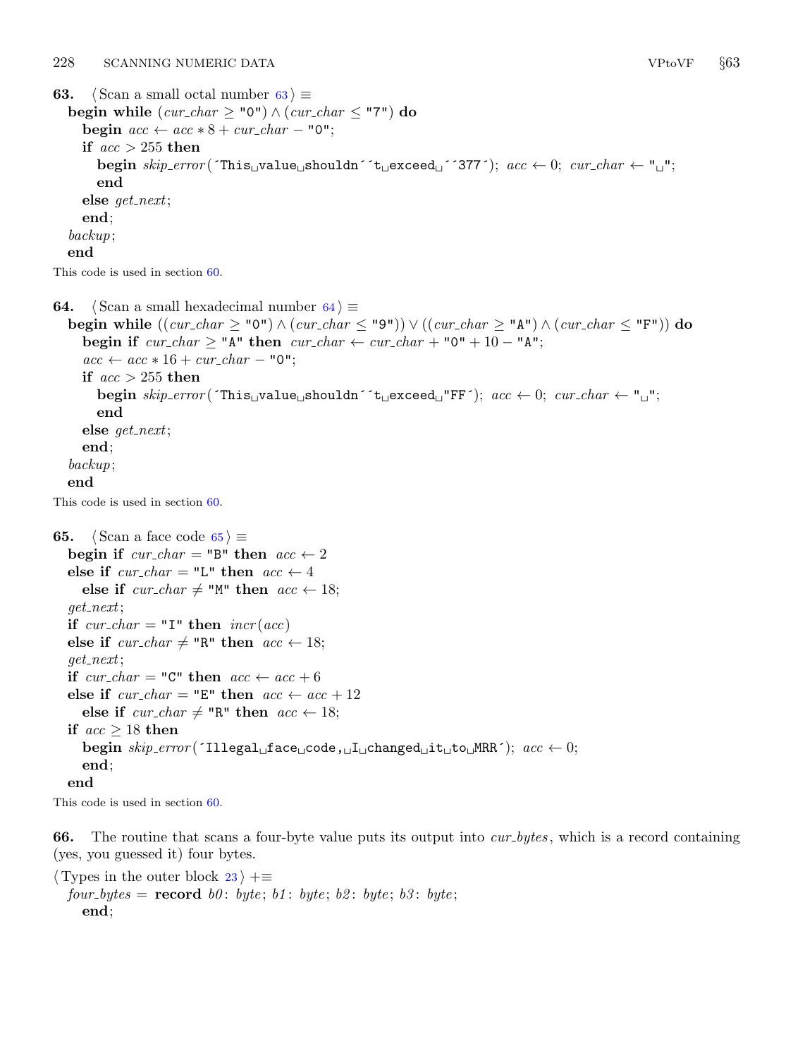**63.** ⟨ Scan a small octal number 63 ⟩ ≡

```
begin while (cur_char ≥ "0") ∧ (cur_char ≤ "7") do
  begin acc ← acc * 8 + cur_char − "0";
  if acc > 255 then
    begin skip_error('This␣value␣shouldn''t␣exceed␣''377'); acc ← 0; cur_char ← "␣";
    end
  else get_next;
  end;
backup;
end
```

This code is used in section 60.

**64.** ⟨ Scan a small hexadecimal number 64 ⟩ ≡

```
begin while ((cur_char ≥ "0") ∧ (cur_char ≤ "9")) ∨ ((cur_char ≥ "A") ∧ (cur_char ≤ "F")) do
  begin if cur_char ≥ "A" then cur_char ← cur_char + "0" + 10 − "A";
  acc ← acc * 16 + cur_char − "0";
  if acc > 255 then
    begin skip_error('This␣value␣shouldn''t␣exceed␣"FF'); acc ← 0; cur_char ← "␣";
    end
  else get_next;
  end;
backup;
end
```

This code is used in section 60.

**65.** ⟨ Scan a face code 65 ⟩ ≡

```
begin if cur_char = "B" then acc ← 2
else if cur_char = "L" then acc ← 4
  else if cur_char ≠ "M" then acc ← 18;
get_next;
if cur_char = "I" then incr(acc)
else if cur_char ≠ "R" then acc ← 18;
get_next;
if cur_char = "C" then acc ← acc + 6
else if cur_char = "E" then acc ← acc + 12
  else if cur_char ≠ "R" then acc ← 18;
if acc ≥ 18 then
  begin skip_error('Illegal␣face␣code,␣I␣changed␣it␣to␣MRR'); acc ← 0;
  end;
end
```

This code is used in section 60.

**66.** The routine that scans a four-byte value puts its output into *cur_bytes*, which is a record containing (yes, you guessed it) four bytes.

⟨ Types in the outer block 23 ⟩ +≡

```
four_bytes = record b0: byte; b1: byte; b2: byte; b3: byte;
  end;
```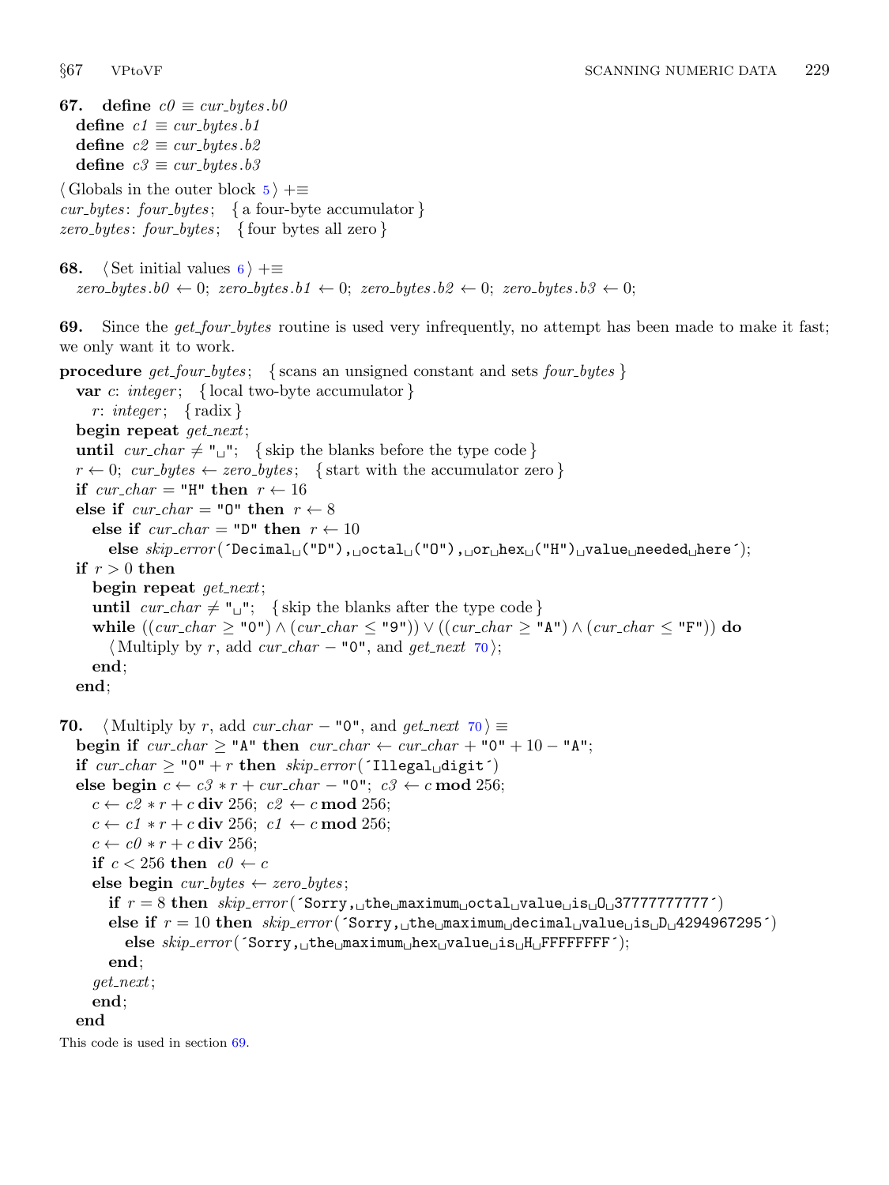**67.** **define** $c0 \equiv cur\_bytes.b0$
**define** $c1 \equiv cur\_bytes.b1$
**define** $c2 \equiv cur\_bytes.b2$
**define** $c3 \equiv cur\_bytes.b3$

⟨ Globals in the outer block 5 ⟩ +≡
*cur_bytes*: *four_bytes*; { a four-byte accumulator }
*zero_bytes*: *four_bytes*; { four bytes all zero }

**68.** ⟨ Set initial values 6 ⟩ +≡
$zero\_bytes.b0 \leftarrow 0$; $zero\_bytes.b1 \leftarrow 0$; $zero\_bytes.b2 \leftarrow 0$; $zero\_bytes.b3 \leftarrow 0$;

**69.** Since the *get_four_bytes* routine is used very infrequently, no attempt has been made to make it fast; we only want it to work.

```
procedure get_four_bytes; { scans an unsigned constant and sets four_bytes }
  var c: integer; { local two-byte accumulator }
    r: integer; { radix }
  begin repeat get_next;
  until cur_char ≠ "␣"; { skip the blanks before the type code }
  r ← 0; cur_bytes ← zero_bytes; { start with the accumulator zero }
  if cur_char = "H" then r ← 16
  else if cur_char = "O" then r ← 8
    else if cur_char = "D" then r ← 10
      else skip_error(´Decimal␣("D"),␣octal␣("O"),␣or␣hex␣("H")␣value␣needed␣here´);
  if r > 0 then
    begin repeat get_next;
    until cur_char ≠ "␣"; { skip the blanks after the type code }
    while ((cur_char ≥ "0") ∧ (cur_char ≤ "9")) ∨ ((cur_char ≥ "A") ∧ (cur_char ≤ "F")) do
      ⟨ Multiply by r, add cur_char − "0", and get_next 70 ⟩;
    end;
  end;
```

**70.** ⟨ Multiply by $r$, add $cur\_char - "0"$, and *get_next* 70 ⟩ ≡

```
begin if cur_char ≥ "A" then cur_char ← cur_char + "0" + 10 − "A";
if cur_char ≥ "0" + r then skip_error(´Illegal␣digit´)
else begin c ← c3 * r + cur_char − "0"; c3 ← c mod 256;
  c ← c2 * r + c div 256; c2 ← c mod 256;
  c ← c1 * r + c div 256; c1 ← c mod 256;
  c ← c0 * r + c div 256;
  if c < 256 then c0 ← c
  else begin cur_bytes ← zero_bytes;
    if r = 8 then skip_error(´Sorry,␣the␣maximum␣octal␣value␣is␣O␣37777777777´)
    else if r = 10 then skip_error(´Sorry,␣the␣maximum␣decimal␣value␣is␣D␣4294967295´)
      else skip_error(´Sorry,␣the␣maximum␣hex␣value␣is␣H␣FFFFFFFF´);
    end;
  get_next;
  end;
end
```

This code is used in section 69.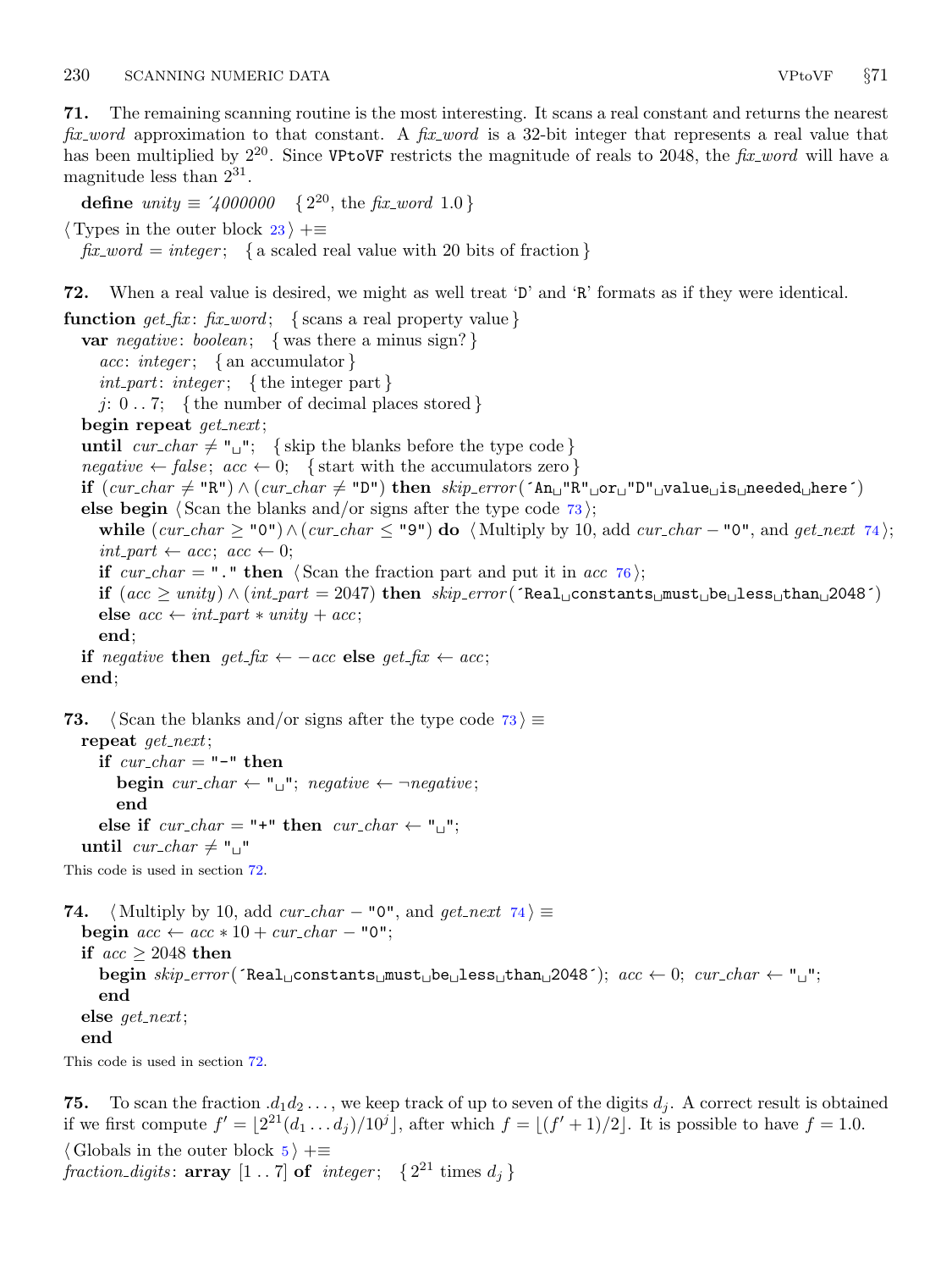**71.** The remaining scanning routine is the most interesting. It scans a real constant and returns the nearest *fix_word* approximation to that constant. A *fix_word* is a 32-bit integer that represents a real value that has been multiplied by $2^{20}$. Since `VPtoVF` restricts the magnitude of reals to 2048, the *fix_word* will have a magnitude less than $2^{31}$.

```
define unity ≡ '4000000   { 2^20, the fix_word 1.0 }
```

```
⟨ Types in the outer block 23 ⟩ +≡
  fix_word = integer;   { a scaled real value with 20 bits of fraction }
```

**72.** When a real value is desired, we might as well treat '`D`' and '`R`' formats as if they were identical.

```
function get_fix: fix_word;   { scans a real property value }
  var negative: boolean;   { was there a minus sign? }
    acc: integer;   { an accumulator }
    int_part: integer;   { the integer part }
    j: 0 .. 7;   { the number of decimal places stored }
  begin repeat get_next;
  until cur_char ≠ "␣";   { skip the blanks before the type code }
  negative ← false; acc ← 0;   { start with the accumulators zero }
  if (cur_char ≠ "R") ∧ (cur_char ≠ "D") then skip_error('An␣"R"␣or␣"D"␣value␣is␣needed␣here')
  else begin ⟨ Scan the blanks and/or signs after the type code 73 ⟩;
    while (cur_char ≥ "0") ∧ (cur_char ≤ "9") do ⟨ Multiply by 10, add cur_char − "0", and get_next 74 ⟩;
    int_part ← acc; acc ← 0;
    if cur_char = "." then ⟨ Scan the fraction part and put it in acc 76 ⟩;
    if (acc ≥ unity) ∧ (int_part = 2047) then skip_error('Real␣constants␣must␣be␣less␣than␣2048')
    else acc ← int_part * unity + acc;
    end;
  if negative then get_fix ← −acc else get_fix ← acc;
  end;
```

**73.**
```
⟨ Scan the blanks and/or signs after the type code 73 ⟩ ≡
  repeat get_next;
    if cur_char = "-" then
      begin cur_char ← "␣"; negative ← ¬negative;
      end
    else if cur_char = "+" then cur_char ← "␣";
  until cur_char ≠ "␣"
```

This code is used in section 72.

**74.**
```
⟨ Multiply by 10, add cur_char − "0", and get_next 74 ⟩ ≡
  begin acc ← acc * 10 + cur_char − "0";
  if acc ≥ 2048 then
    begin skip_error('Real␣constants␣must␣be␣less␣than␣2048'); acc ← 0; cur_char ← "␣";
    end
  else get_next;
  end
```

This code is used in section 72.

**75.** To scan the fraction $.d_1d_2\ldots$, we keep track of up to seven of the digits $d_j$. A correct result is obtained if we first compute $f' = \lfloor 2^{21}(d_1 \ldots d_j)/10^j \rfloor$, after which $f = \lfloor (f'+1)/2 \rfloor$. It is possible to have $f = 1.0$.

```
⟨ Globals in the outer block 5 ⟩ +≡
fraction_digits: array [1 .. 7] of integer;   { 2^21 times d_j }
```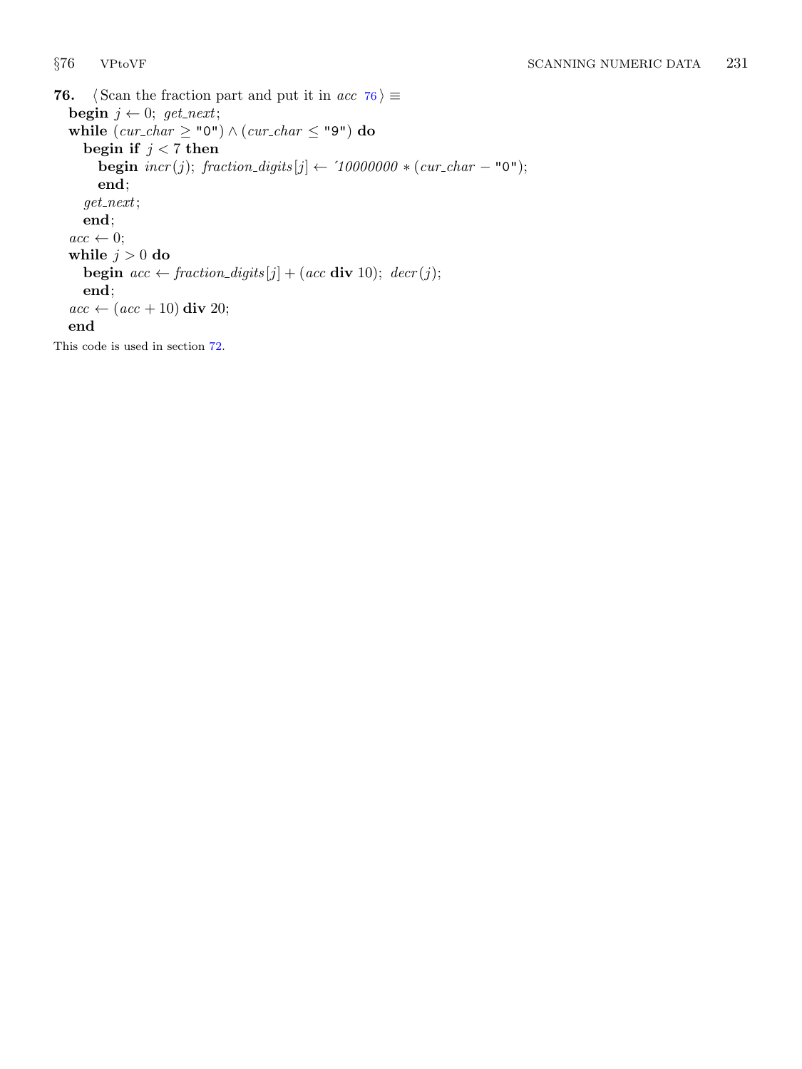**76.** ⟨Scan the fraction part and put it in *acc* 76⟩ ≡

```
begin j ← 0; get_next;
while (cur_char ≥ "0") ∧ (cur_char ≤ "9") do
  begin if j < 7 then
    begin incr(j); fraction_digits[j] ← ´10000000 ∗ (cur_char − "0");
    end;
  get_next;
  end;
acc ← 0;
while j > 0 do
  begin acc ← fraction_digits[j] + (acc div 10); decr(j);
  end;
acc ← (acc + 10) div 20;
end
```

This code is used in section 72.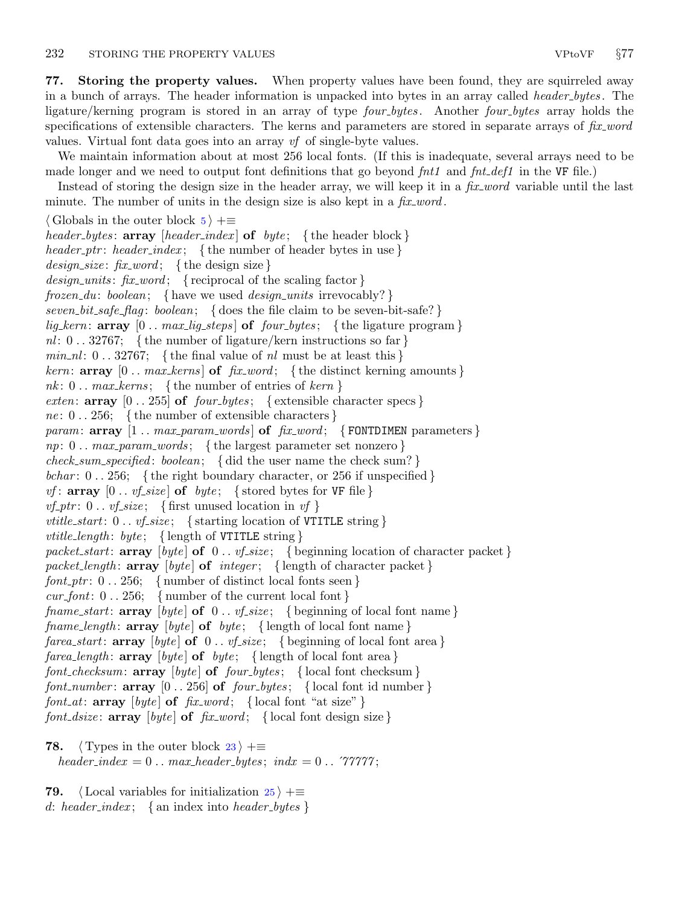**77. Storing the property values.** When property values have been found, they are squirreled away in a bunch of arrays. The header information is unpacked into bytes in an array called *header_bytes*. The ligature/kerning program is stored in an array of type *four_bytes*. Another *four_bytes* array holds the specifications of extensible characters. The kerns and parameters are stored in separate arrays of *fix_word* values. Virtual font data goes into an array *vf* of single-byte values.

We maintain information about at most 256 local fonts. (If this is inadequate, several arrays need to be made longer and we need to output font definitions that go beyond *fnt1* and *fnt_def1* in the VF file.)

Instead of storing the design size in the header array, we will keep it in a *fix_word* variable until the last minute. The number of units in the design size is also kept in a *fix_word*.

⟨ Globals in the outer block 5 ⟩ +≡
*header_bytes*: **array** [*header_index*] **of** *byte*; { the header block }
*header_ptr*: *header_index*; { the number of header bytes in use }
*design_size*: *fix_word*; { the design size }
*design_units*: *fix_word*; { reciprocal of the scaling factor }
*frozen_du*: *boolean*; { have we used *design_units* irrevocably? }
*seven_bit_safe_flag*: *boolean*; { does the file claim to be seven-bit-safe? }
*lig_kern*: **array** [0 .. *max_lig_steps*] **of** *four_bytes*; { the ligature program }
*nl*: 0 .. 32767; { the number of ligature/kern instructions so far }
*min_nl*: 0 .. 32767; { the final value of *nl* must be at least this }
*kern*: **array** [0 .. *max_kerns*] **of** *fix_word*; { the distinct kerning amounts }
*nk*: 0 .. *max_kerns*; { the number of entries of *kern* }
*exten*: **array** [0 .. 255] **of** *four_bytes*; { extensible character specs }
*ne*: 0 .. 256; { the number of extensible characters }
*param*: **array** [1 .. *max_param_words*] **of** *fix_word*; { FONTDIMEN parameters }
*np*: 0 .. *max_param_words*; { the largest parameter set nonzero }
*check_sum_specified*: *boolean*; { did the user name the check sum? }
*bchar*: 0 .. 256; { the right boundary character, or 256 if unspecified }
*vf*: **array** [0 .. *vf_size*] **of** *byte*; { stored bytes for VF file }
*vf_ptr*: 0 .. *vf_size*; { first unused location in *vf* }
*vtitle_start*: 0 .. *vf_size*; { starting location of VTITLE string }
*vtitle_length*: *byte*; { length of VTITLE string }
*packet_start*: **array** [*byte*] **of** 0 .. *vf_size*; { beginning location of character packet }
*packet_length*: **array** [*byte*] **of** *integer*; { length of character packet }
*font_ptr*: 0 .. 256; { number of distinct local fonts seen }
*cur_font*: 0 .. 256; { number of the current local font }
*fname_start*: **array** [*byte*] **of** 0 .. *vf_size*; { beginning of local font name }
*fname_length*: **array** [*byte*] **of** *byte*; { length of local font name }
*farea_start*: **array** [*byte*] **of** 0 .. *vf_size*; { beginning of local font area }
*farea_length*: **array** [*byte*] **of** *byte*; { length of local font area }
*font_checksum*: **array** [*byte*] **of** *four_bytes*; { local font checksum }
*font_number*: **array** [0 .. 256] **of** *four_bytes*; { local font id number }
*font_at*: **array** [*byte*] **of** *fix_word*; { local font "at size" }
*font_dsize*: **array** [*byte*] **of** *fix_word*; { local font design size }

**78.** ⟨ Types in the outer block 23 ⟩ +≡
*header_index* = 0 .. *max_header_bytes*; *indx* = 0 .. ´77777;

**79.** ⟨ Local variables for initialization 25 ⟩ +≡
*d*: *header_index*; { an index into *header_bytes* }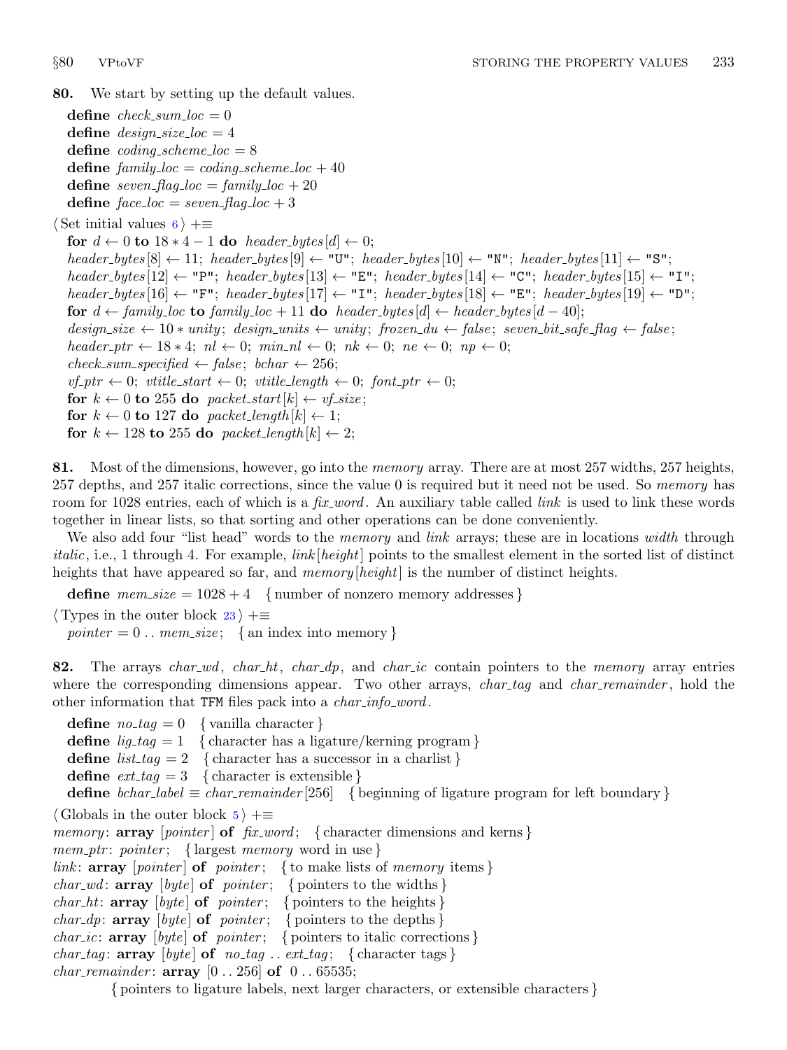**80.** We start by setting up the default values.

**define** *check_sum_loc* = 0
**define** *design_size_loc* = 4
**define** *coding_scheme_loc* = 8
**define** *family_loc* = *coding_scheme_loc* + 40
**define** *seven_flag_loc* = *family_loc* + 20
**define** *face_loc* = *seven_flag_loc* + 3

⟨ Set initial values 6 ⟩ +≡
**for** $d \leftarrow 0$ **to** $18 * 4 - 1$ **do** *header_bytes*[*d*] ← 0;
*header_bytes*[8] ← 11; *header_bytes*[9] ← "U"; *header_bytes*[10] ← "N"; *header_bytes*[11] ← "S";
*header_bytes*[12] ← "P"; *header_bytes*[13] ← "E"; *header_bytes*[14] ← "C"; *header_bytes*[15] ← "I";
*header_bytes*[16] ← "F"; *header_bytes*[17] ← "I"; *header_bytes*[18] ← "E"; *header_bytes*[19] ← "D";
**for** *d* ← *family_loc* **to** *family_loc* + 11 **do** *header_bytes*[*d*] ← *header_bytes*[*d* − 40];
*design_size* ← 10 ∗ *unity*; *design_units* ← *unity*; *frozen_du* ← *false*; *seven_bit_safe_flag* ← *false*;
*header_ptr* ← 18 ∗ 4; *nl* ← 0; *min_nl* ← 0; *nk* ← 0; *ne* ← 0; *np* ← 0;
*check_sum_specified* ← *false*; *bchar* ← 256;
*vf_ptr* ← 0; *vtitle_start* ← 0; *vtitle_length* ← 0; *font_ptr* ← 0;
**for** *k* ← 0 **to** 255 **do** *packet_start*[*k*] ← *vf_size*;
**for** *k* ← 0 **to** 127 **do** *packet_length*[*k*] ← 1;
**for** *k* ← 128 **to** 255 **do** *packet_length*[*k*] ← 2;

**81.** Most of the dimensions, however, go into the *memory* array. There are at most 257 widths, 257 heights, 257 depths, and 257 italic corrections, since the value 0 is required but it need not be used. So *memory* has room for 1028 entries, each of which is a *fix_word*. An auxiliary table called *link* is used to link these words together in linear lists, so that sorting and other operations can be done conveniently.

We also add four "list head" words to the *memory* and *link* arrays; these are in locations *width* through *italic*, i.e., 1 through 4. For example, *link*[*height*] points to the smallest element in the sorted list of distinct heights that have appeared so far, and *memory*[*height*] is the number of distinct heights.

**define** *mem_size* = 1028 + 4 { number of nonzero memory addresses }

⟨ Types in the outer block 23 ⟩ +≡
*pointer* = 0 .. *mem_size*; { an index into memory }

**82.** The arrays *char_wd*, *char_ht*, *char_dp*, and *char_ic* contain pointers to the *memory* array entries where the corresponding dimensions appear. Two other arrays, *char_tag* and *char_remainder*, hold the other information that TFM files pack into a *char_info_word*.

**define** *no_tag* = 0 { vanilla character }
**define** *lig_tag* = 1 { character has a ligature/kerning program }
**define** *list_tag* = 2 { character has a successor in a charlist }
**define** *ext_tag* = 3 { character is extensible }
**define** *bchar_label* ≡ *char_remainder*[256] { beginning of ligature program for left boundary }

⟨ Globals in the outer block 5 ⟩ +≡
*memory*: **array** [*pointer*] **of** *fix_word*; { character dimensions and kerns }
*mem_ptr*: *pointer*; { largest *memory* word in use }
*link*: **array** [*pointer*] **of** *pointer*; { to make lists of *memory* items }
*char_wd*: **array** [*byte*] **of** *pointer*; { pointers to the widths }
*char_ht*: **array** [*byte*] **of** *pointer*; { pointers to the heights }
*char_dp*: **array** [*byte*] **of** *pointer*; { pointers to the depths }
*char_ic*: **array** [*byte*] **of** *pointer*; { pointers to italic corrections }
*char_tag*: **array** [*byte*] **of** *no_tag* .. *ext_tag*; { character tags }
*char_remainder*: **array** [0 .. 256] **of** 0 .. 65535;
{ pointers to ligature labels, next larger characters, or extensible characters }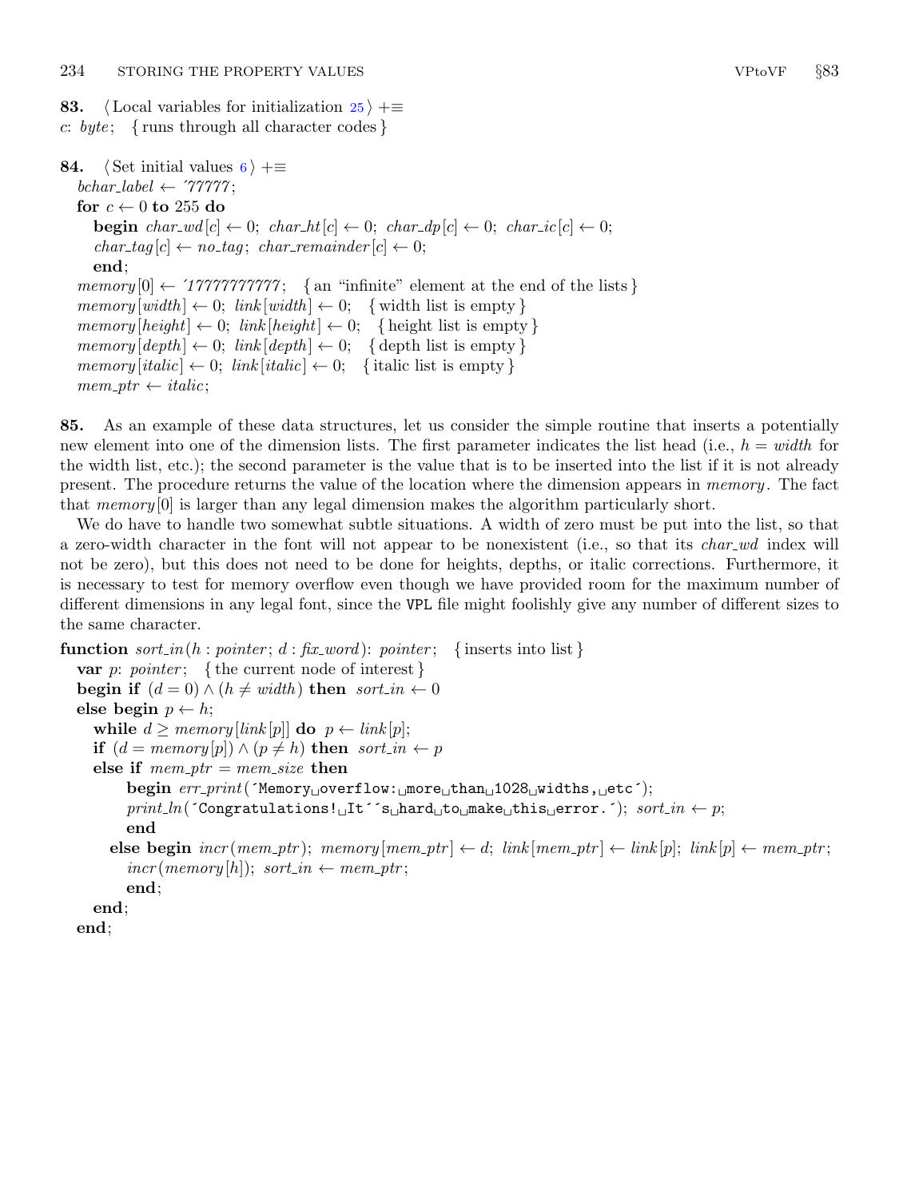**83.** ⟨ Local variables for initialization 25 ⟩ +≡
*c*: *byte*; { runs through all character codes }

**84.** ⟨ Set initial values 6 ⟩ +≡

```
bchar_label ← ´77777;
for c ← 0 to 255 do
  begin char_wd[c] ← 0; char_ht[c] ← 0; char_dp[c] ← 0; char_ic[c] ← 0;
  char_tag[c] ← no_tag; char_remainder[c] ← 0;
  end;
memory[0] ← ´17777777777;   { an "infinite" element at the end of the lists }
memory[width] ← 0; link[width] ← 0;   { width list is empty }
memory[height] ← 0; link[height] ← 0;   { height list is empty }
memory[depth] ← 0; link[depth] ← 0;   { depth list is empty }
memory[italic] ← 0; link[italic] ← 0;   { italic list is empty }
mem_ptr ← italic;
```

**85.** As an example of these data structures, let us consider the simple routine that inserts a potentially new element into one of the dimension lists. The first parameter indicates the list head (i.e., $h = width$ for the width list, etc.); the second parameter is the value that is to be inserted into the list if it is not already present. The procedure returns the value of the location where the dimension appears in *memory*. The fact that *memory*[0] is larger than any legal dimension makes the algorithm particularly short.

We do have to handle two somewhat subtle situations. A width of zero must be put into the list, so that a zero-width character in the font will not appear to be nonexistent (i.e., so that its *char_wd* index will not be zero), but this does not need to be done for heights, depths, or italic corrections. Furthermore, it is necessary to test for memory overflow even though we have provided room for the maximum number of different dimensions in any legal font, since the VPL file might foolishly give any number of different sizes to the same character.

```
function sort_in(h : pointer; d : fix_word): pointer;   { inserts into list }
  var p: pointer;   { the current node of interest }
  begin if (d = 0) ∧ (h ≠ width) then sort_in ← 0
  else begin p ← h;
    while d ≥ memory[link[p]] do p ← link[p];
    if (d = memory[p]) ∧ (p ≠ h) then sort_in ← p
    else if mem_ptr = mem_size then
        begin err_print(´Memory overflow: more than 1028 widths, etc´);
        print_ln(´Congratulations! It´´s hard to make this error.´); sort_in ← p;
        end
      else begin incr(mem_ptr); memory[mem_ptr] ← d; link[mem_ptr] ← link[p]; link[p] ← mem_ptr;
        incr(memory[h]); sort_in ← mem_ptr;
        end;
    end;
  end;
```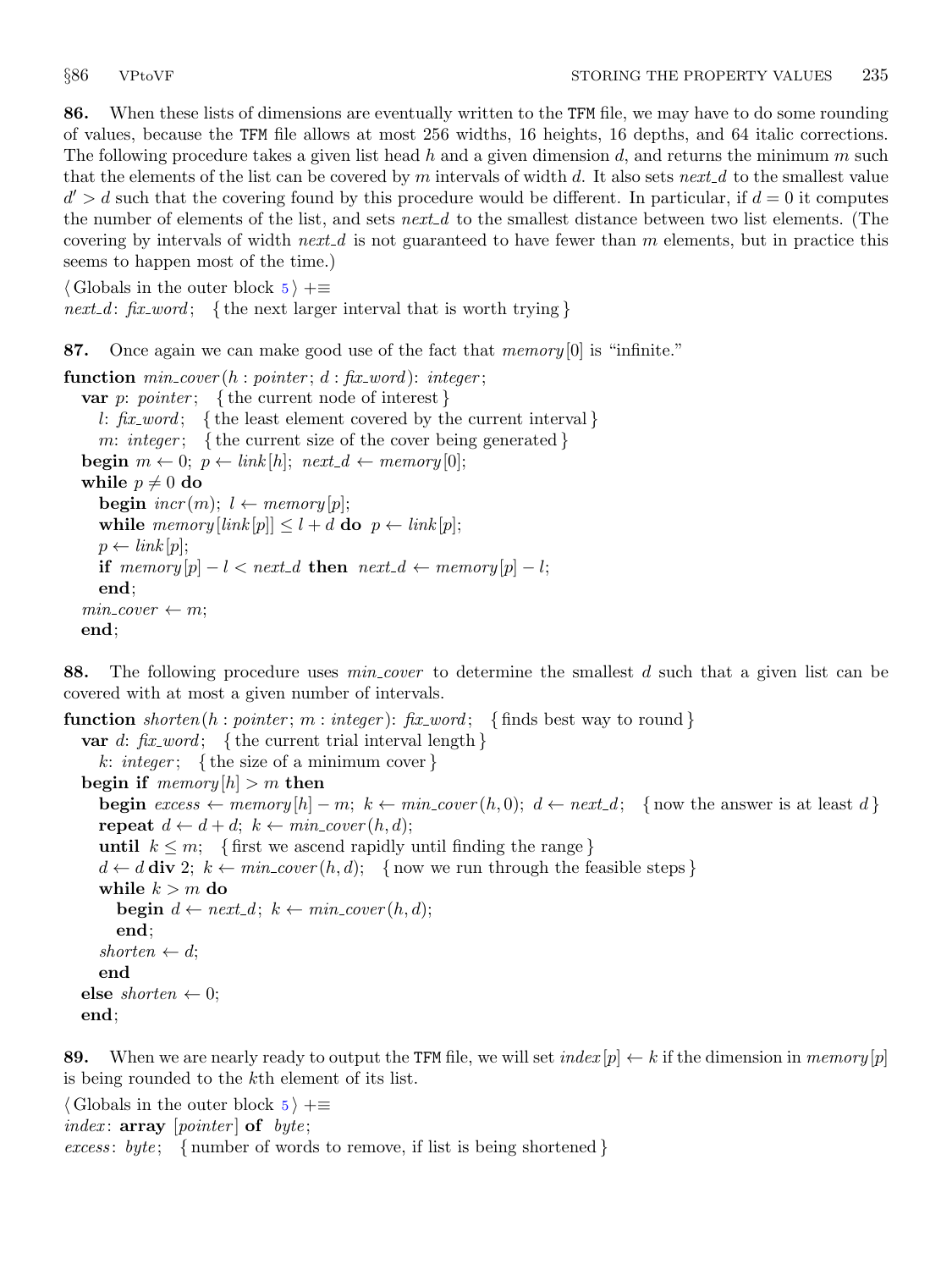**86.** When these lists of dimensions are eventually written to the TFM file, we may have to do some rounding of values, because the TFM file allows at most 256 widths, 16 heights, 16 depths, and 64 italic corrections. The following procedure takes a given list head $h$ and a given dimension $d$, and returns the minimum $m$ such that the elements of the list can be covered by $m$ intervals of width $d$. It also sets *next_d* to the smallest value $d' > d$ such that the covering found by this procedure would be different. In particular, if $d = 0$ it computes the number of elements of the list, and sets *next_d* to the smallest distance between two list elements. (The covering by intervals of width *next_d* is not guaranteed to have fewer than $m$ elements, but in practice this seems to happen most of the time.)

```
⟨ Globals in the outer block 5 ⟩ +≡
next_d: fix_word;  { the next larger interval that is worth trying }
```

**87.** Once again we can make good use of the fact that *memory*[0] is "infinite."

```
function min_cover(h : pointer; d : fix_word): integer;
  var p: pointer;  { the current node of interest }
    l: fix_word;  { the least element covered by the current interval }
    m: integer;  { the current size of the cover being generated }
  begin m ← 0; p ← link[h]; next_d ← memory[0];
  while p ≠ 0 do
    begin incr(m); l ← memory[p];
    while memory[link[p]] ≤ l + d do p ← link[p];
    p ← link[p];
    if memory[p] − l < next_d then next_d ← memory[p] − l;
    end;
  min_cover ← m;
  end;
```

**88.** The following procedure uses *min_cover* to determine the smallest $d$ such that a given list can be covered with at most a given number of intervals.

```
function shorten(h : pointer; m : integer): fix_word;  { finds best way to round }
  var d: fix_word;  { the current trial interval length }
    k: integer;  { the size of a minimum cover }
  begin if memory[h] > m then
    begin excess ← memory[h] − m; k ← min_cover(h, 0); d ← next_d;  { now the answer is at least d }
    repeat d ← d + d; k ← min_cover(h, d);
    until k ≤ m;  { first we ascend rapidly until finding the range }
    d ← d div 2; k ← min_cover(h, d);  { now we run through the feasible steps }
    while k > m do
      begin d ← next_d; k ← min_cover(h, d);
      end;
    shorten ← d;
    end
  else shorten ← 0;
  end;
```

**89.** When we are nearly ready to output the TFM file, we will set *index*$[p] \leftarrow k$ if the dimension in *memory*$[p]$ is being rounded to the $k$th element of its list.

```
⟨ Globals in the outer block 5 ⟩ +≡
index: array [pointer] of byte;
excess: byte;  { number of words to remove, if list is being shortened }
```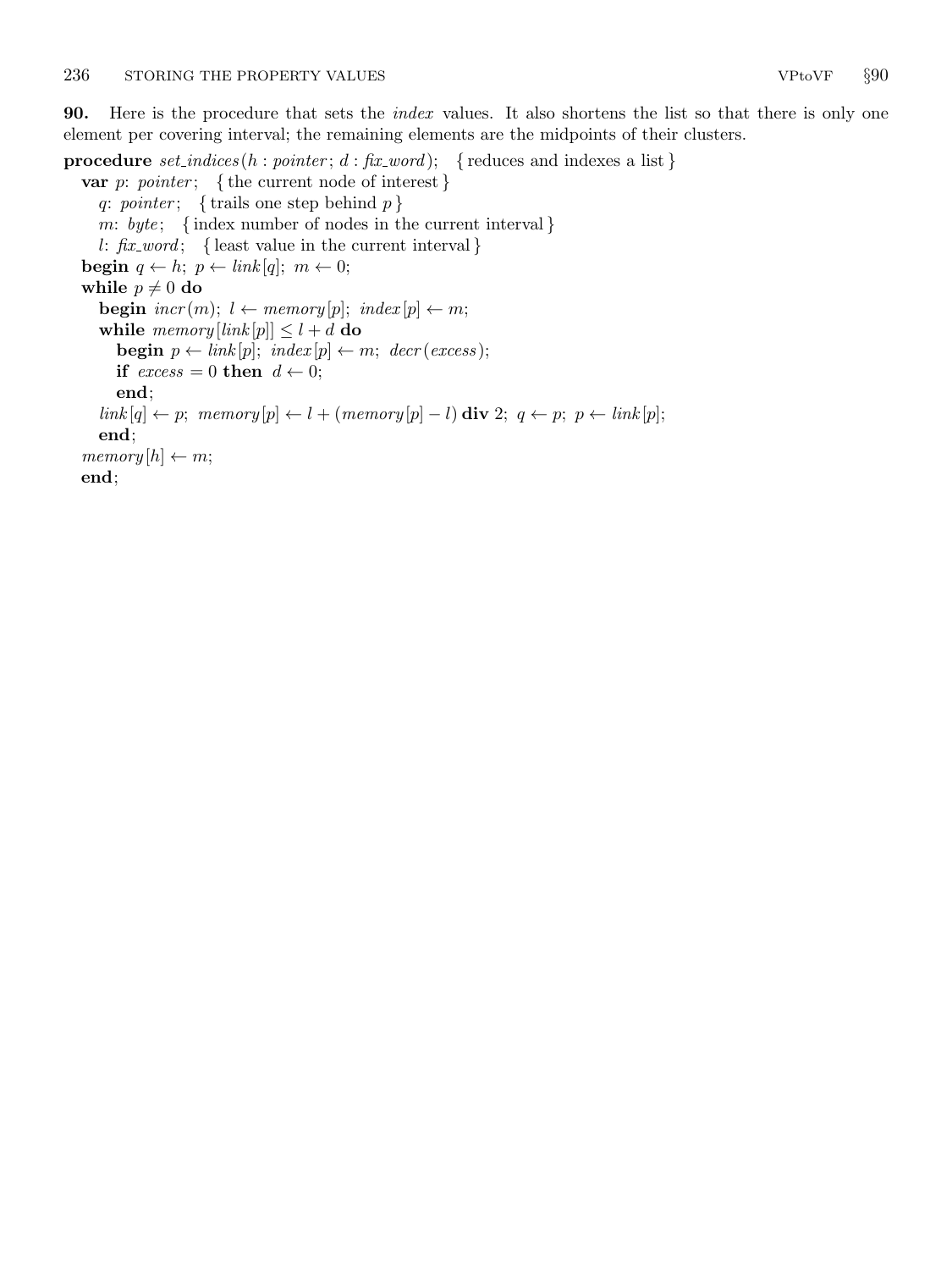**90.** Here is the procedure that sets the *index* values. It also shortens the list so that there is only one element per covering interval; the remaining elements are the midpoints of their clusters.

```
procedure set_indices(h : pointer; d : fix_word);   { reduces and indexes a list }
  var p: pointer;   { the current node of interest }
    q: pointer;   { trails one step behind p }
    m: byte;   { index number of nodes in the current interval }
    l: fix_word;   { least value in the current interval }
  begin q ← h; p ← link[q]; m ← 0;
  while p ≠ 0 do
    begin incr(m); l ← memory[p]; index[p] ← m;
    while memory[link[p]] ≤ l + d do
      begin p ← link[p]; index[p] ← m; decr(excess);
      if excess = 0 then d ← 0;
      end;
    link[q] ← p; memory[p] ← l + (memory[p] − l) div 2; q ← p; p ← link[p];
    end;
  memory[h] ← m;
  end;
```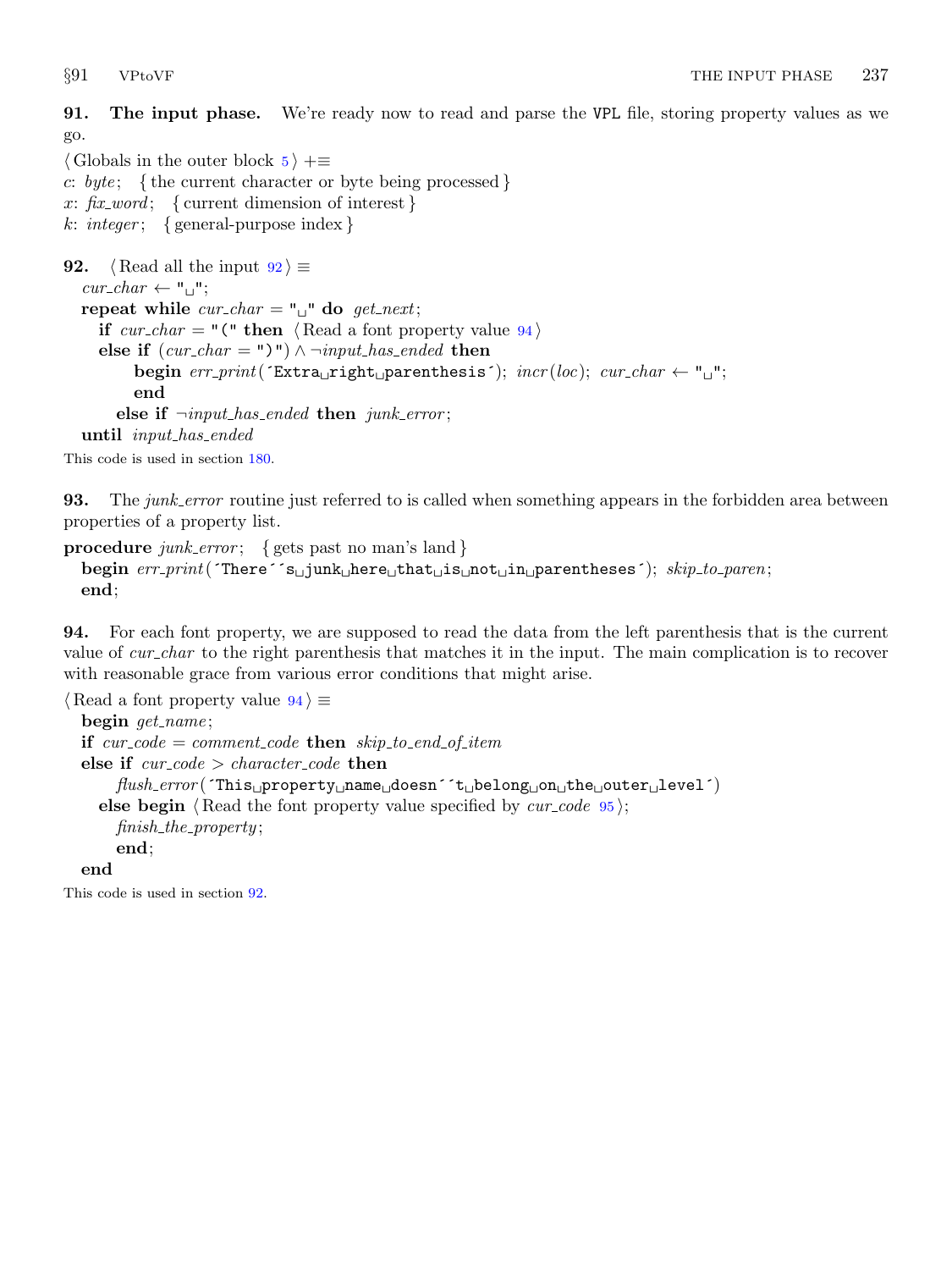**91. The input phase.** We're ready now to read and parse the VPL file, storing property values as we go.

⟨Globals in the outer block 5⟩ +≡
*c*: *byte*; { the current character or byte being processed }
*x*: *fix_word*; { current dimension of interest }
*k*: *integer*; { general-purpose index }

**92.** ⟨Read all the input 92⟩ ≡

```
cur_char ← "␣";
repeat while cur_char = "␣" do get_next;
  if cur_char = "(" then ⟨Read a font property value 94⟩
  else if (cur_char = ")") ∧ ¬input_has_ended then
      begin err_print(´Extra␣right␣parenthesis´); incr(loc); cur_char ← "␣";
      end
    else if ¬input_has_ended then junk_error;
until input_has_ended
```

This code is used in section 180.

**93.** The *junk_error* routine just referred to is called when something appears in the forbidden area between properties of a property list.

```
procedure junk_error; { gets past no man's land }
  begin err_print(´There´´s␣junk␣here␣that␣is␣not␣in␣parentheses´); skip_to_paren;
  end;
```

**94.** For each font property, we are supposed to read the data from the left parenthesis that is the current value of *cur_char* to the right parenthesis that matches it in the input. The main complication is to recover with reasonable grace from various error conditions that might arise.

⟨Read a font property value 94⟩ ≡

```
begin get_name;
if cur_code = comment_code then skip_to_end_of_item
else if cur_code > character_code then
    flush_error(´This␣property␣name␣doesn´´t␣belong␣on␣the␣outer␣level´)
  else begin ⟨Read the font property value specified by cur_code 95⟩;
    finish_the_property;
    end;
end
```

This code is used in section 92.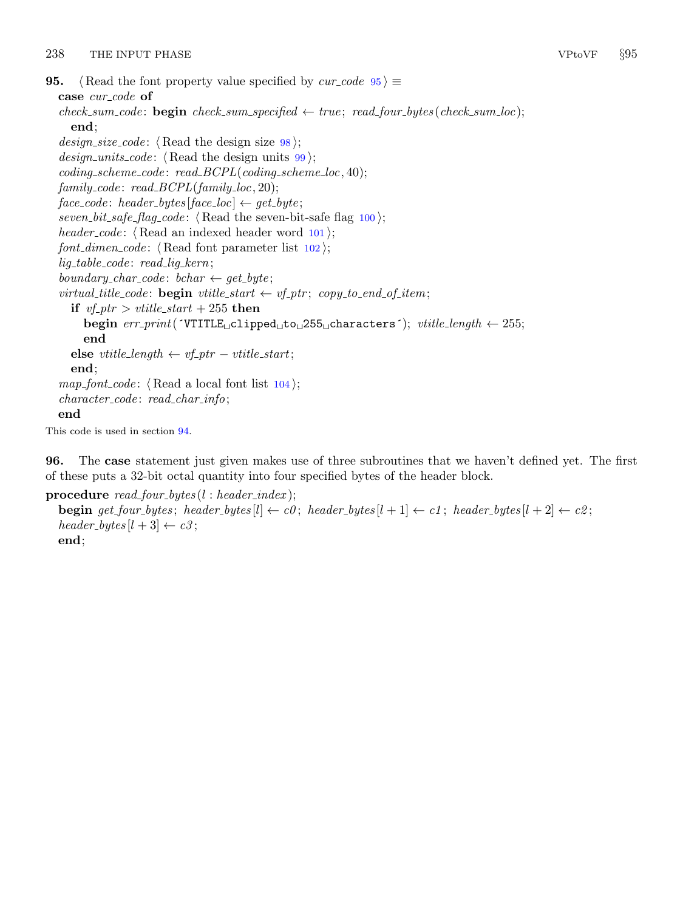**95.** ⟨Read the font property value specified by *cur_code* 95⟩ ≡

```
case cur_code of
check_sum_code: begin check_sum_specified ← true; read_four_bytes(check_sum_loc);
  end;
design_size_code: ⟨Read the design size 98⟩;
design_units_code: ⟨Read the design units 99⟩;
coding_scheme_code: read_BCPL(coding_scheme_loc, 40);
family_code: read_BCPL(family_loc, 20);
face_code: header_bytes[face_loc] ← get_byte;
seven_bit_safe_flag_code: ⟨Read the seven-bit-safe flag 100⟩;
header_code: ⟨Read an indexed header word 101⟩;
font_dimen_code: ⟨Read font parameter list 102⟩;
lig_table_code: read_lig_kern;
boundary_char_code: bchar ← get_byte;
virtual_title_code: begin vtitle_start ← vf_ptr; copy_to_end_of_item;
  if vf_ptr > vtitle_start + 255 then
    begin err_print(´VTITLE␣clipped␣to␣255␣characters´); vtitle_length ← 255;
    end
  else vtitle_length ← vf_ptr − vtitle_start;
  end;
map_font_code: ⟨Read a local font list 104⟩;
character_code: read_char_info;
end
```

This code is used in section 94.

**96.** The **case** statement just given makes use of three subroutines that we haven't defined yet. The first of these puts a 32-bit octal quantity into four specified bytes of the header block.

```
procedure read_four_bytes(l : header_index);
  begin get_four_bytes; header_bytes[l] ← c0; header_bytes[l + 1] ← c1; header_bytes[l + 2] ← c2;
  header_bytes[l + 3] ← c3;
  end;
```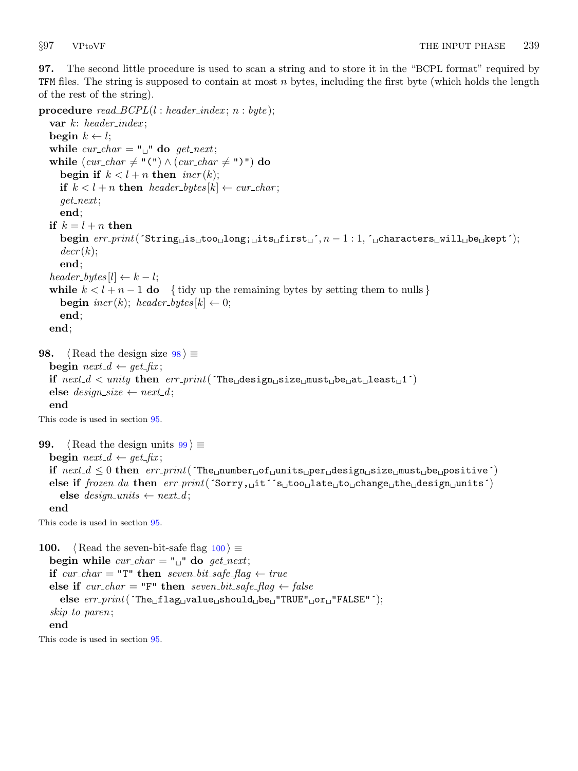**97.** The second little procedure is used to scan a string and to store it in the "BCPL format" required by TFM files. The string is supposed to contain at most $n$ bytes, including the first byte (which holds the length of the rest of the string).

```
procedure read_BCPL(l : header_index; n : byte);
  var k: header_index;
  begin k ← l;
  while cur_char = "␣" do get_next;
  while (cur_char ≠ "(") ∧ (cur_char ≠ ")") do
    begin if k < l + n then incr(k);
    if k < l + n then header_bytes[k] ← cur_char;
    get_next;
    end;
  if k = l + n then
    begin err_print(´String␣is␣too␣long;␣its␣first␣´, n − 1 : 1, ´␣characters␣will␣be␣kept´);
    decr(k);
    end;
  header_bytes[l] ← k − l;
  while k < l + n − 1 do   { tidy up the remaining bytes by setting them to nulls }
    begin incr(k); header_bytes[k] ← 0;
    end;
  end;
```

**98.** ⟨Read the design size 98⟩ ≡

```
  begin next_d ← get_fix;
  if next_d < unity then err_print(´The␣design␣size␣must␣be␣at␣least␣1´)
  else design_size ← next_d;
  end
```

This code is used in section 95.

**99.** ⟨Read the design units 99⟩ ≡

```
  begin next_d ← get_fix;
  if next_d ≤ 0 then err_print(´The␣number␣of␣units␣per␣design␣size␣must␣be␣positive´)
  else if frozen_du then err_print(´Sorry,␣it´´s␣too␣late␣to␣change␣the␣design␣units´)
    else design_units ← next_d;
  end
```

This code is used in section 95.

**100.** ⟨Read the seven-bit-safe flag 100⟩ ≡

```
  begin while cur_char = "␣" do get_next;
  if cur_char = "T" then seven_bit_safe_flag ← true
  else if cur_char = "F" then seven_bit_safe_flag ← false
    else err_print(´The␣flag␣value␣should␣be␣"TRUE"␣or␣"FALSE"´);
  skip_to_paren;
  end
```

This code is used in section 95.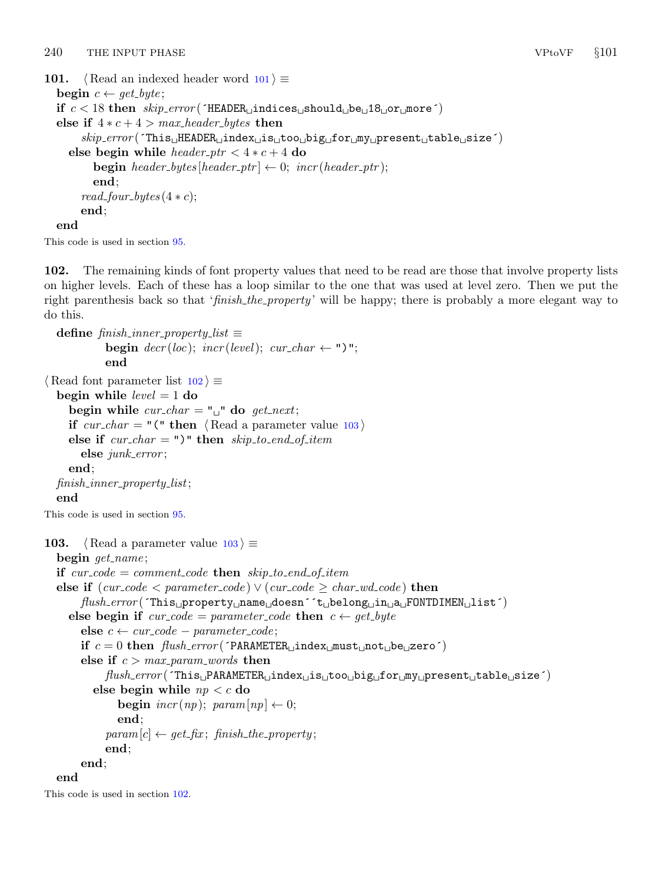**101.** ⟨ Read an indexed header word 101 ⟩ ≡

```
begin c ← get_byte;
if c < 18 then skip_error('HEADER indices should be 18 or more')
else if 4 * c + 4 > max_header_bytes then
    skip_error('This HEADER index is too big for my present table size')
  else begin while header_ptr < 4 * c + 4 do
      begin header_bytes[header_ptr] ← 0; incr(header_ptr);
      end;
    read_four_bytes(4 * c);
    end;
end
```

This code is used in section 95.

**102.** The remaining kinds of font property values that need to be read are those that involve property lists on higher levels. Each of these has a loop similar to the one that was used at level zero. Then we put the right parenthesis back so that '*finish_the_property*' will be happy; there is probably a more elegant way to do this.

```
define finish_inner_property_list ≡
    begin decr(loc); incr(level); cur_char ← ")";
    end
```

⟨ Read font parameter list 102 ⟩ ≡

```
begin while level = 1 do
  begin while cur_char = " " do get_next;
  if cur_char = "(" then ⟨ Read a parameter value 103 ⟩
  else if cur_char = ")" then skip_to_end_of_item
    else junk_error;
  end;
finish_inner_property_list;
end
```

This code is used in section 95.

**103.** ⟨ Read a parameter value 103 ⟩ ≡

```
begin get_name;
if cur_code = comment_code then skip_to_end_of_item
else if (cur_code < parameter_code) ∨ (cur_code ≥ char_wd_code) then
    flush_error('This property name doesn''t belong in a FONTDIMEN list')
  else begin if cur_code = parameter_code then c ← get_byte
    else c ← cur_code − parameter_code;
    if c = 0 then flush_error('PARAMETER index must not be zero')
    else if c > max_param_words then
        flush_error('This PARAMETER index is too big for my present table size')
      else begin while np < c do
          begin incr(np); param[np] ← 0;
          end;
        param[c] ← get_fix; finish_the_property;
        end;
    end;
end
```

This code is used in section 102.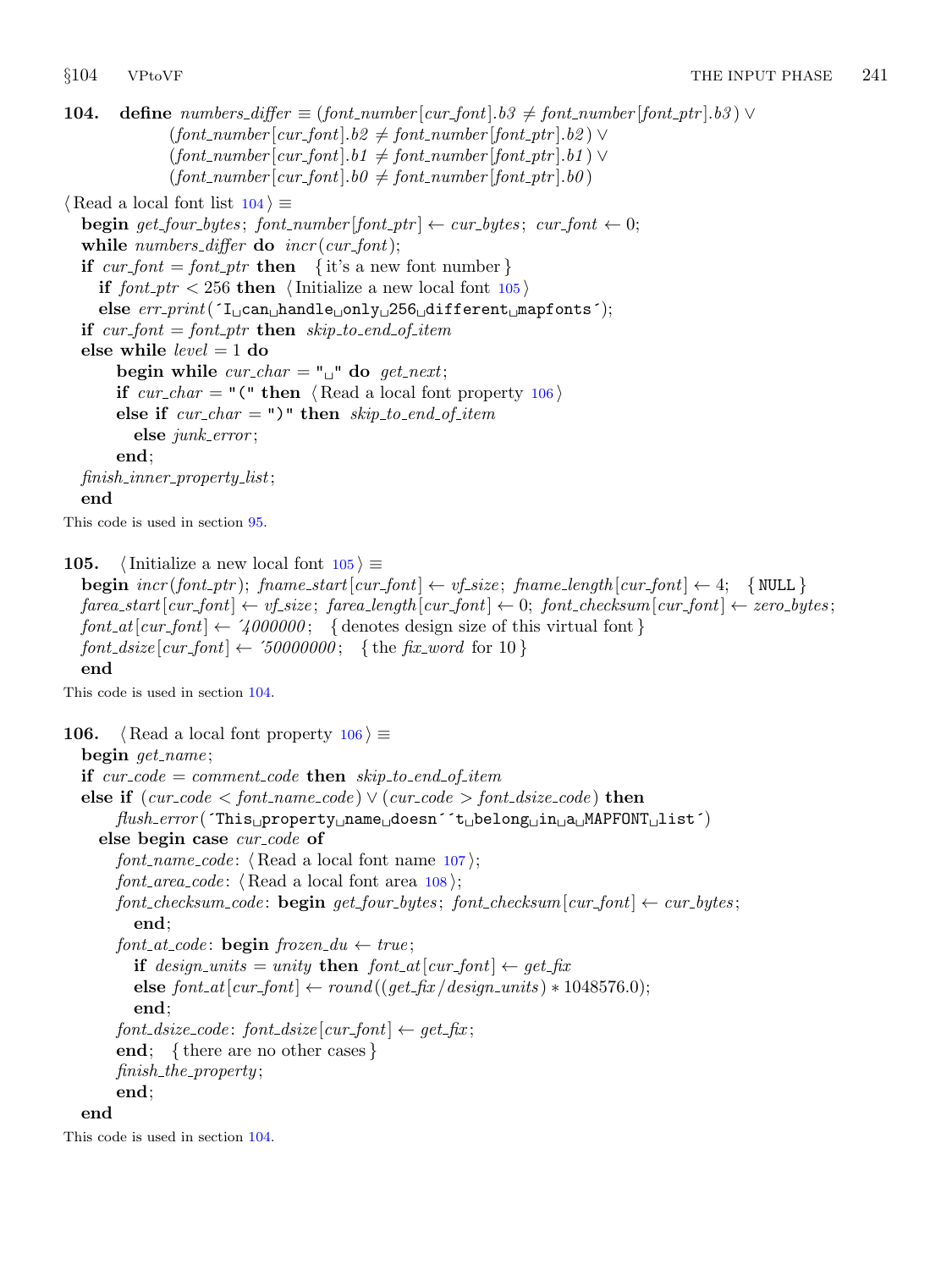**104.** **define** *numbers_differ* ≡ (*font_number*[*cur_font*].*b3* ≠ *font_number*[*font_ptr*].*b3*) ∨
(*font_number*[*cur_font*].*b2* ≠ *font_number*[*font_ptr*].*b2*) ∨
(*font_number*[*cur_font*].*b1* ≠ *font_number*[*font_ptr*].*b1*) ∨
(*font_number*[*cur_font*].*b0* ≠ *font_number*[*font_ptr*].*b0*)

⟨Read a local font list 104⟩ ≡

```
begin get_four_bytes; font_number[font_ptr] ← cur_bytes; cur_font ← 0;
while numbers_differ do incr(cur_font);
if cur_font = font_ptr then   { it's a new font number }
  if font_ptr < 256 then ⟨Initialize a new local font 105⟩
  else err_print(´I can handle only 256 different mapfonts´);
if cur_font = font_ptr then skip_to_end_of_item
else while level = 1 do
    begin while cur_char = " " do get_next;
    if cur_char = "(" then ⟨Read a local font property 106⟩
    else if cur_char = ")" then skip_to_end_of_item
      else junk_error;
    end;
finish_inner_property_list;
end
```

This code is used in section 95.

**105.** ⟨Initialize a new local font 105⟩ ≡

```
begin incr(font_ptr); fname_start[cur_font] ← vf_size; fname_length[cur_font] ← 4;   { NULL }
farea_start[cur_font] ← vf_size; farea_length[cur_font] ← 0; font_checksum[cur_font] ← zero_bytes;
font_at[cur_font] ← ´4000000;   { denotes design size of this virtual font }
font_dsize[cur_font] ← ´50000000;   { the fix_word for 10 }
end
```

This code is used in section 104.

**106.** ⟨Read a local font property 106⟩ ≡

```
begin get_name;
if cur_code = comment_code then skip_to_end_of_item
else if (cur_code < font_name_code) ∨ (cur_code > font_dsize_code) then
    flush_error(´This property name doesn´´t belong in a MAPFONT list´)
  else begin case cur_code of
    font_name_code: ⟨Read a local font name 107⟩;
    font_area_code: ⟨Read a local font area 108⟩;
    font_checksum_code: begin get_four_bytes; font_checksum[cur_font] ← cur_bytes;
      end;
    font_at_code: begin frozen_du ← true;
      if design_units = unity then font_at[cur_font] ← get_fix
      else font_at[cur_font] ← round((get_fix/design_units) * 1048576.0);
      end;
    font_dsize_code: font_dsize[cur_font] ← get_fix;
    end;   { there are no other cases }
    finish_the_property;
    end;
end
```

This code is used in section 104.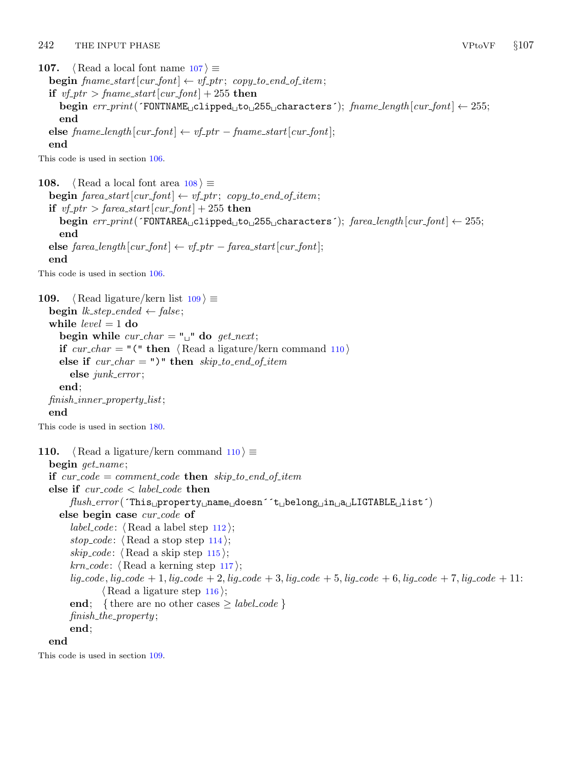**107.** ⟨ Read a local font name 107 ⟩ ≡

```
begin fname_start[cur_font] ← vf_ptr; copy_to_end_of_item;
if vf_ptr > fname_start[cur_font] + 255 then
  begin err_print(´FONTNAME clipped to 255 characters´); fname_length[cur_font] ← 255;
  end
else fname_length[cur_font] ← vf_ptr − fname_start[cur_font];
end
```

This code is used in section 106.

**108.** ⟨ Read a local font area 108 ⟩ ≡

```
begin farea_start[cur_font] ← vf_ptr; copy_to_end_of_item;
if vf_ptr > farea_start[cur_font] + 255 then
  begin err_print(´FONTAREA clipped to 255 characters´); farea_length[cur_font] ← 255;
  end
else farea_length[cur_font] ← vf_ptr − farea_start[cur_font];
end
```

This code is used in section 106.

**109.** ⟨ Read ligature/kern list 109 ⟩ ≡

```
begin lk_step_ended ← false;
while level = 1 do
  begin while cur_char = " " do get_next;
  if cur_char = "(" then ⟨ Read a ligature/kern command 110 ⟩
  else if cur_char = ")" then skip_to_end_of_item
    else junk_error;
  end;
finish_inner_property_list;
end
```

This code is used in section 180.

**110.** ⟨ Read a ligature/kern command 110 ⟩ ≡

```
begin get_name;
if cur_code = comment_code then skip_to_end_of_item
else if cur_code < label_code then
    flush_error(´This property name doesn´´t belong in a LIGTABLE list´)
  else begin case cur_code of
    label_code: ⟨ Read a label step 112 ⟩;
    stop_code: ⟨ Read a stop step 114 ⟩;
    skip_code: ⟨ Read a skip step 115 ⟩;
    krn_code: ⟨ Read a kerning step 117 ⟩;
    lig_code, lig_code + 1, lig_code + 2, lig_code + 3, lig_code + 5, lig_code + 6, lig_code + 7, lig_code + 11:
        ⟨ Read a ligature step 116 ⟩;
    end;  { there are no other cases ≥ label_code }
    finish_the_property;
    end;
end
```

This code is used in section 109.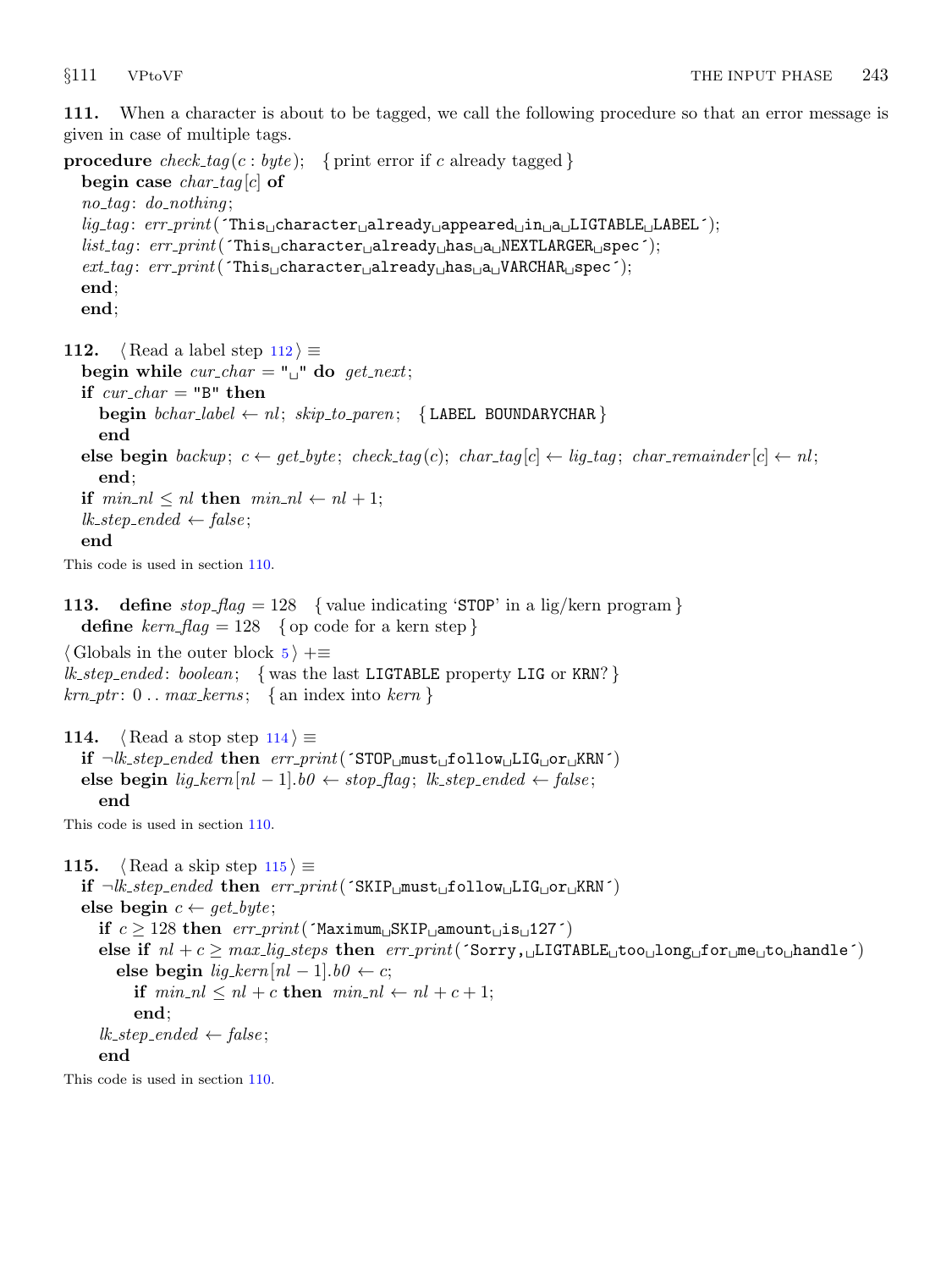**111.** When a character is about to be tagged, we call the following procedure so that an error message is given in case of multiple tags.

```
procedure check_tag(c : byte);   { print error if c already tagged }
  begin case char_tag[c] of
  no_tag: do_nothing;
  lig_tag: err_print('This character already appeared in a LIGTABLE LABEL');
  list_tag: err_print('This character already has a NEXTLARGER spec');
  ext_tag: err_print('This character already has a VARCHAR spec');
  end;
  end;
```

**112.** ⟨Read a label step 112⟩ ≡

```
begin while cur_char = " " do get_next;
if cur_char = "B" then
  begin bchar_label ← nl; skip_to_paren;   { LABEL BOUNDARYCHAR }
  end
else begin backup; c ← get_byte; check_tag(c); char_tag[c] ← lig_tag; char_remainder[c] ← nl;
  end;
if min_nl ≤ nl then min_nl ← nl + 1;
lk_step_ended ← false;
end
```

This code is used in section 110.

**113.**
```
define stop_flag = 128   { value indicating 'STOP' in a lig/kern program }
define kern_flag = 128   { op code for a kern step }
```

⟨Globals in the outer block 5⟩ +≡

```
lk_step_ended: boolean;   { was the last LIGTABLE property LIG or KRN? }
krn_ptr: 0 .. max_kerns;   { an index into kern }
```

**114.** ⟨Read a stop step 114⟩ ≡

```
if ¬lk_step_ended then err_print('STOP must follow LIG or KRN')
else begin lig_kern[nl − 1].b0 ← stop_flag; lk_step_ended ← false;
  end
```

This code is used in section 110.

**115.** ⟨Read a skip step 115⟩ ≡

```
if ¬lk_step_ended then err_print('SKIP must follow LIG or KRN')
else begin c ← get_byte;
  if c ≥ 128 then err_print('Maximum SKIP amount is 127')
  else if nl + c ≥ max_lig_steps then err_print('Sorry, LIGTABLE too long for me to handle')
    else begin lig_kern[nl − 1].b0 ← c;
      if min_nl ≤ nl + c then min_nl ← nl + c + 1;
      end;
  lk_step_ended ← false;
  end
```

This code is used in section 110.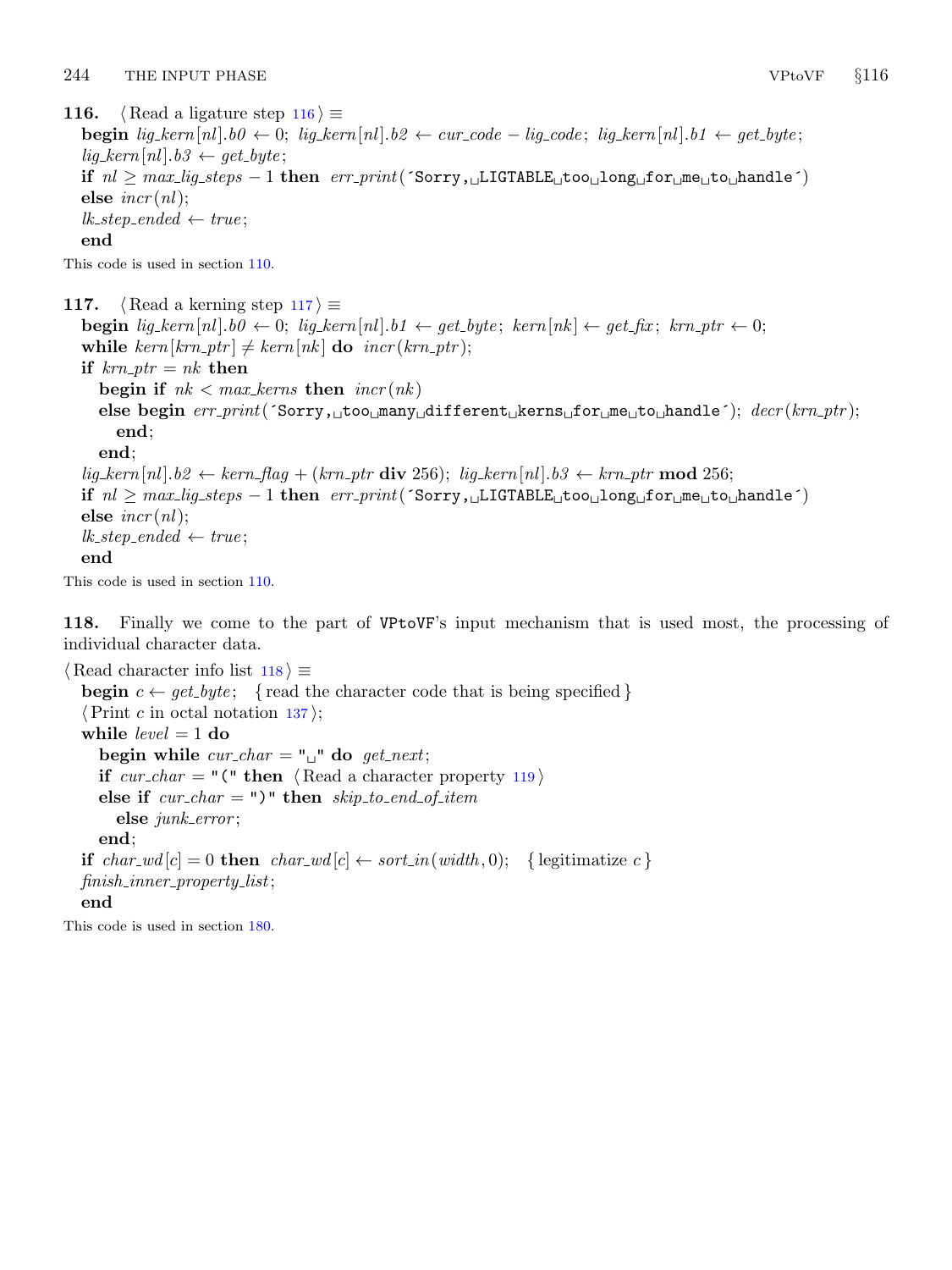**116.** ⟨Read a ligature step 116⟩ ≡

```
begin lig_kern[nl].b0 ← 0; lig_kern[nl].b2 ← cur_code − lig_code; lig_kern[nl].b1 ← get_byte;
lig_kern[nl].b3 ← get_byte;
if nl ≥ max_lig_steps − 1 then err_print(´Sorry,␣LIGTABLE␣too␣long␣for␣me␣to␣handle´)
else incr(nl);
lk_step_ended ← true;
end
```

This code is used in section 110.

**117.** ⟨Read a kerning step 117⟩ ≡

```
begin lig_kern[nl].b0 ← 0; lig_kern[nl].b1 ← get_byte; kern[nk] ← get_fix; krn_ptr ← 0;
while kern[krn_ptr] ≠ kern[nk] do incr(krn_ptr);
if krn_ptr = nk then
  begin if nk < max_kerns then incr(nk)
  else begin err_print(´Sorry,␣too␣many␣different␣kerns␣for␣me␣to␣handle´); decr(krn_ptr);
    end;
  end;
lig_kern[nl].b2 ← kern_flag + (krn_ptr div 256); lig_kern[nl].b3 ← krn_ptr mod 256;
if nl ≥ max_lig_steps − 1 then err_print(´Sorry,␣LIGTABLE␣too␣long␣for␣me␣to␣handle´)
else incr(nl);
lk_step_ended ← true;
end
```

This code is used in section 110.

**118.** Finally we come to the part of VPtoVF's input mechanism that is used most, the processing of individual character data.

⟨Read character info list 118⟩ ≡

```
begin c ← get_byte;   { read the character code that is being specified }
⟨Print c in octal notation 137⟩;
while level = 1 do
  begin while cur_char = "␣" do get_next;
  if cur_char = "(" then ⟨Read a character property 119⟩
  else if cur_char = ")" then skip_to_end_of_item
    else junk_error;
  end;
if char_wd[c] = 0 then char_wd[c] ← sort_in(width, 0);   { legitimatize c }
finish_inner_property_list;
end
```

This code is used in section 180.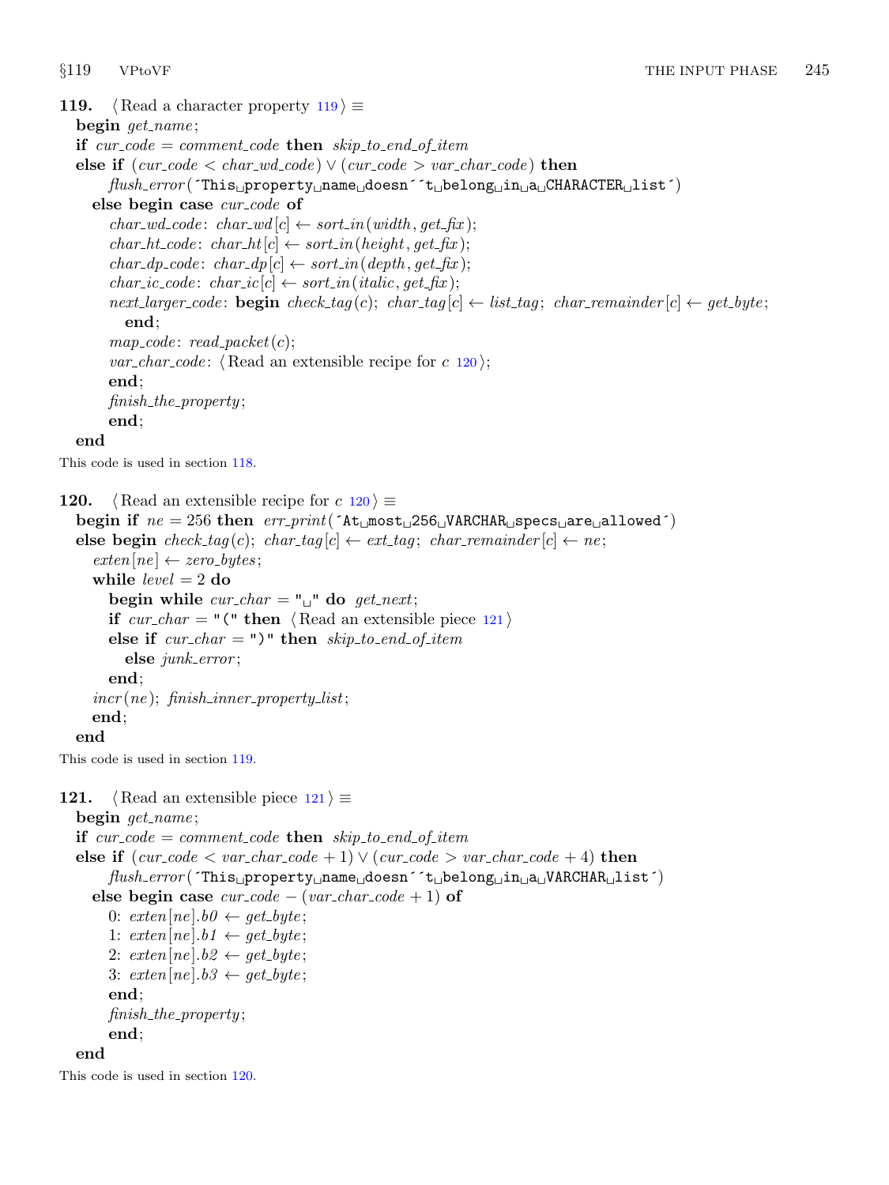**119.** ⟨Read a character property 119⟩ ≡

```
begin get_name;
if cur_code = comment_code then skip_to_end_of_item
else if (cur_code < char_wd_code) ∨ (cur_code > var_char_code) then
    flush_error('This property name doesn''t belong in a CHARACTER list')
  else begin case cur_code of
    char_wd_code: char_wd[c] ← sort_in(width, get_fix);
    char_ht_code: char_ht[c] ← sort_in(height, get_fix);
    char_dp_code: char_dp[c] ← sort_in(depth, get_fix);
    char_ic_code: char_ic[c] ← sort_in(italic, get_fix);
    next_larger_code: begin check_tag(c); char_tag[c] ← list_tag; char_remainder[c] ← get_byte;
      end;
    map_code: read_packet(c);
    var_char_code: ⟨Read an extensible recipe for c 120⟩;
    end;
    finish_the_property;
    end;
end
```

This code is used in section 118.

**120.** ⟨Read an extensible recipe for $c$ 120⟩ ≡

```
begin if ne = 256 then err_print('At most 256 VARCHAR specs are allowed')
else begin check_tag(c); char_tag[c] ← ext_tag; char_remainder[c] ← ne;
  exten[ne] ← zero_bytes;
  while level = 2 do
    begin while cur_char = " " do get_next;
    if cur_char = "(" then ⟨Read an extensible piece 121⟩
    else if cur_char = ")" then skip_to_end_of_item
      else junk_error;
    end;
  incr(ne); finish_inner_property_list;
  end;
end
```

This code is used in section 119.

**121.** ⟨Read an extensible piece 121⟩ ≡

```
begin get_name;
if cur_code = comment_code then skip_to_end_of_item
else if (cur_code < var_char_code + 1) ∨ (cur_code > var_char_code + 4) then
    flush_error('This property name doesn''t belong in a VARCHAR list')
  else begin case cur_code − (var_char_code + 1) of
    0: exten[ne].b0 ← get_byte;
    1: exten[ne].b1 ← get_byte;
    2: exten[ne].b2 ← get_byte;
    3: exten[ne].b3 ← get_byte;
    end;
    finish_the_property;
    end;
end
```

This code is used in section 120.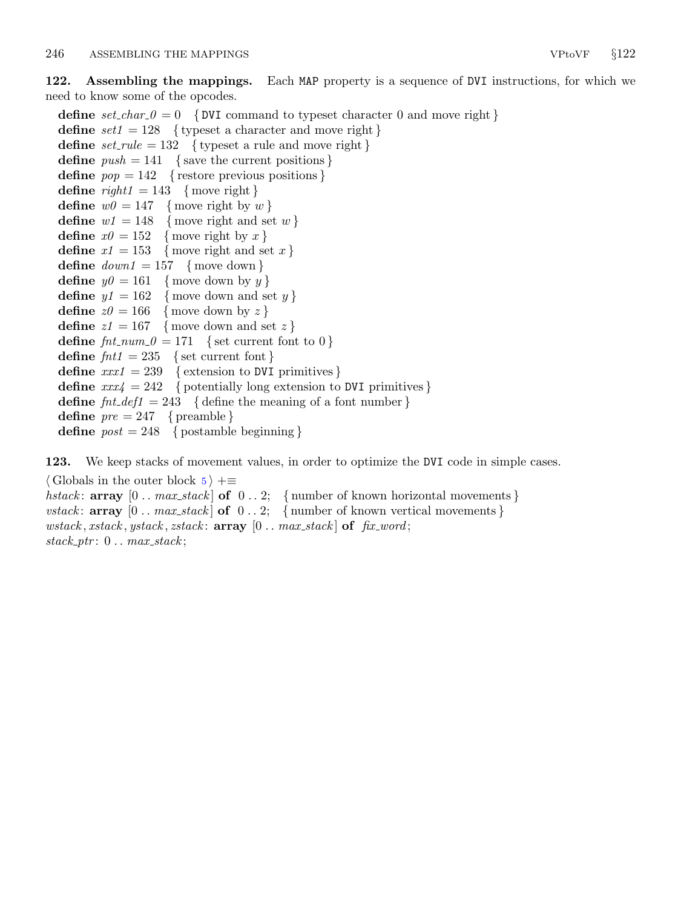**122. Assembling the mappings.** Each `MAP` property is a sequence of `DVI` instructions, for which we need to know some of the opcodes.

**define** *set_char_0* = 0 { `DVI` command to typeset character 0 and move right }
**define** *set1* = 128 { typeset a character and move right }
**define** *set_rule* = 132 { typeset a rule and move right }
**define** *push* = 141 { save the current positions }
**define** *pop* = 142 { restore previous positions }
**define** *right1* = 143 { move right }
**define** *w0* = 147 { move right by $w$ }
**define** *w1* = 148 { move right and set $w$ }
**define** *x0* = 152 { move right by $x$ }
**define** *x1* = 153 { move right and set $x$ }
**define** *down1* = 157 { move down }
**define** *y0* = 161 { move down by $y$ }
**define** *y1* = 162 { move down and set $y$ }
**define** *z0* = 166 { move down by $z$ }
**define** *z1* = 167 { move down and set $z$ }
**define** *fnt_num_0* = 171 { set current font to 0 }
**define** *fnt1* = 235 { set current font }
**define** *xxx1* = 239 { extension to `DVI` primitives }
**define** *xxx4* = 242 { potentially long extension to `DVI` primitives }
**define** *fnt_def1* = 243 { define the meaning of a font number }
**define** *pre* = 247 { preamble }
**define** *post* = 248 { postamble beginning }

**123.** We keep stacks of movement values, in order to optimize the `DVI` code in simple cases.

⟨ Globals in the outer block 5 ⟩ +≡
*hstack*: **array** [0 .. *max_stack*] **of** 0 .. 2; { number of known horizontal movements }
*vstack*: **array** [0 .. *max_stack*] **of** 0 .. 2; { number of known vertical movements }
*wstack*, *xstack*, *ystack*, *zstack*: **array** [0 .. *max_stack*] **of** *fix_word*;
*stack_ptr*: 0 .. *max_stack*;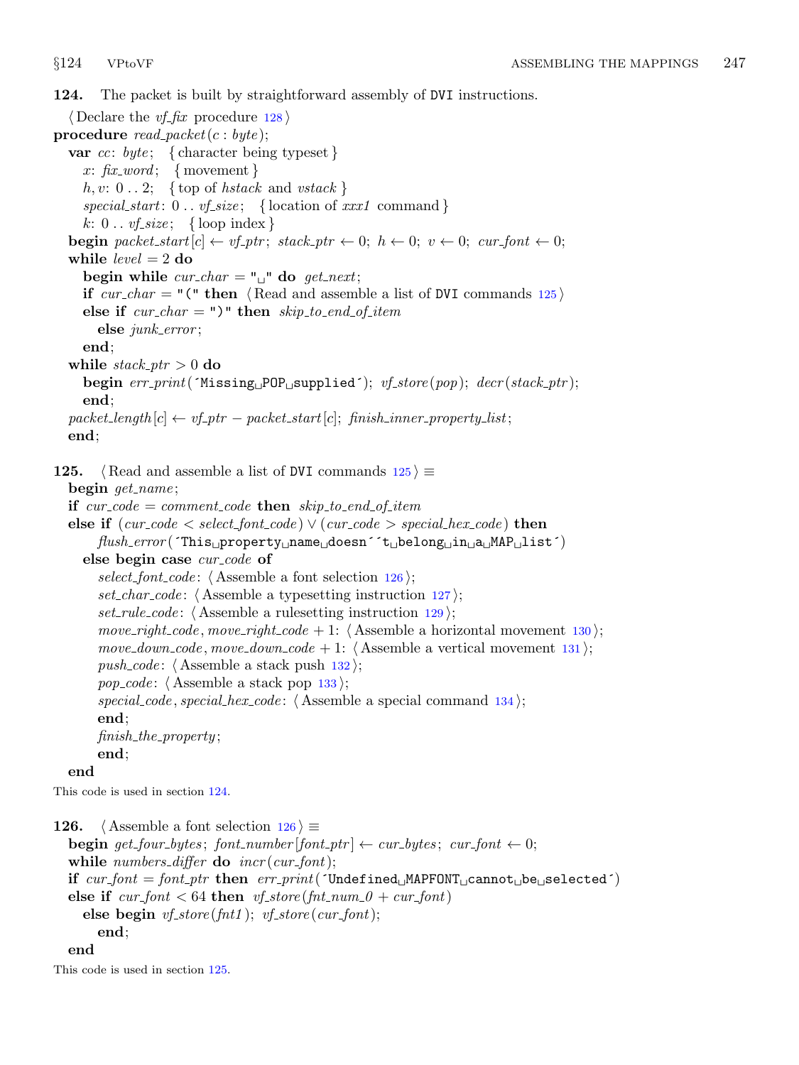**124.** The packet is built by straightforward assembly of DVI instructions.

```
⟨Declare the vf_fix procedure 128⟩
procedure read_packet(c : byte);
  var cc: byte;   { character being typeset }
    x: fix_word;   { movement }
    h, v: 0 .. 2;   { top of hstack and vstack }
    special_start: 0 .. vf_size;   { location of xxx1 command }
    k: 0 .. vf_size;   { loop index }
  begin packet_start[c] ← vf_ptr; stack_ptr ← 0; h ← 0; v ← 0; cur_font ← 0;
  while level = 2 do
    begin while cur_char = "␣" do get_next;
    if cur_char = "(" then ⟨Read and assemble a list of DVI commands 125⟩
    else if cur_char = ")" then skip_to_end_of_item
      else junk_error;
    end;
  while stack_ptr > 0 do
    begin err_print(´Missing␣POP␣supplied´); vf_store(pop); decr(stack_ptr);
    end;
  packet_length[c] ← vf_ptr − packet_start[c]; finish_inner_property_list;
  end;
```

**125.** ⟨Read and assemble a list of DVI commands 125⟩ ≡

```
begin get_name;
if cur_code = comment_code then skip_to_end_of_item
else if (cur_code < select_font_code) ∨ (cur_code > special_hex_code) then
    flush_error(´This␣property␣name␣doesn´´t␣belong␣in␣a␣MAP␣list´)
  else begin case cur_code of
    select_font_code: ⟨Assemble a font selection 126⟩;
    set_char_code: ⟨Assemble a typesetting instruction 127⟩;
    set_rule_code: ⟨Assemble a rulesetting instruction 129⟩;
    move_right_code, move_right_code + 1: ⟨Assemble a horizontal movement 130⟩;
    move_down_code, move_down_code + 1: ⟨Assemble a vertical movement 131⟩;
    push_code: ⟨Assemble a stack push 132⟩;
    pop_code: ⟨Assemble a stack pop 133⟩;
    special_code, special_hex_code: ⟨Assemble a special command 134⟩;
    end;
    finish_the_property;
    end;
end
```

This code is used in section 124.

**126.** ⟨Assemble a font selection 126⟩ ≡

```
begin get_four_bytes; font_number[font_ptr] ← cur_bytes; cur_font ← 0;
while numbers_differ do incr(cur_font);
if cur_font = font_ptr then err_print(´Undefined␣MAPFONT␣cannot␣be␣selected´)
else if cur_font < 64 then vf_store(fnt_num_0 + cur_font)
  else begin vf_store(fnt1); vf_store(cur_font);
    end;
end
```

This code is used in section 125.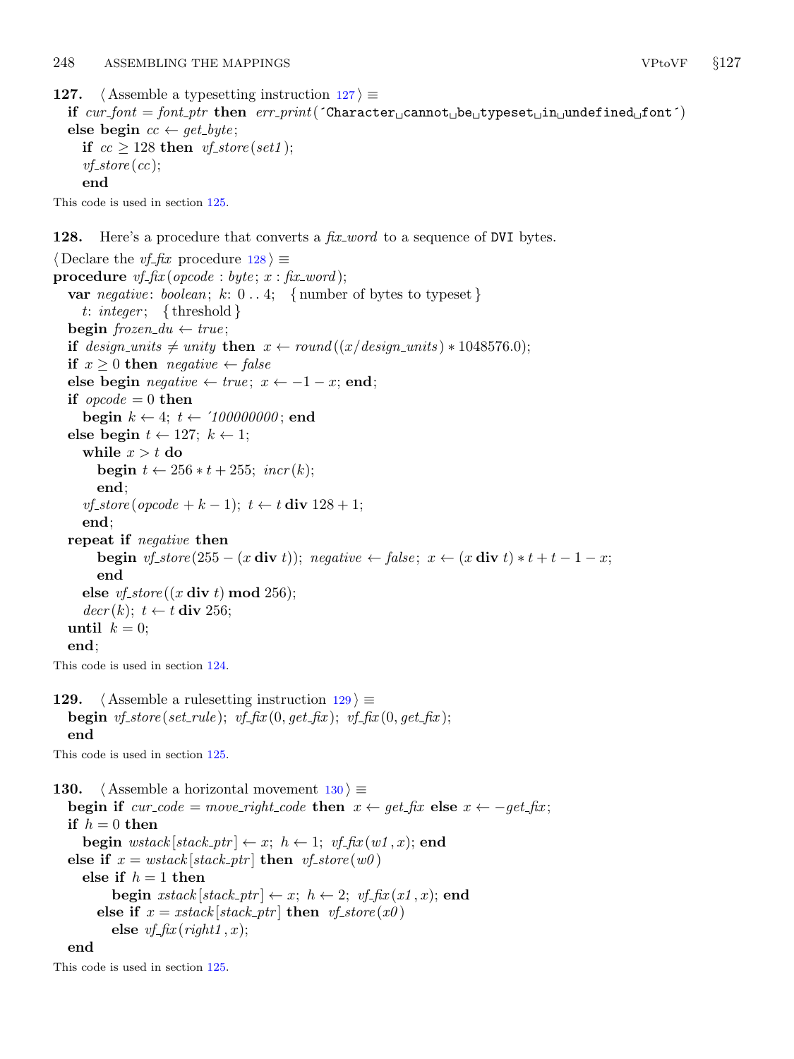**127.** ⟨ Assemble a typesetting instruction 127 ⟩ ≡

```
if cur_font = font_ptr then err_print(´Character cannot be typeset in undefined font´)
else begin cc ← get_byte;
  if cc ≥ 128 then vf_store(set1);
  vf_store(cc);
  end
```

This code is used in section 125.

**128.** Here's a procedure that converts a *fix_word* to a sequence of DVI bytes.

⟨ Declare the *vf_fix* procedure 128 ⟩ ≡

```
procedure vf_fix(opcode : byte; x : fix_word);
  var negative: boolean; k: 0 .. 4;  { number of bytes to typeset }
    t: integer;  { threshold }
  begin frozen_du ← true;
  if design_units ≠ unity then x ← round((x/design_units) * 1048576.0);
  if x ≥ 0 then negative ← false
  else begin negative ← true; x ← −1 − x; end;
  if opcode = 0 then
    begin k ← 4; t ← ´100000000; end
  else begin t ← 127; k ← 1;
    while x > t do
      begin t ← 256 * t + 255; incr(k);
      end;
    vf_store(opcode + k − 1); t ← t div 128 + 1;
    end;
  repeat if negative then
      begin vf_store(255 − (x div t)); negative ← false; x ← (x div t) * t + t − 1 − x;
      end
    else vf_store((x div t) mod 256);
    decr(k); t ← t div 256;
  until k = 0;
  end;
```

This code is used in section 124.

**129.** ⟨ Assemble a rulesetting instruction 129 ⟩ ≡

```
begin vf_store(set_rule); vf_fix(0, get_fix); vf_fix(0, get_fix);
end
```

This code is used in section 125.

**130.** ⟨ Assemble a horizontal movement 130 ⟩ ≡

```
begin if cur_code = move_right_code then x ← get_fix else x ← −get_fix;
if h = 0 then
  begin wstack[stack_ptr] ← x; h ← 1; vf_fix(w1, x); end
else if x = wstack[stack_ptr] then vf_store(w0)
  else if h = 1 then
      begin xstack[stack_ptr] ← x; h ← 2; vf_fix(x1, x); end
    else if x = xstack[stack_ptr] then vf_store(x0)
      else vf_fix(right1, x);
end
```

This code is used in section 125.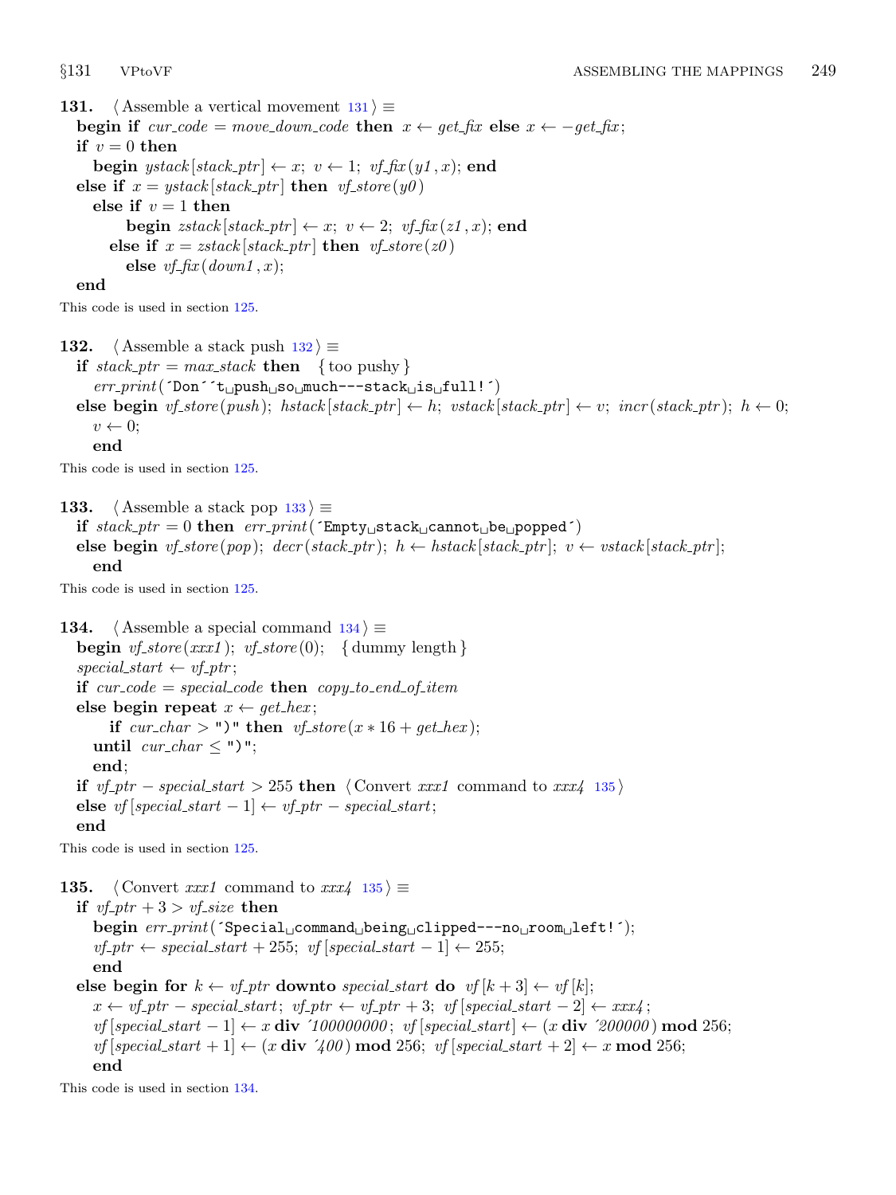**131.** ⟨ Assemble a vertical movement 131 ⟩ ≡

```
begin if cur_code = move_down_code then x ← get_fix else x ← −get_fix;
if v = 0 then
  begin ystack[stack_ptr] ← x; v ← 1; vf_fix(y1, x); end
else if x = ystack[stack_ptr] then vf_store(y0)
  else if v = 1 then
      begin zstack[stack_ptr] ← x; v ← 2; vf_fix(z1, x); end
    else if x = zstack[stack_ptr] then vf_store(z0)
      else vf_fix(down1, x);
end
```

This code is used in section 125.

**132.** ⟨ Assemble a stack push 132 ⟩ ≡

```
if stack_ptr = max_stack then { too pushy }
  err_print(´Don´´t push so much---stack is full!´)
else begin vf_store(push); hstack[stack_ptr] ← h; vstack[stack_ptr] ← v; incr(stack_ptr); h ← 0;
  v ← 0;
  end
```

This code is used in section 125.

**133.** ⟨ Assemble a stack pop 133 ⟩ ≡

```
if stack_ptr = 0 then err_print(´Empty stack cannot be popped´)
else begin vf_store(pop); decr(stack_ptr); h ← hstack[stack_ptr]; v ← vstack[stack_ptr];
  end
```

This code is used in section 125.

**134.** ⟨ Assemble a special command 134 ⟩ ≡

```
begin vf_store(xxx1); vf_store(0); { dummy length }
special_start ← vf_ptr;
if cur_code = special_code then copy_to_end_of_item
else begin repeat x ← get_hex;
    if cur_char > ")" then vf_store(x * 16 + get_hex);
  until cur_char ≤ ")";
  end;
if vf_ptr − special_start > 255 then ⟨ Convert xxx1 command to xxx4 135 ⟩
else vf[special_start − 1] ← vf_ptr − special_start;
end
```

This code is used in section 125.

**135.** ⟨ Convert *xxx1* command to *xxx4* 135 ⟩ ≡

```
if vf_ptr + 3 > vf_size then
  begin err_print(´Special command being clipped---no room left!´);
  vf_ptr ← special_start + 255; vf[special_start − 1] ← 255;
  end
else begin for k ← vf_ptr downto special_start do vf[k + 3] ← vf[k];
  x ← vf_ptr − special_start; vf_ptr ← vf_ptr + 3; vf[special_start − 2] ← xxx4;
  vf[special_start − 1] ← x div ´100000000; vf[special_start] ← (x div ´200000) mod 256;
  vf[special_start + 1] ← (x div ´400) mod 256; vf[special_start + 2] ← x mod 256;
  end
```

This code is used in section 134.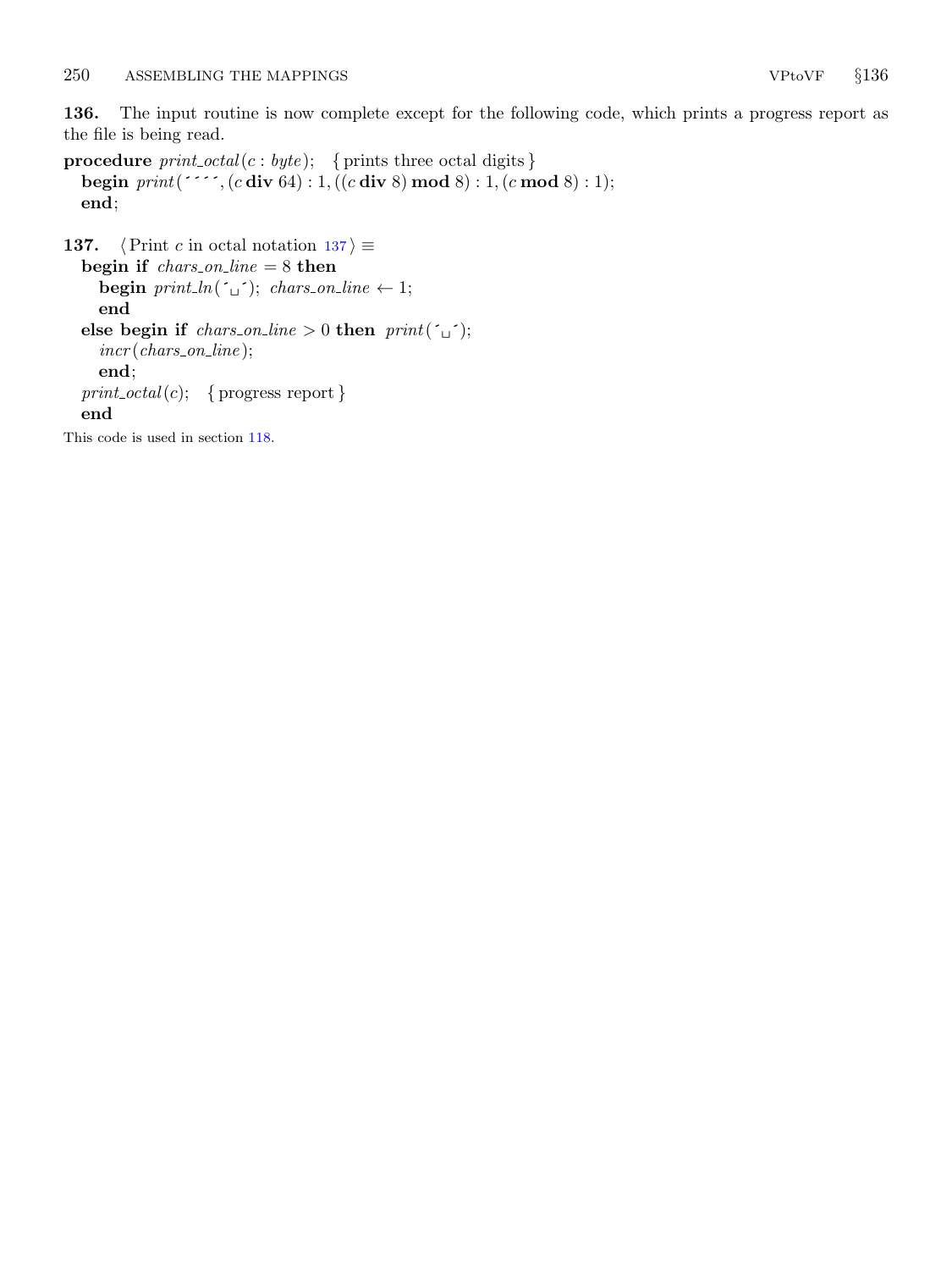**136.** The input routine is now complete except for the following code, which prints a progress report as the file is being read.

```
procedure print_octal(c : byte);   { prints three octal digits }
  begin print(´´´´, (c div 64) : 1, ((c div 8) mod 8) : 1, (c mod 8) : 1);
  end;
```

**137.** ⟨Print $c$ in octal notation 137⟩ ≡

```
  begin if chars_on_line = 8 then
    begin print_ln(´␣´); chars_on_line ← 1;
    end
  else begin if chars_on_line > 0 then print(´␣´);
    incr(chars_on_line);
    end;
  print_octal(c);   { progress report }
  end
```

This code is used in section 118.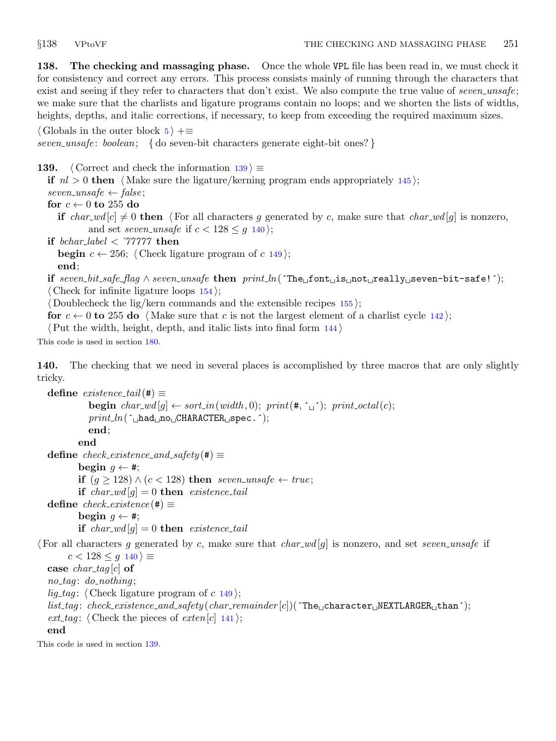**138. The checking and massaging phase.** Once the whole VPL file has been read in, we must check it for consistency and correct any errors. This process consists mainly of running through the characters that exist and seeing if they refer to characters that don't exist. We also compute the true value of *seven_unsafe*; we make sure that the charlists and ligature programs contain no loops; and we shorten the lists of widths, heights, depths, and italic corrections, if necessary, to keep from exceeding the required maximum sizes.

⟨ Globals in the outer block 5 ⟩ +≡
*seven_unsafe*: *boolean*; { do seven-bit characters generate eight-bit ones? }

**139.** ⟨ Correct and check the information 139 ⟩ ≡

```
if nl > 0 then ⟨ Make sure the ligature/kerning program ends appropriately 145 ⟩;
seven_unsafe ← false;
for c ← 0 to 255 do
  if char_wd[c] ≠ 0 then ⟨ For all characters g generated by c, make sure that char_wd[g] is nonzero,
        and set seven_unsafe if c < 128 ≤ g 140 ⟩;
if bchar_label < ´77777 then
  begin c ← 256; ⟨ Check ligature program of c 149 ⟩;
  end;
if seven_bit_safe_flag ∧ seven_unsafe then print_ln(´The font is not really seven-bit-safe!´);
⟨ Check for infinite ligature loops 154 ⟩;
⟨ Doublecheck the lig/kern commands and the extensible recipes 155 ⟩;
for c ← 0 to 255 do ⟨ Make sure that c is not the largest element of a charlist cycle 142 ⟩;
⟨ Put the width, height, depth, and italic lists into final form 144 ⟩
```

This code is used in section 180.

**140.** The checking that we need in several places is accomplished by three macros that are only slightly tricky.

```
define existence_tail(#) ≡
      begin char_wd[g] ← sort_in(width, 0); print(#, ´ ´); print_octal(c);
      print_ln(´ had no CHARACTER spec.´);
      end;
    end
define check_existence_and_safety(#) ≡
    begin g ← #;
    if (g ≥ 128) ∧ (c < 128) then seven_unsafe ← true;
    if char_wd[g] = 0 then existence_tail
define check_existence(#) ≡
    begin g ← #;
    if char_wd[g] = 0 then existence_tail
```

⟨ For all characters $g$ generated by $c$, make sure that $char\_wd[g]$ is nonzero, and set *seven_unsafe* if $c < 128 \le g$ 140 ⟩ ≡

```
case char_tag[c] of
no_tag: do_nothing;
lig_tag: ⟨ Check ligature program of c 149 ⟩;
list_tag: check_existence_and_safety(char_remainder[c])(´The character NEXTLARGER than´);
ext_tag: ⟨ Check the pieces of exten[c] 141 ⟩;
end
```

This code is used in section 139.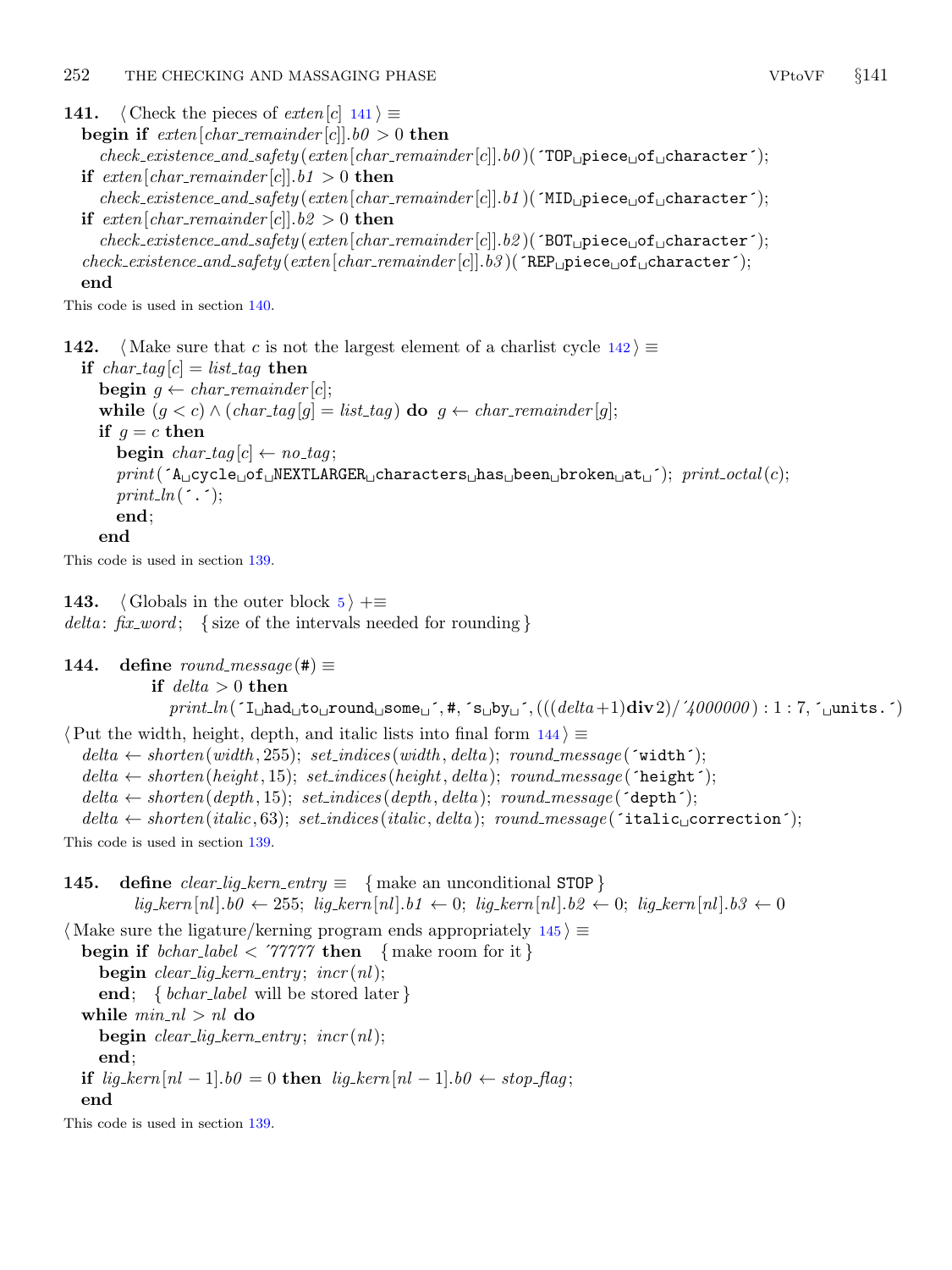**141.** ⟨ Check the pieces of *exten*[*c*] 141 ⟩ ≡

```
begin if exten[char_remainder[c]].b0 > 0 then
    check_existence_and_safety(exten[char_remainder[c]].b0)('TOP piece of character');
  if exten[char_remainder[c]].b1 > 0 then
    check_existence_and_safety(exten[char_remainder[c]].b1)('MID piece of character');
  if exten[char_remainder[c]].b2 > 0 then
    check_existence_and_safety(exten[char_remainder[c]].b2)('BOT piece of character');
  check_existence_and_safety(exten[char_remainder[c]].b3)('REP piece of character');
  end
```

This code is used in section 140.

**142.** ⟨ Make sure that *c* is not the largest element of a charlist cycle 142 ⟩ ≡

```
if char_tag[c] = list_tag then
  begin g ← char_remainder[c];
  while (g < c) ∧ (char_tag[g] = list_tag) do g ← char_remainder[g];
  if g = c then
    begin char_tag[c] ← no_tag;
    print('A cycle of NEXTLARGER characters has been broken at '); print_octal(c);
    print_ln('.');
    end;
  end
```

This code is used in section 139.

**143.** ⟨ Globals in the outer block 5 ⟩ +≡
*delta*: *fix_word*; { size of the intervals needed for rounding }

**144.** **define** *round_message*(#) ≡

```
if delta > 0 then
  print_ln('I had to round some ', #, 's by ', (((delta+1) div 2)/'4000000) : 1 : 7, ' units.')
```

⟨ Put the width, height, depth, and italic lists into final form 144 ⟩ ≡

```
delta ← shorten(width, 255); set_indices(width, delta); round_message('width');
delta ← shorten(height, 15); set_indices(height, delta); round_message('height');
delta ← shorten(depth, 15); set_indices(depth, delta); round_message('depth');
delta ← shorten(italic, 63); set_indices(italic, delta); round_message('italic correction');
```

This code is used in section 139.

**145.** **define** *clear_lig_kern_entry* ≡ { make an unconditional STOP }
*lig_kern*[*nl*].*b0* ← 255; *lig_kern*[*nl*].*b1* ← 0; *lig_kern*[*nl*].*b2* ← 0; *lig_kern*[*nl*].*b3* ← 0

⟨ Make sure the ligature/kerning program ends appropriately 145 ⟩ ≡

```
begin if bchar_label < '77777 then { make room for it }
    begin clear_lig_kern_entry; incr(nl);
    end; { bchar_label will be stored later }
  while min_nl > nl do
    begin clear_lig_kern_entry; incr(nl);
    end;
  if lig_kern[nl − 1].b0 = 0 then lig_kern[nl − 1].b0 ← stop_flag;
  end
```

This code is used in section 139.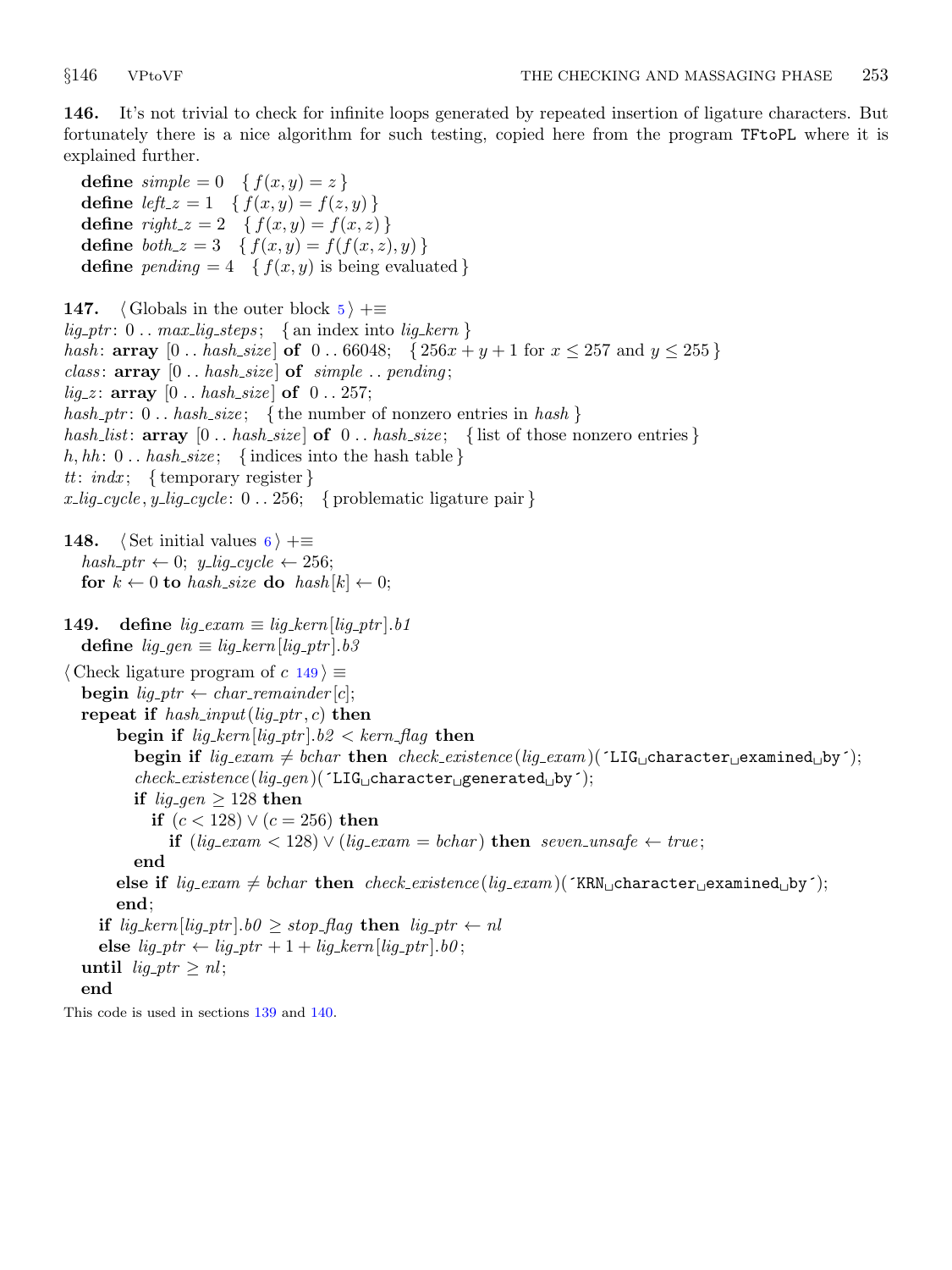**146.** It's not trivial to check for infinite loops generated by repeated insertion of ligature characters. But fortunately there is a nice algorithm for such testing, copied here from the program TFtoPL where it is explained further.

```
define simple = 0   { f(x, y) = z }
define left_z = 1   { f(x, y) = f(z, y) }
define right_z = 2   { f(x, y) = f(x, z) }
define both_z = 3   { f(x, y) = f(f(x, z), y) }
define pending = 4   { f(x, y) is being evaluated }
```

**147.** ⟨ Globals in the outer block 5 ⟩ +≡

```
lig_ptr: 0 .. max_lig_steps;   { an index into lig_kern }
hash: array [0 .. hash_size] of 0 .. 66048;   { 256x + y + 1 for x ≤ 257 and y ≤ 255 }
class: array [0 .. hash_size] of simple .. pending;
lig_z: array [0 .. hash_size] of 0 .. 257;
hash_ptr: 0 .. hash_size;   { the number of nonzero entries in hash }
hash_list: array [0 .. hash_size] of 0 .. hash_size;   { list of those nonzero entries }
h, hh: 0 .. hash_size;   { indices into the hash table }
tt: indx;   { temporary register }
x_lig_cycle, y_lig_cycle: 0 .. 256;   { problematic ligature pair }
```

**148.** ⟨ Set initial values 6 ⟩ +≡

```
hash_ptr ← 0; y_lig_cycle ← 256;
for k ← 0 to hash_size do hash[k] ← 0;
```

**149.**

```
define lig_exam ≡ lig_kern[lig_ptr].b1
define lig_gen ≡ lig_kern[lig_ptr].b3
```

⟨ Check ligature program of c 149 ⟩ ≡

```
begin lig_ptr ← char_remainder[c];
repeat if hash_input(lig_ptr, c) then
    begin if lig_kern[lig_ptr].b2 < kern_flag then
      begin if lig_exam ≠ bchar then check_existence(lig_exam)('LIG character examined by ');
      check_existence(lig_gen)('LIG character generated by ');
      if lig_gen ≥ 128 then
        if (c < 128) ∨ (c = 256) then
          if (lig_exam < 128) ∨ (lig_exam = bchar) then seven_unsafe ← true;
      end
    else if lig_exam ≠ bchar then check_existence(lig_exam)('KRN character examined by ');
    end;
  if lig_kern[lig_ptr].b0 ≥ stop_flag then lig_ptr ← nl
  else lig_ptr ← lig_ptr + 1 + lig_kern[lig_ptr].b0;
until lig_ptr ≥ nl;
end
```

This code is used in sections 139 and 140.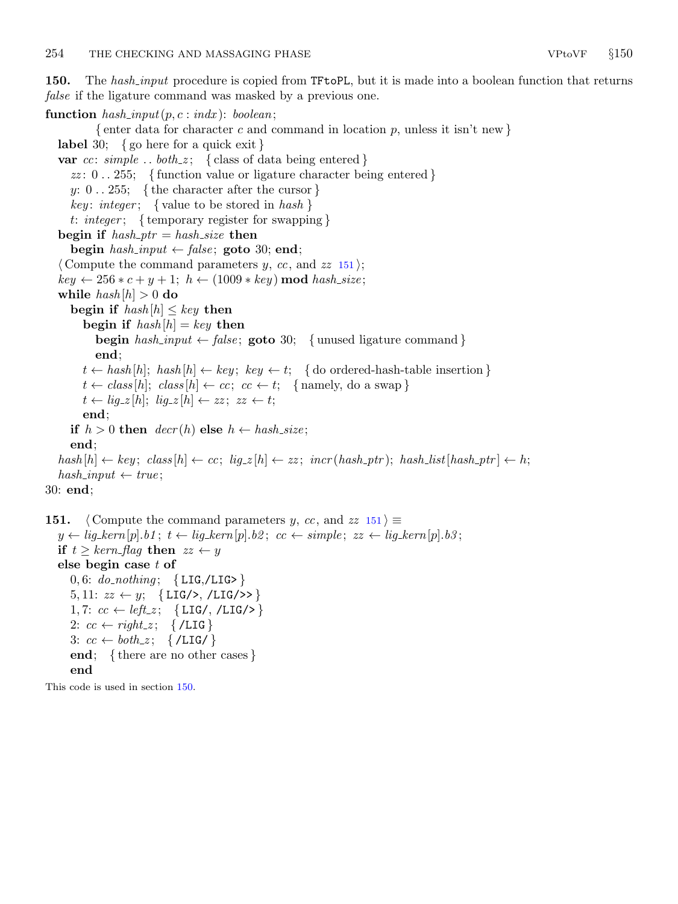**150.** The *hash_input* procedure is copied from TFtoPL, but it is made into a boolean function that returns *false* if the ligature command was masked by a previous one.

```
function hash_input(p, c : indx): boolean;
        { enter data for character c and command in location p, unless it isn't new }
  label 30; { go here for a quick exit }
  var cc: simple .. both_z; { class of data being entered }
    zz: 0 .. 255; { function value or ligature character being entered }
    y: 0 .. 255; { the character after the cursor }
    key: integer; { value to be stored in hash }
    t: integer; { temporary register for swapping }
  begin if hash_ptr = hash_size then
    begin hash_input ← false; goto 30; end;
  ⟨ Compute the command parameters y, cc, and zz 151 ⟩;
  key ← 256 * c + y + 1; h ← (1009 * key) mod hash_size;
  while hash[h] > 0 do
    begin if hash[h] ≤ key then
      begin if hash[h] = key then
        begin hash_input ← false; goto 30; { unused ligature command }
        end;
      t ← hash[h]; hash[h] ← key; key ← t; { do ordered-hash-table insertion }
      t ← class[h]; class[h] ← cc; cc ← t; { namely, do a swap }
      t ← lig_z[h]; lig_z[h] ← zz; zz ← t;
      end;
    if h > 0 then decr(h) else h ← hash_size;
    end;
  hash[h] ← key; class[h] ← cc; lig_z[h] ← zz; incr(hash_ptr); hash_list[hash_ptr] ← h;
  hash_input ← true;
30: end;
```

**151.** ⟨ Compute the command parameters $y$, $cc$, and $zz$ 151 ⟩ ≡

```
  y ← lig_kern[p].b1; t ← lig_kern[p].b2; cc ← simple; zz ← lig_kern[p].b3;
  if t ≥ kern_flag then zz ← y
  else begin case t of
    0, 6: do_nothing; { LIG,/LIG> }
    5, 11: zz ← y; { LIG/>, /LIG/>> }
    1, 7: cc ← left_z; { LIG/, /LIG/> }
    2: cc ← right_z; { /LIG }
    3: cc ← both_z; { /LIG/ }
    end; { there are no other cases }
    end
```

This code is used in section 150.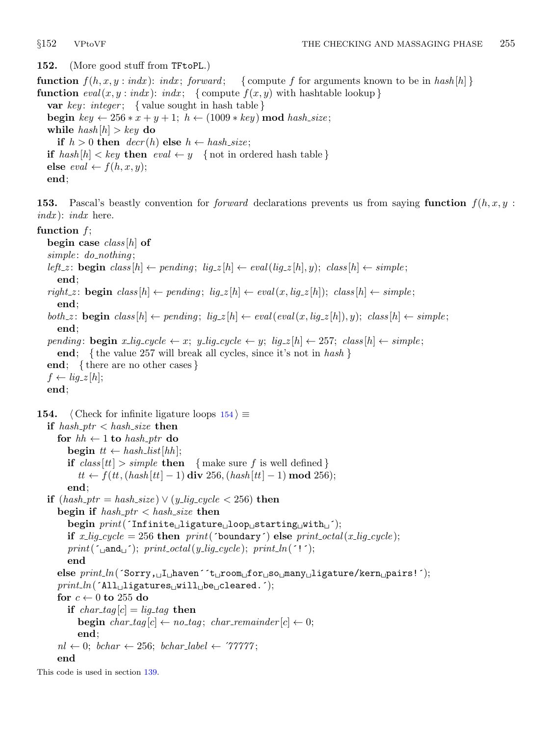**152.** (More good stuff from TFtoPL.)

```
function f(h, x, y : indx): indx; forward;    { compute f for arguments known to be in hash[h] }
function eval(x, y : indx): indx;   { compute f(x, y) with hashtable lookup }
  var key: integer;   { value sought in hash table }
  begin key ← 256 * x + y + 1; h ← (1009 * key) mod hash_size;
  while hash[h] > key do
    if h > 0 then decr(h) else h ← hash_size;
  if hash[h] < key then eval ← y   { not in ordered hash table }
  else eval ← f(h, x, y);
  end;
```

**153.** Pascal's beastly convention for *forward* declarations prevents us from saying **function** $f(h, x, y : indx)$: *indx* here.

```
function f;
  begin case class[h] of
  simple: do_nothing;
  left_z: begin class[h] ← pending; lig_z[h] ← eval(lig_z[h], y); class[h] ← simple;
    end;
  right_z: begin class[h] ← pending; lig_z[h] ← eval(x, lig_z[h]); class[h] ← simple;
    end;
  both_z: begin class[h] ← pending; lig_z[h] ← eval(eval(x, lig_z[h]), y); class[h] ← simple;
    end;
  pending: begin x_lig_cycle ← x; y_lig_cycle ← y; lig_z[h] ← 257; class[h] ← simple;
    end;   { the value 257 will break all cycles, since it's not in hash }
  end;   { there are no other cases }
  f ← lig_z[h];
  end;
```

**154.** ⟨ Check for infinite ligature loops 154 ⟩ ≡

```
  if hash_ptr < hash_size then
    for hh ← 1 to hash_ptr do
      begin tt ← hash_list[hh];
      if class[tt] > simple then   { make sure f is well defined }
        tt ← f(tt, (hash[tt] − 1) div 256, (hash[tt] − 1) mod 256);
      end;
  if (hash_ptr = hash_size) ∨ (y_lig_cycle < 256) then
    begin if hash_ptr < hash_size then
      begin print('Infinite ligature loop starting with ');
      if x_lig_cycle = 256 then print('boundary') else print_octal(x_lig_cycle);
      print(' and '); print_octal(y_lig_cycle); print_ln('!');
      end
    else print_ln('Sorry, I haven''t room for so many ligature/kern pairs!');
    print_ln('All ligatures will be cleared.');
    for c ← 0 to 255 do
      if char_tag[c] = lig_tag then
        begin char_tag[c] ← no_tag; char_remainder[c] ← 0;
        end;
    nl ← 0; bchar ← 256; bchar_label ← '77777;
    end
```

This code is used in section 139.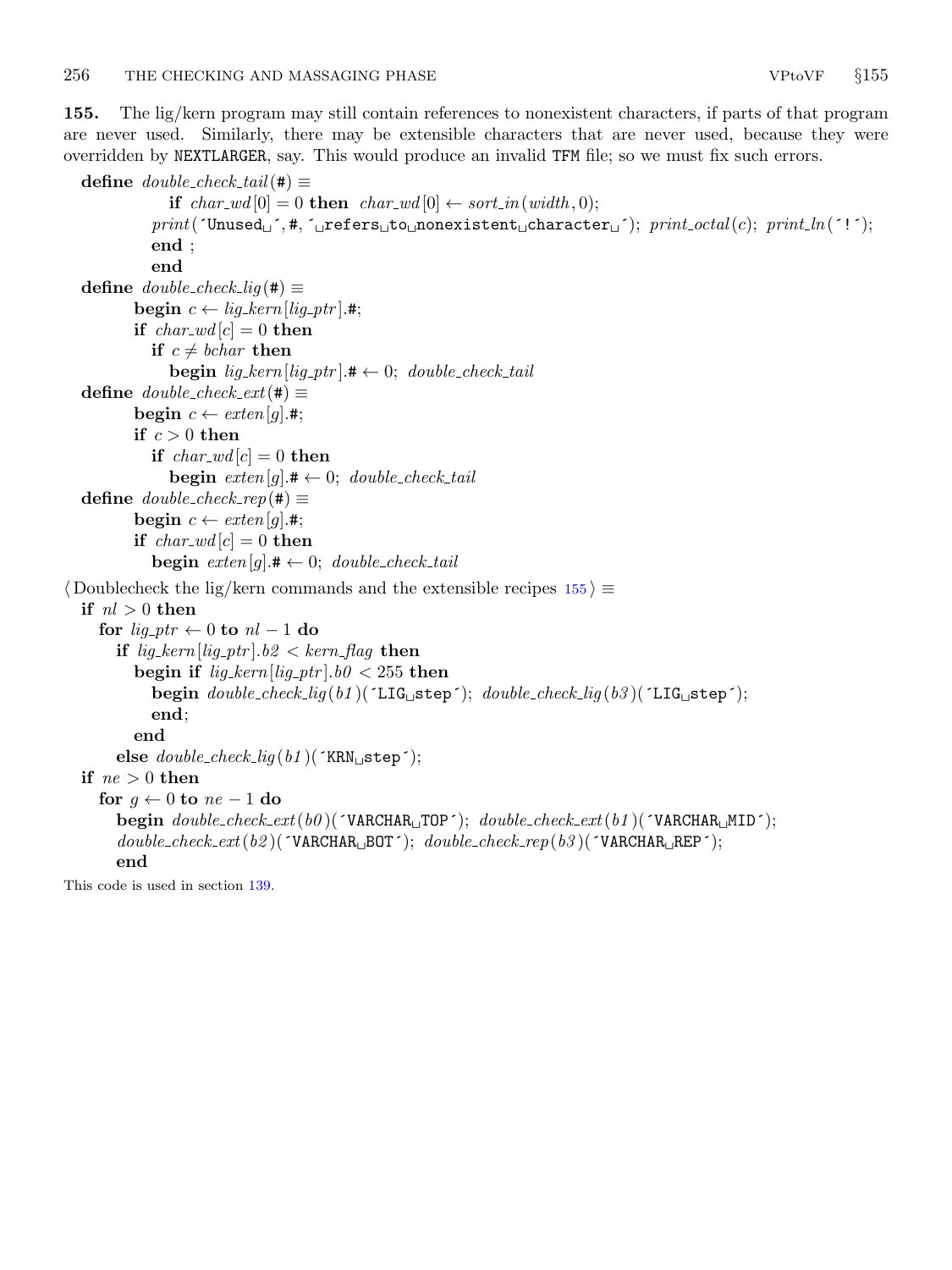**155.** The lig/kern program may still contain references to nonexistent characters, if parts of that program are never used. Similarly, there may be extensible characters that are never used, because they were overridden by NEXTLARGER, say. This would produce an invalid TFM file; so we must fix such errors.

```
define double_check_tail(#) ≡
          if char_wd[0] = 0 then char_wd[0] ← sort_in(width, 0);
        print(´Unused␣´, #, ´␣refers␣to␣nonexistent␣character␣´); print_octal(c); print_ln(´!´);
        end ;
        end
define double_check_lig(#) ≡
      begin c ← lig_kern[lig_ptr].#;
      if char_wd[c] = 0 then
        if c ≠ bchar then
          begin lig_kern[lig_ptr].# ← 0; double_check_tail
define double_check_ext(#) ≡
      begin c ← exten[g].#;
      if c > 0 then
        if char_wd[c] = 0 then
          begin exten[g].# ← 0; double_check_tail
define double_check_rep(#) ≡
      begin c ← exten[g].#;
      if char_wd[c] = 0 then
        begin exten[g].# ← 0; double_check_tail
```

```
⟨Doublecheck the lig/kern commands and the extensible recipes 155⟩ ≡
  if nl > 0 then
    for lig_ptr ← 0 to nl − 1 do
      if lig_kern[lig_ptr].b2 < kern_flag then
        begin if lig_kern[lig_ptr].b0 < 255 then
          begin double_check_lig(b1)(´LIG␣step´); double_check_lig(b3)(´LIG␣step´);
          end;
        end
      else double_check_lig(b1)(´KRN␣step´);
  if ne > 0 then
    for g ← 0 to ne − 1 do
      begin double_check_ext(b0)(´VARCHAR␣TOP´); double_check_ext(b1)(´VARCHAR␣MID´);
      double_check_ext(b2)(´VARCHAR␣BOT´); double_check_rep(b3)(´VARCHAR␣REP´);
      end
```

This code is used in section 139.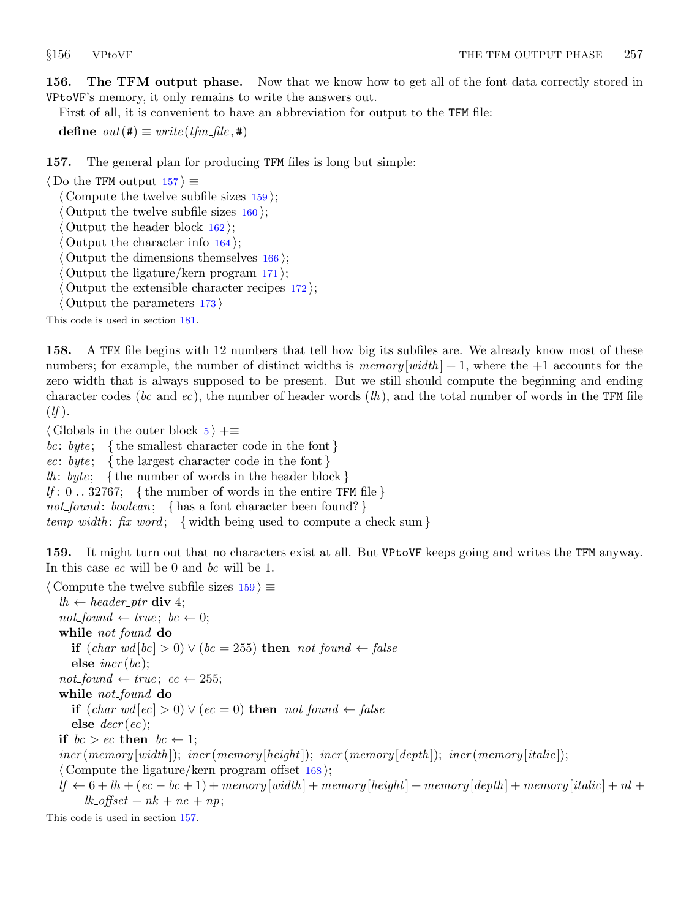**156. The TFM output phase.** Now that we know how to get all of the font data correctly stored in VPtoVF's memory, it only remains to write the answers out.

First of all, it is convenient to have an abbreviation for output to the TFM file:

**define** *out*(#) ≡ *write*(*tfm_file*, #)

**157.** The general plan for producing TFM files is long but simple:

⟨Do the TFM output 157⟩ ≡
  ⟨Compute the twelve subfile sizes 159⟩;
  ⟨Output the twelve subfile sizes 160⟩;
  ⟨Output the header block 162⟩;
  ⟨Output the character info 164⟩;
  ⟨Output the dimensions themselves 166⟩;
  ⟨Output the ligature/kern program 171⟩;
  ⟨Output the extensible character recipes 172⟩;
  ⟨Output the parameters 173⟩

This code is used in section 181.

**158.** A TFM file begins with 12 numbers that tell how big its subfiles are. We already know most of these numbers; for example, the number of distinct widths is *memory*[*width*] + 1, where the +1 accounts for the zero width that is always supposed to be present. But we still should compute the beginning and ending character codes (*bc* and *ec*), the number of header words (*lh*), and the total number of words in the TFM file (*lf*).

⟨Globals in the outer block 5⟩ +≡
*bc*: *byte*;  { the smallest character code in the font }
*ec*: *byte*;  { the largest character code in the font }
*lh*: *byte*;  { the number of words in the header block }
*lf*: 0 . . 32767;  { the number of words in the entire TFM file }
*not_found*: *boolean*;  { has a font character been found? }
*temp_width*: *fix_word*;  { width being used to compute a check sum }

**159.** It might turn out that no characters exist at all. But VPtoVF keeps going and writes the TFM anyway. In this case *ec* will be 0 and *bc* will be 1.

⟨Compute the twelve subfile sizes 159⟩ ≡
  *lh* ← *header_ptr* **div** 4;
  *not_found* ← *true*; *bc* ← 0;
  **while** *not_found* **do**
    **if** (*char_wd*[*bc*] > 0) ∨ (*bc* = 255) **then** *not_found* ← *false*
    **else** *incr*(*bc*);
  *not_found* ← *true*; *ec* ← 255;
  **while** *not_found* **do**
    **if** (*char_wd*[*ec*] > 0) ∨ (*ec* = 0) **then** *not_found* ← *false*
    **else** *decr*(*ec*);
  **if** *bc* > *ec* **then** *bc* ← 1;
  *incr*(*memory*[*width*]); *incr*(*memory*[*height*]); *incr*(*memory*[*depth*]); *incr*(*memory*[*italic*]);
  ⟨Compute the ligature/kern program offset 168⟩;
  *lf* ← 6 + *lh* + (*ec* − *bc* + 1) + *memory*[*width*] + *memory*[*height*] + *memory*[*depth*] + *memory*[*italic*] + *nl* + *lk_offset* + *nk* + *ne* + *np*;

This code is used in section 157.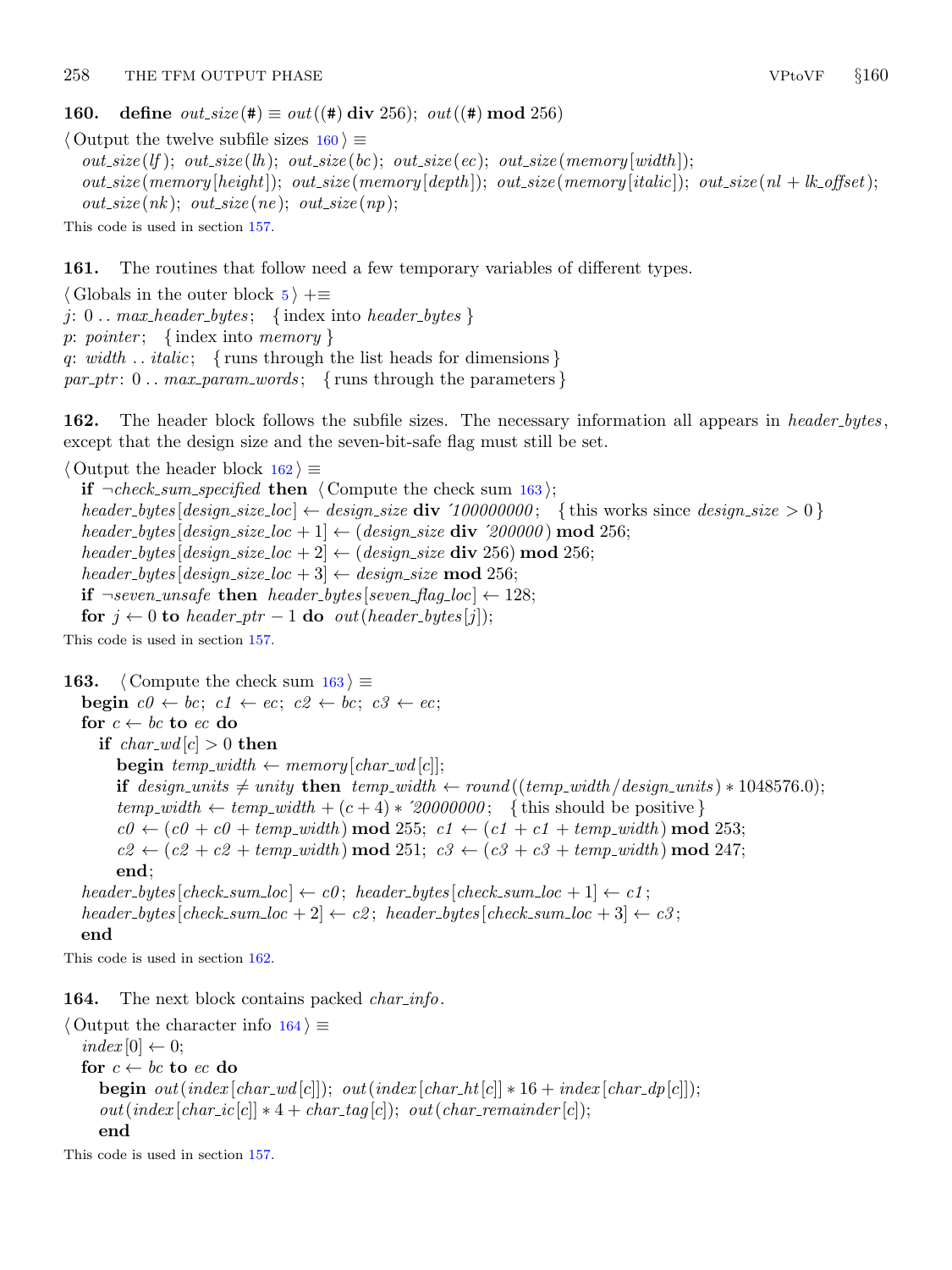**160.** **define** *out_size*(#) ≡ *out*((#) **div** 256); *out*((#) **mod** 256)

⟨ Output the twelve subfile sizes 160 ⟩ ≡

```
out_size(lf); out_size(lh); out_size(bc); out_size(ec); out_size(memory[width]);
out_size(memory[height]); out_size(memory[depth]); out_size(memory[italic]); out_size(nl + lk_offset);
out_size(nk); out_size(ne); out_size(np);
```

This code is used in section 157.

**161.** The routines that follow need a few temporary variables of different types.

⟨ Globals in the outer block 5 ⟩ +≡

```
j: 0 .. max_header_bytes;  { index into header_bytes }
p: pointer;  { index into memory }
q: width .. italic;  { runs through the list heads for dimensions }
par_ptr: 0 .. max_param_words;  { runs through the parameters }
```

**162.** The header block follows the subfile sizes. The necessary information all appears in *header_bytes*, except that the design size and the seven-bit-safe flag must still be set.

⟨ Output the header block 162 ⟩ ≡

```
if ¬check_sum_specified then ⟨ Compute the check sum 163 ⟩;
header_bytes[design_size_loc] ← design_size div ´100000000;  { this works since design_size > 0 }
header_bytes[design_size_loc + 1] ← (design_size div ´200000) mod 256;
header_bytes[design_size_loc + 2] ← (design_size div 256) mod 256;
header_bytes[design_size_loc + 3] ← design_size mod 256;
if ¬seven_unsafe then header_bytes[seven_flag_loc] ← 128;
for j ← 0 to header_ptr − 1 do out(header_bytes[j]);
```

This code is used in section 157.

**163.** ⟨ Compute the check sum 163 ⟩ ≡

```
begin c0 ← bc; c1 ← ec; c2 ← bc; c3 ← ec;
for c ← bc to ec do
  if char_wd[c] > 0 then
    begin temp_width ← memory[char_wd[c]];
    if design_units ≠ unity then temp_width ← round((temp_width/design_units) * 1048576.0);
    temp_width ← temp_width + (c + 4) * ´20000000;  { this should be positive }
    c0 ← (c0 + c0 + temp_width) mod 255; c1 ← (c1 + c1 + temp_width) mod 253;
    c2 ← (c2 + c2 + temp_width) mod 251; c3 ← (c3 + c3 + temp_width) mod 247;
    end;
header_bytes[check_sum_loc] ← c0; header_bytes[check_sum_loc + 1] ← c1;
header_bytes[check_sum_loc + 2] ← c2; header_bytes[check_sum_loc + 3] ← c3;
end
```

This code is used in section 162.

**164.** The next block contains packed *char_info*.

⟨ Output the character info 164 ⟩ ≡

```
index[0] ← 0;
for c ← bc to ec do
  begin out(index[char_wd[c]]); out(index[char_ht[c]] * 16 + index[char_dp[c]]);
  out(index[char_ic[c]] * 4 + char_tag[c]); out(char_remainder[c]);
  end
```

This code is used in section 157.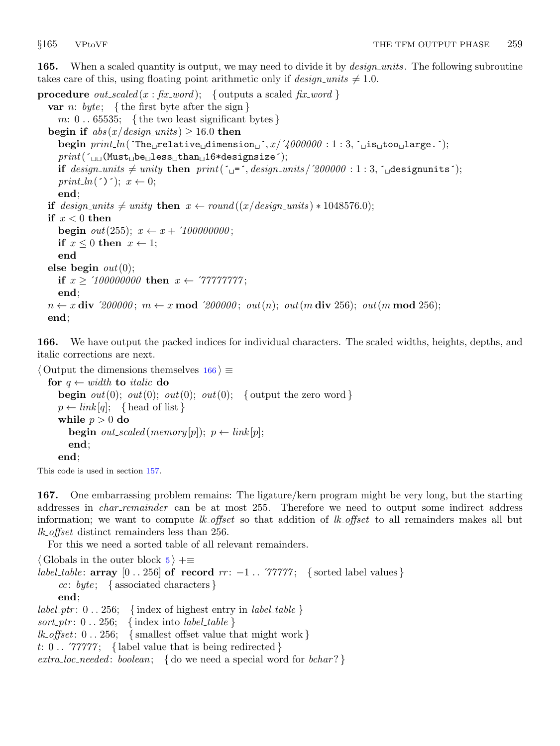**165.** When a scaled quantity is output, we may need to divide it by *design_units*. The following subroutine takes care of this, using floating point arithmetic only if *design_units* ≠ 1.0.

```
procedure out_scaled(x : fix_word);   { outputs a scaled fix_word }
  var n: byte;   { the first byte after the sign }
    m: 0 .. 65535;   { the two least significant bytes }
  begin if abs(x/design_units) ≥ 16.0 then
    begin print_ln('The relative dimension ', x/'4000000 : 1 : 3, ' is too large.');
    print('  (Must be less than 16*designsize');
    if design_units ≠ unity then print(' =', design_units/'200000 : 1 : 3, ' designunits');
    print_ln(')'); x ← 0;
    end;
  if design_units ≠ unity then x ← round((x/design_units) * 1048576.0);
  if x < 0 then
    begin out(255); x ← x + '100000000;
    if x ≤ 0 then x ← 1;
    end
  else begin out(0);
    if x ≥ '100000000 then x ← '77777777;
    end;
  n ← x div '200000; m ← x mod '200000; out(n); out(m div 256); out(m mod 256);
  end;
```

**166.** We have output the packed indices for individual characters. The scaled widths, heights, depths, and italic corrections are next.

```
⟨Output the dimensions themselves 166⟩ ≡
  for q ← width to italic do
    begin out(0); out(0); out(0); out(0);   { output the zero word }
    p ← link[q];   { head of list }
    while p > 0 do
      begin out_scaled(memory[p]); p ← link[p];
      end;
    end;
```

This code is used in section 157.

**167.** One embarrassing problem remains: The ligature/kern program might be very long, but the starting addresses in *char_remainder* can be at most 255. Therefore we need to output some indirect address information; we want to compute *lk_offset* so that addition of *lk_offset* to all remainders makes all but *lk_offset* distinct remainders less than 256.

For this we need a sorted table of all relevant remainders.

```
⟨Globals in the outer block 5⟩ +≡
label_table: array [0 .. 256] of record rr: −1 .. '77777;   { sorted label values }
    cc: byte;   { associated characters }
    end;
label_ptr: 0 .. 256;   { index of highest entry in label_table }
sort_ptr: 0 .. 256;   { index into label_table }
lk_offset: 0 .. 256;   { smallest offset value that might work }
t: 0 .. '77777;   { label value that is being redirected }
extra_loc_needed: boolean;   { do we need a special word for bchar? }
```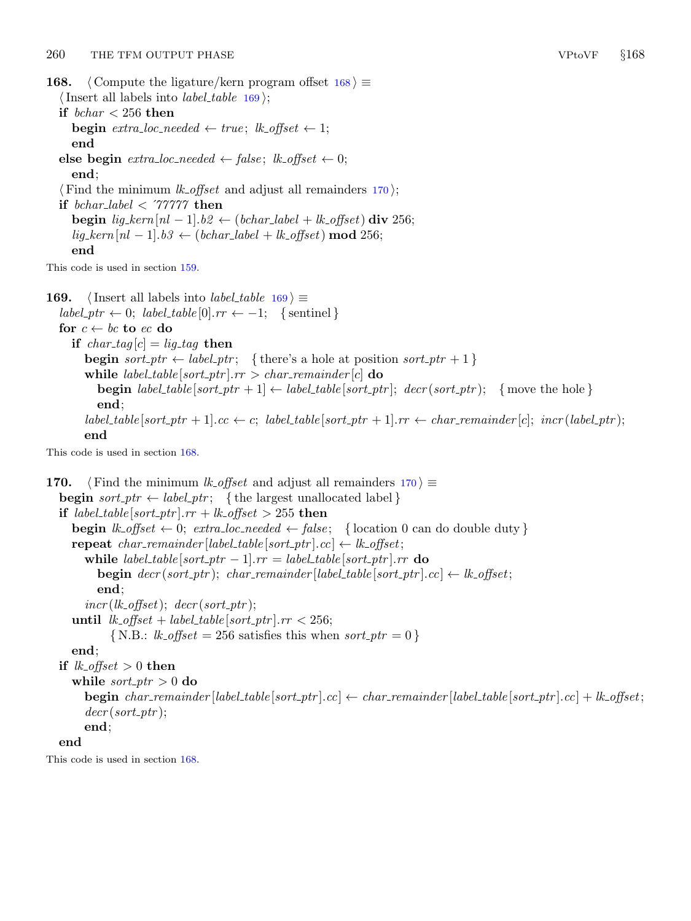**168.** ⟨ Compute the ligature/kern program offset 168 ⟩ ≡
⟨ Insert all labels into *label_table* 169 ⟩;
**if** *bchar* < 256 **then**
  **begin** *extra_loc_needed* ← *true*; *lk_offset* ← 1;
  **end**
**else begin** *extra_loc_needed* ← *false*; *lk_offset* ← 0;
  **end**;
⟨ Find the minimum *lk_offset* and adjust all remainders 170 ⟩;
**if** *bchar_label* < ´77777 **then**
  **begin** *lig_kern*[*nl* − 1].*b2* ← (*bchar_label* + *lk_offset*) **div** 256;
  *lig_kern*[*nl* − 1].*b3* ← (*bchar_label* + *lk_offset*) **mod** 256;
  **end**

This code is used in section 159.

**169.** ⟨ Insert all labels into *label_table* 169 ⟩ ≡
*label_ptr* ← 0; *label_table*[0].*rr* ← −1; { sentinel }
**for** *c* ← *bc* **to** *ec* **do**
  **if** *char_tag*[*c*] = *lig_tag* **then**
    **begin** *sort_ptr* ← *label_ptr*; { there's a hole at position *sort_ptr* + 1 }
    **while** *label_table*[*sort_ptr*].*rr* > *char_remainder*[*c*] **do**
      **begin** *label_table*[*sort_ptr* + 1] ← *label_table*[*sort_ptr*]; *decr*(*sort_ptr*); { move the hole }
      **end**;
    *label_table*[*sort_ptr* + 1].*cc* ← *c*; *label_table*[*sort_ptr* + 1].*rr* ← *char_remainder*[*c*]; *incr*(*label_ptr*);
    **end**

This code is used in section 168.

**170.** ⟨ Find the minimum *lk_offset* and adjust all remainders 170 ⟩ ≡
**begin** *sort_ptr* ← *label_ptr*; { the largest unallocated label }
**if** *label_table*[*sort_ptr*].*rr* + *lk_offset* > 255 **then**
  **begin** *lk_offset* ← 0; *extra_loc_needed* ← *false*; { location 0 can do double duty }
  **repeat** *char_remainder*[*label_table*[*sort_ptr*].*cc*] ← *lk_offset*;
    **while** *label_table*[*sort_ptr* − 1].*rr* = *label_table*[*sort_ptr*].*rr* **do**
      **begin** *decr*(*sort_ptr*); *char_remainder*[*label_table*[*sort_ptr*].*cc*] ← *lk_offset*;
      **end**;
    *incr*(*lk_offset*); *decr*(*sort_ptr*);
  **until** *lk_offset* + *label_table*[*sort_ptr*].*rr* < 256;
    { N.B.: *lk_offset* = 256 satisfies this when *sort_ptr* = 0 }
  **end**;
**if** *lk_offset* > 0 **then**
  **while** *sort_ptr* > 0 **do**
    **begin** *char_remainder*[*label_table*[*sort_ptr*].*cc*] ← *char_remainder*[*label_table*[*sort_ptr*].*cc*] + *lk_offset*;
    *decr*(*sort_ptr*);
    **end**;
**end**

This code is used in section 168.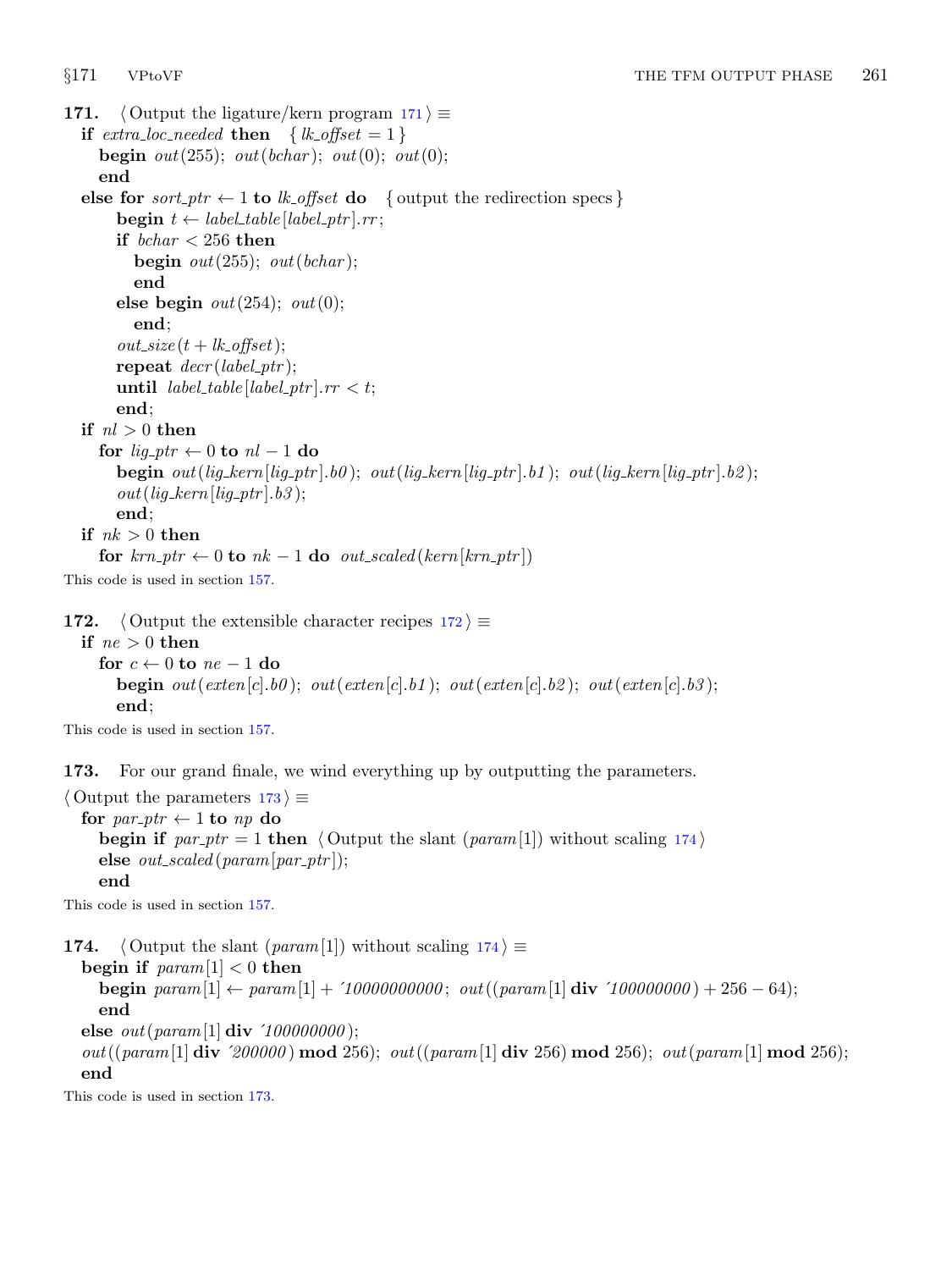**171.** ⟨ Output the ligature/kern program 171 ⟩ ≡

```
if extra_loc_needed then   { lk_offset = 1 }
   begin out(255); out(bchar); out(0); out(0);
   end
else for sort_ptr ← 1 to lk_offset do   { output the redirection specs }
      begin t ← label_table[label_ptr].rr;
      if bchar < 256 then
         begin out(255); out(bchar);
         end
      else begin out(254); out(0);
         end;
      out_size(t + lk_offset);
      repeat decr(label_ptr);
      until label_table[label_ptr].rr < t;
      end;
if nl > 0 then
   for lig_ptr ← 0 to nl − 1 do
      begin out(lig_kern[lig_ptr].b0); out(lig_kern[lig_ptr].b1); out(lig_kern[lig_ptr].b2);
      out(lig_kern[lig_ptr].b3);
      end;
if nk > 0 then
   for krn_ptr ← 0 to nk − 1 do out_scaled(kern[krn_ptr])
```

This code is used in section 157.

**172.** ⟨ Output the extensible character recipes 172 ⟩ ≡

```
if ne > 0 then
   for c ← 0 to ne − 1 do
      begin out(exten[c].b0); out(exten[c].b1); out(exten[c].b2); out(exten[c].b3);
      end;
```

This code is used in section 157.

**173.** For our grand finale, we wind everything up by outputting the parameters.

⟨ Output the parameters 173 ⟩ ≡

```
for par_ptr ← 1 to np do
   begin if par_ptr = 1 then ⟨ Output the slant (param[1]) without scaling 174 ⟩
   else out_scaled(param[par_ptr]);
   end
```

This code is used in section 157.

**174.** ⟨ Output the slant (param[1]) without scaling 174 ⟩ ≡

```
begin if param[1] < 0 then
   begin param[1] ← param[1] + ´10000000000; out((param[1] div ´100000000) + 256 − 64);
   end
else out(param[1] div ´100000000);
out((param[1] div ´200000) mod 256); out((param[1] div 256) mod 256); out(param[1] mod 256);
end
```

This code is used in section 173.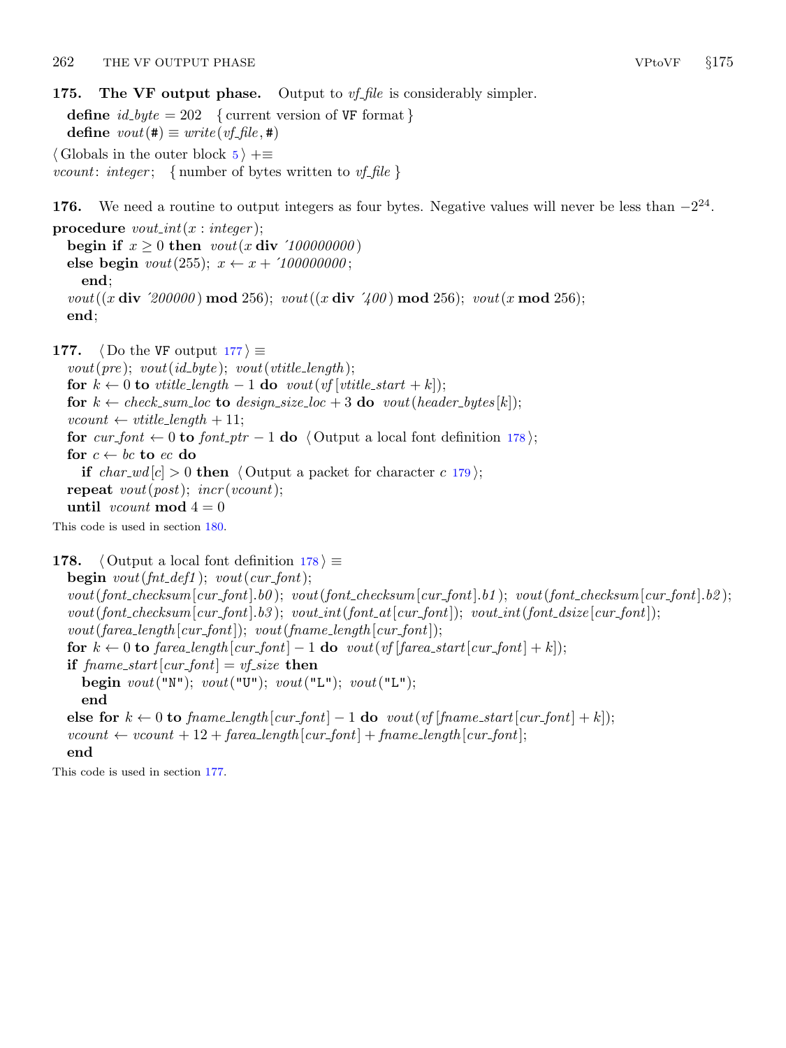**175. The VF output phase.** Output to *vf_file* is considerably simpler.

```
define id_byte = 202  { current version of VF format }
define vout(#) ≡ write(vf_file, #)
⟨ Globals in the outer block 5 ⟩ +≡
vcount: integer;  { number of bytes written to vf_file }
```

**176.** We need a routine to output integers as four bytes. Negative values will never be less than $-2^{24}$.

```
procedure vout_int(x : integer);
  begin if x ≥ 0 then vout(x div ´100000000)
  else begin vout(255); x ← x + ´100000000;
    end;
  vout((x div ´200000) mod 256); vout((x div ´400) mod 256); vout(x mod 256);
  end;
```

**177.** ⟨ Do the VF output 177 ⟩ ≡

```
vout(pre); vout(id_byte); vout(vtitle_length);
for k ← 0 to vtitle_length − 1 do vout(vf[vtitle_start + k]);
for k ← check_sum_loc to design_size_loc + 3 do vout(header_bytes[k]);
vcount ← vtitle_length + 11;
for cur_font ← 0 to font_ptr − 1 do ⟨ Output a local font definition 178 ⟩;
for c ← bc to ec do
  if char_wd[c] > 0 then ⟨ Output a packet for character c 179 ⟩;
repeat vout(post); incr(vcount);
until vcount mod 4 = 0
```

This code is used in section 180.

**178.** ⟨ Output a local font definition 178 ⟩ ≡

```
begin vout(fnt_def1); vout(cur_font);
vout(font_checksum[cur_font].b0); vout(font_checksum[cur_font].b1); vout(font_checksum[cur_font].b2);
vout(font_checksum[cur_font].b3); vout_int(font_at[cur_font]); vout_int(font_dsize[cur_font]);
vout(farea_length[cur_font]); vout(fname_length[cur_font]);
for k ← 0 to farea_length[cur_font] − 1 do vout(vf[farea_start[cur_font] + k]);
if fname_start[cur_font] = vf_size then
  begin vout("N"); vout("U"); vout("L"); vout("L");
  end
else for k ← 0 to fname_length[cur_font] − 1 do vout(vf[fname_start[cur_font] + k]);
vcount ← vcount + 12 + farea_length[cur_font] + fname_length[cur_font];
end
```

This code is used in section 177.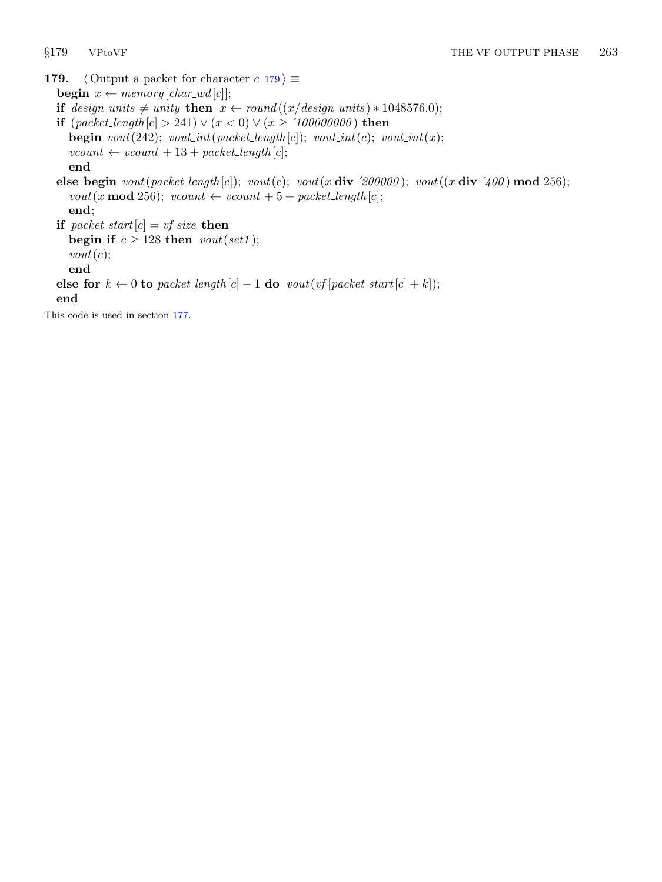**179.** ⟨ Output a packet for character $c$ 179 ⟩ ≡

**begin** $x \leftarrow memory[char\_wd[c]]$;
**if** $design\_units \neq unity$ **then** $x \leftarrow round((x/design\_units) * 1048576.0)$;
**if** $(packet\_length[c] > 241) \lor (x < 0) \lor (x \geq \text{´}100000000)$ **then**
  **begin** $vout(242)$; $vout\_int(packet\_length[c])$; $vout\_int(c)$; $vout\_int(x)$;
  $vcount \leftarrow vcount + 13 + packet\_length[c]$;
  **end**
**else begin** $vout(packet\_length[c])$; $vout(c)$; $vout(x$ **div** $\text{´}200000)$; $vout((x$ **div** $\text{´}400)$ **mod** $256)$;
  $vout(x$ **mod** $256)$; $vcount \leftarrow vcount + 5 + packet\_length[c]$;
  **end**;
**if** $packet\_start[c] = vf\_size$ **then**
  **begin if** $c \geq 128$ **then** $vout(set1)$;
  $vout(c)$;
  **end**
**else for** $k \leftarrow 0$ **to** $packet\_length[c] - 1$ **do** $vout(vf[packet\_start[c] + k])$;
**end**

This code is used in section 177.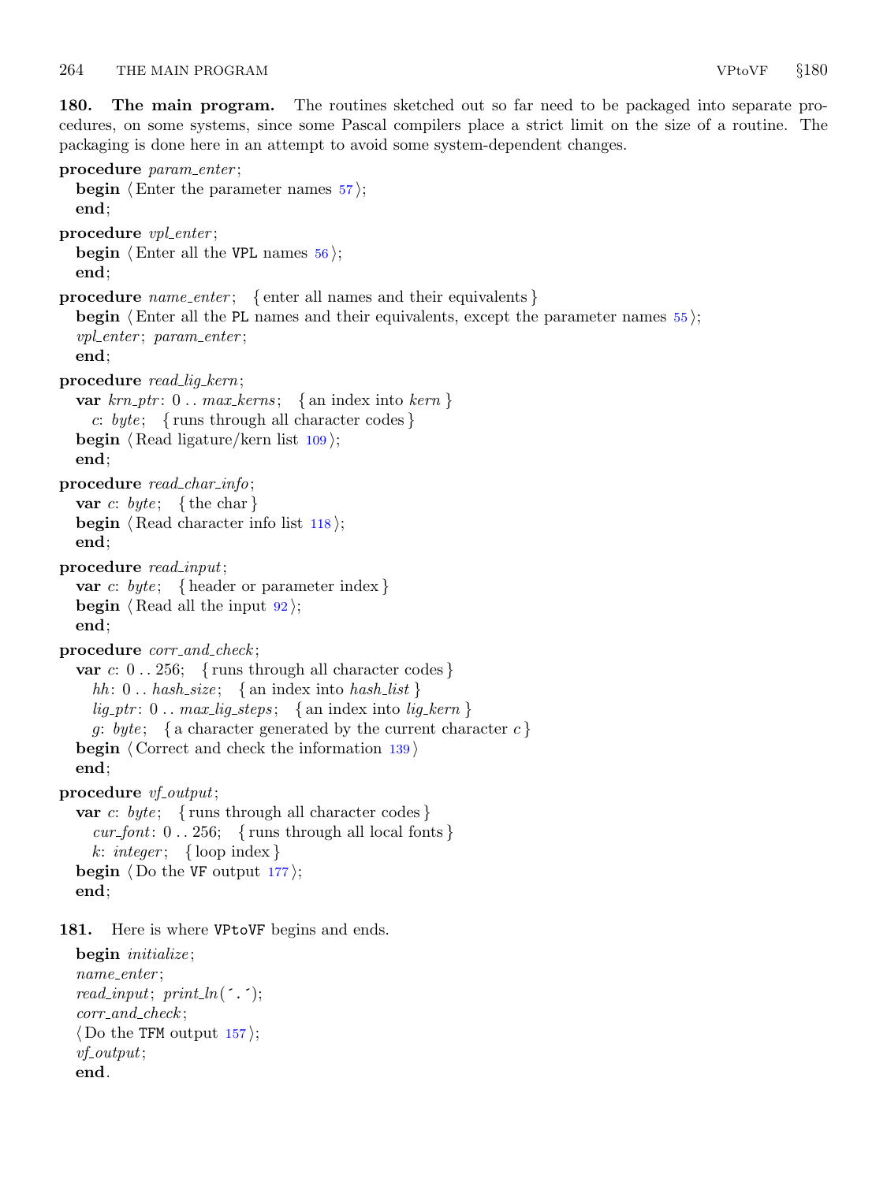**180. The main program.** The routines sketched out so far need to be packaged into separate procedures, on some systems, since some Pascal compilers place a strict limit on the size of a routine. The packaging is done here in an attempt to avoid some system-dependent changes.

```
procedure param_enter;
  begin ⟨Enter the parameter names 57⟩;
  end;
procedure vpl_enter;
  begin ⟨Enter all the VPL names 56⟩;
  end;
procedure name_enter; { enter all names and their equivalents }
  begin ⟨Enter all the PL names and their equivalents, except the parameter names 55⟩;
  vpl_enter; param_enter;
  end;
procedure read_lig_kern;
  var krn_ptr: 0 .. max_kerns; { an index into kern }
    c: byte; { runs through all character codes }
  begin ⟨Read ligature/kern list 109⟩;
  end;
procedure read_char_info;
  var c: byte; { the char }
  begin ⟨Read character info list 118⟩;
  end;
procedure read_input;
  var c: byte; { header or parameter index }
  begin ⟨Read all the input 92⟩;
  end;
procedure corr_and_check;
  var c: 0 .. 256; { runs through all character codes }
    hh: 0 .. hash_size; { an index into hash_list }
    lig_ptr: 0 .. max_lig_steps; { an index into lig_kern }
    g: byte; { a character generated by the current character c }
  begin ⟨Correct and check the information 139⟩
  end;
procedure vf_output;
  var c: byte; { runs through all character codes }
    cur_font: 0 .. 256; { runs through all local fonts }
    k: integer; { loop index }
  begin ⟨Do the VF output 177⟩;
  end;
```

**181.** Here is where VPtoVF begins and ends.

```
begin initialize;
name_enter;
read_input; print_ln(´.´);
corr_and_check;
⟨Do the TFM output 157⟩;
vf_output;
end.
```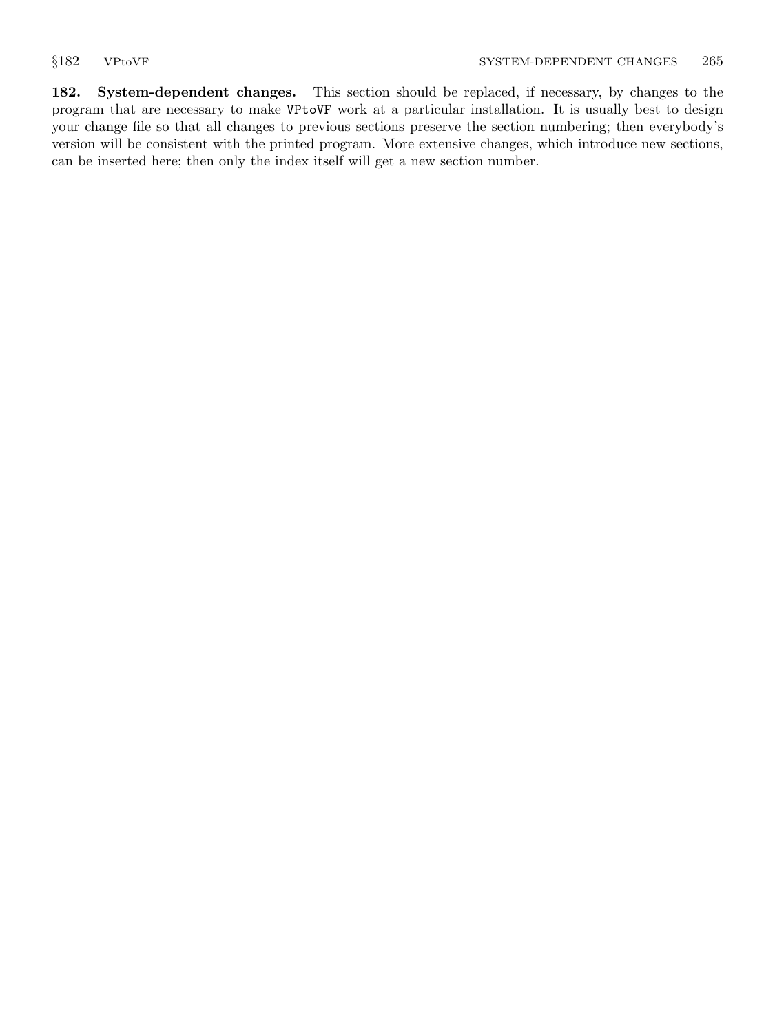**182. System-dependent changes.** This section should be replaced, if necessary, by changes to the program that are necessary to make `VPtoVF` work at a particular installation. It is usually best to design your change file so that all changes to previous sections preserve the section numbering; then everybody's version will be consistent with the printed program. More extensive changes, which introduce new sections, can be inserted here; then only the index itself will get a new section number.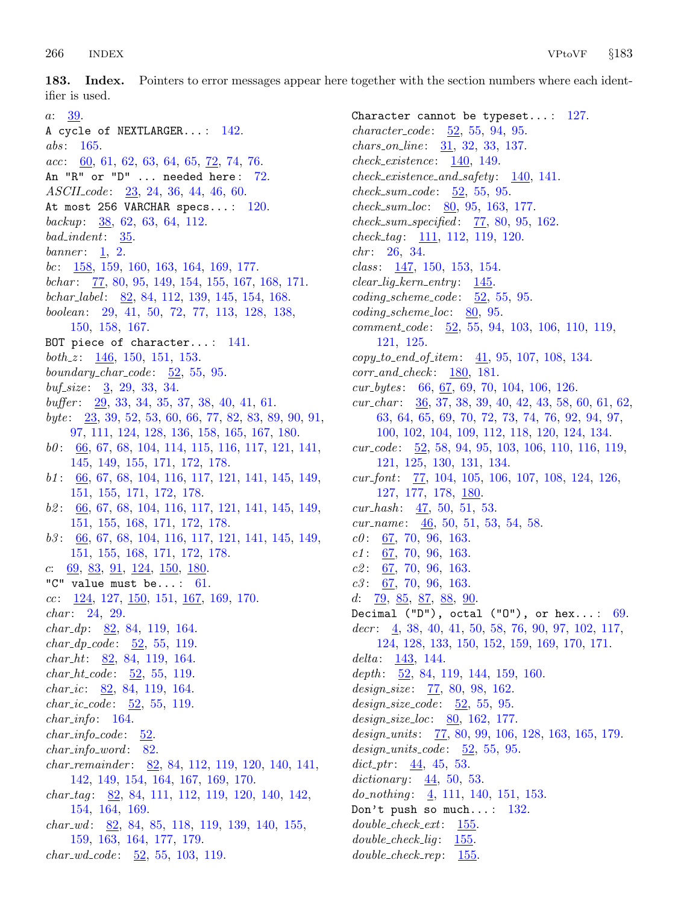**183. Index.** Pointers to error messages appear here together with the section numbers where each identifier is used.

*a*: 39.
A cycle of NEXTLARGER...: 142.
*abs*: 165.
*acc*: 60, 61, 62, 63, 64, 65, 72, 74, 76.
An "R" or "D" ... needed here: 72.
*ASCII_code*: 23, 24, 36, 44, 46, 60.
At most 256 VARCHAR specs...: 120.
*backup*: 38, 62, 63, 64, 112.
*bad_indent*: 35.
*banner*: 1, 2.
*bc*: 158, 159, 160, 163, 164, 169, 177.
*bchar*: 77, 80, 95, 149, 154, 155, 167, 168, 171.
*bchar_label*: 82, 84, 112, 139, 145, 154, 168.
*boolean*: 29, 41, 50, 72, 77, 113, 128, 138, 150, 158, 167.
BOT piece of character...: 141.
*both_z*: 146, 150, 151, 153.
*boundary_char_code*: 52, 55, 95.
*buf_size*: 3, 29, 33, 34.
*buffer*: 29, 33, 34, 35, 37, 38, 40, 41, 61.
*byte*: 23, 39, 52, 53, 60, 66, 77, 82, 83, 89, 90, 91, 97, 111, 124, 128, 136, 158, 165, 167, 180.
*b0*: 66, 67, 68, 104, 114, 115, 116, 117, 121, 141, 145, 149, 155, 171, 172, 178.
*b1*: 66, 67, 68, 104, 116, 117, 121, 141, 145, 149, 151, 155, 171, 172, 178.
*b2*: 66, 67, 68, 104, 116, 117, 121, 141, 145, 149, 151, 155, 168, 171, 172, 178.
*b3*: 66, 67, 68, 104, 116, 117, 121, 141, 145, 149, 151, 155, 168, 171, 172, 178.
*c*: 69, 83, 91, 124, 150, 180.
"C" value must be...: 61.
*cc*: 124, 127, 150, 151, 167, 169, 170.
*char*: 24, 29.
*char_dp*: 82, 84, 119, 164.
*char_dp_code*: 52, 55, 119.
*char_ht*: 82, 84, 119, 164.
*char_ht_code*: 52, 55, 119.
*char_ic*: 82, 84, 119, 164.
*char_ic_code*: 52, 55, 119.
*char_info*: 164.
*char_info_code*: 52.
*char_info_word*: 82.
*char_remainder*: 82, 84, 112, 119, 120, 140, 141, 142, 149, 154, 164, 167, 169, 170.
*char_tag*: 82, 84, 111, 112, 119, 120, 140, 142, 154, 164, 169.
*char_wd*: 82, 84, 85, 118, 119, 139, 140, 155, 159, 163, 164, 177, 179.
*char_wd_code*: 52, 55, 103, 119.
Character cannot be typeset...: 127.
*character_code*: 52, 55, 94, 95.
*chars_on_line*: 31, 32, 33, 137.
*check_existence*: 140, 149.
*check_existence_and_safety*: 140, 141.
*check_sum_code*: 52, 55, 95.
*check_sum_loc*: 80, 95, 163, 177.
*check_sum_specified*: 77, 80, 95, 162.
*check_tag*: 111, 112, 119, 120.
*chr*: 26, 34.
*class*: 147, 150, 153, 154.
*clear_lig_kern_entry*: 145.
*coding_scheme_code*: 52, 55, 95.
*coding_scheme_loc*: 80, 95.
*comment_code*: 52, 55, 94, 103, 106, 110, 119, 121, 125.
*copy_to_end_of_item*: 41, 95, 107, 108, 134.
*corr_and_check*: 180, 181.
*cur_bytes*: 66, 67, 69, 70, 104, 106, 126.
*cur_char*: 36, 37, 38, 39, 40, 42, 43, 58, 60, 61, 62, 63, 64, 65, 69, 70, 72, 73, 74, 76, 92, 94, 97, 100, 102, 104, 109, 112, 118, 120, 124, 134.
*cur_code*: 52, 58, 94, 95, 103, 106, 110, 116, 119, 121, 125, 130, 131, 134.
*cur_font*: 77, 104, 105, 106, 107, 108, 124, 126, 127, 177, 178, 180.
*cur_hash*: 47, 50, 51, 53.
*cur_name*: 46, 50, 51, 53, 54, 58.
*c0*: 67, 70, 96, 163.
*c1*: 67, 70, 96, 163.
*c2*: 67, 70, 96, 163.
*c3*: 67, 70, 96, 163.
*d*: 79, 85, 87, 88, 90.
Decimal ("D"), octal ("O"), or hex...: 69.
*decr*: 4, 38, 40, 41, 50, 58, 76, 90, 97, 102, 117, 124, 128, 133, 150, 152, 159, 169, 170, 171.
*delta*: 143, 144.
*depth*: 52, 84, 119, 144, 159, 160.
*design_size*: 77, 80, 98, 162.
*design_size_code*: 52, 55, 95.
*design_size_loc*: 80, 162, 177.
*design_units*: 77, 80, 99, 106, 128, 163, 165, 179.
*design_units_code*: 52, 55, 95.
*dict_ptr*: 44, 45, 53.
*dictionary*: 44, 50, 53.
*do_nothing*: 4, 111, 140, 151, 153.
Don't push so much...: 132.
*double_check_ext*: 155.
*double_check_lig*: 155.
*double_check_rep*: 155.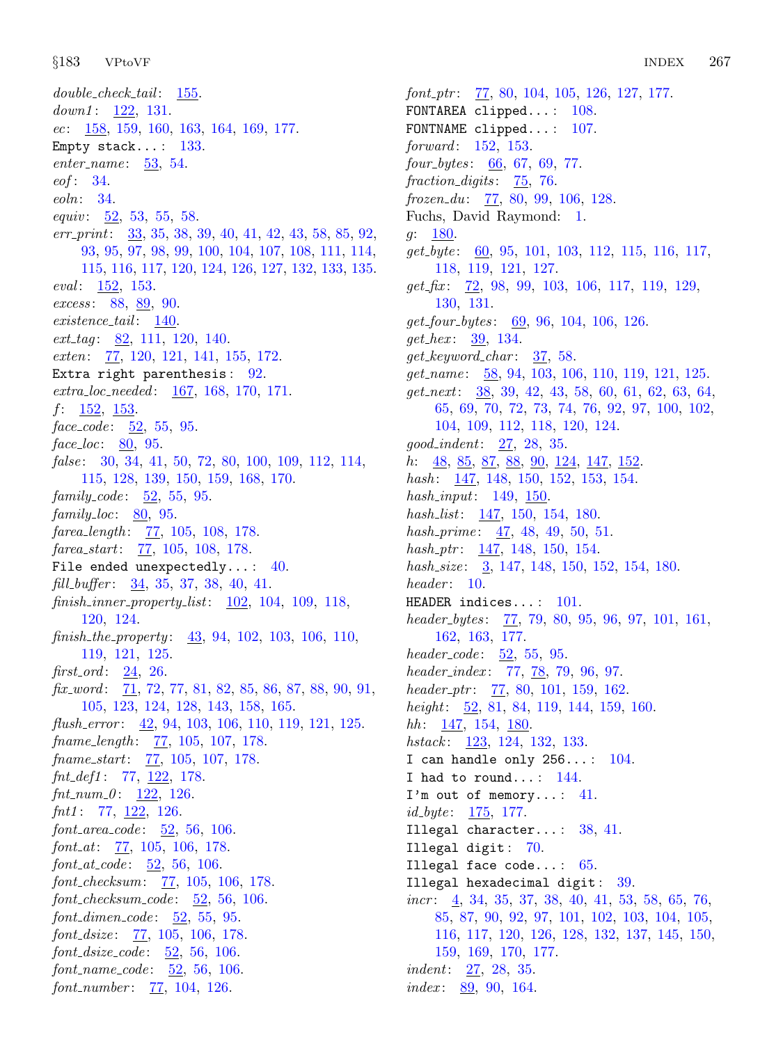*double_check_tail*: 155.
*down1*: 122, 131.
*ec*: 158, 159, 160, 163, 164, 169, 177.
`Empty stack...`: 133.
*enter_name*: 53, 54.
*eof*: 34.
*eoln*: 34.
*equiv*: 52, 53, 55, 58.
*err_print*: 33, 35, 38, 39, 40, 41, 42, 43, 58, 85, 92, 93, 95, 97, 98, 99, 100, 104, 107, 108, 111, 114, 115, 116, 117, 120, 124, 126, 127, 132, 133, 135.
*eval*: 152, 153.
*excess*: 88, 89, 90.
*existence_tail*: 140.
*ext_tag*: 82, 111, 120, 140.
*exten*: 77, 120, 121, 141, 155, 172.
`Extra right parenthesis`: 92.
*extra_loc_needed*: 167, 168, 170, 171.
*f*: 152, 153.
*face_code*: 52, 55, 95.
*face_loc*: 80, 95.
*false*: 30, 34, 41, 50, 72, 80, 100, 109, 112, 114, 115, 128, 139, 150, 159, 168, 170.
*family_code*: 52, 55, 95.
*family_loc*: 80, 95.
*farea_length*: 77, 105, 108, 178.
*farea_start*: 77, 105, 108, 178.
`File ended unexpectedly...`: 40.
*fill_buffer*: 34, 35, 37, 38, 40, 41.
*finish_inner_property_list*: 102, 104, 109, 118, 120, 124.
*finish_the_property*: 43, 94, 102, 103, 106, 110, 119, 121, 125.
*first_ord*: 24, 26.
*fix_word*: 71, 72, 77, 81, 82, 85, 86, 87, 88, 90, 91, 105, 123, 124, 128, 143, 158, 165.
*flush_error*: 42, 94, 103, 106, 110, 119, 121, 125.
*fname_length*: 77, 105, 107, 178.
*fname_start*: 77, 105, 107, 178.
*fnt_def1*: 77, 122, 178.
*fnt_num_0*: 122, 126.
*fnt1*: 77, 122, 126.
*font_area_code*: 52, 56, 106.
*font_at*: 77, 105, 106, 178.
*font_at_code*: 52, 56, 106.
*font_checksum*: 77, 105, 106, 178.
*font_checksum_code*: 52, 56, 106.
*font_dimen_code*: 52, 55, 95.
*font_dsize*: 77, 105, 106, 178.
*font_dsize_code*: 52, 56, 106.
*font_name_code*: 52, 56, 106.
*font_number*: 77, 104, 126.
*font_ptr*: 77, 80, 104, 105, 126, 127, 177.
`FONTAREA clipped...`: 108.
`FONTNAME clipped...`: 107.
*forward*: 152, 153.
*four_bytes*: 66, 67, 69, 77.
*fraction_digits*: 75, 76.
*frozen_du*: 77, 80, 99, 106, 128.
Fuchs, David Raymond: 1.
*g*: 180.
*get_byte*: 60, 95, 101, 103, 112, 115, 116, 117, 118, 119, 121, 127.
*get_fix*: 72, 98, 99, 103, 106, 117, 119, 129, 130, 131.
*get_four_bytes*: 69, 96, 104, 106, 126.
*get_hex*: 39, 134.
*get_keyword_char*: 37, 58.
*get_name*: 58, 94, 103, 106, 110, 119, 121, 125.
*get_next*: 38, 39, 42, 43, 58, 60, 61, 62, 63, 64, 65, 69, 70, 72, 73, 74, 76, 92, 97, 100, 102, 104, 109, 112, 118, 120, 124.
*good_indent*: 27, 28, 35.
*h*: 48, 85, 87, 88, 90, 124, 147, 152.
*hash*: 147, 148, 150, 152, 153, 154.
*hash_input*: 149, 150.
*hash_list*: 147, 150, 154, 180.
*hash_prime*: 47, 48, 49, 50, 51.
*hash_ptr*: 147, 148, 150, 154.
*hash_size*: 3, 147, 148, 150, 152, 154, 180.
*header*: 10.
`HEADER indices...`: 101.
*header_bytes*: 77, 79, 80, 95, 96, 97, 101, 161, 162, 163, 177.
*header_code*: 52, 55, 95.
*header_index*: 77, 78, 79, 96, 97.
*header_ptr*: 77, 80, 101, 159, 162.
*height*: 52, 81, 84, 119, 144, 159, 160.
*hh*: 147, 154, 180.
*hstack*: 123, 124, 132, 133.
`I can handle only 256...`: 104.
`I had to round...`: 144.
`I'm out of memory...`: 41.
*id_byte*: 175, 177.
`Illegal character...`: 38, 41.
`Illegal digit`: 70.
`Illegal face code...`: 65.
`Illegal hexadecimal digit`: 39.
*incr*: 4, 34, 35, 37, 38, 40, 41, 53, 58, 65, 76, 85, 87, 90, 92, 97, 101, 102, 103, 104, 105, 116, 117, 120, 126, 128, 132, 137, 145, 150, 159, 169, 170, 177.
*indent*: 27, 28, 35.
*index*: 89, 90, 164.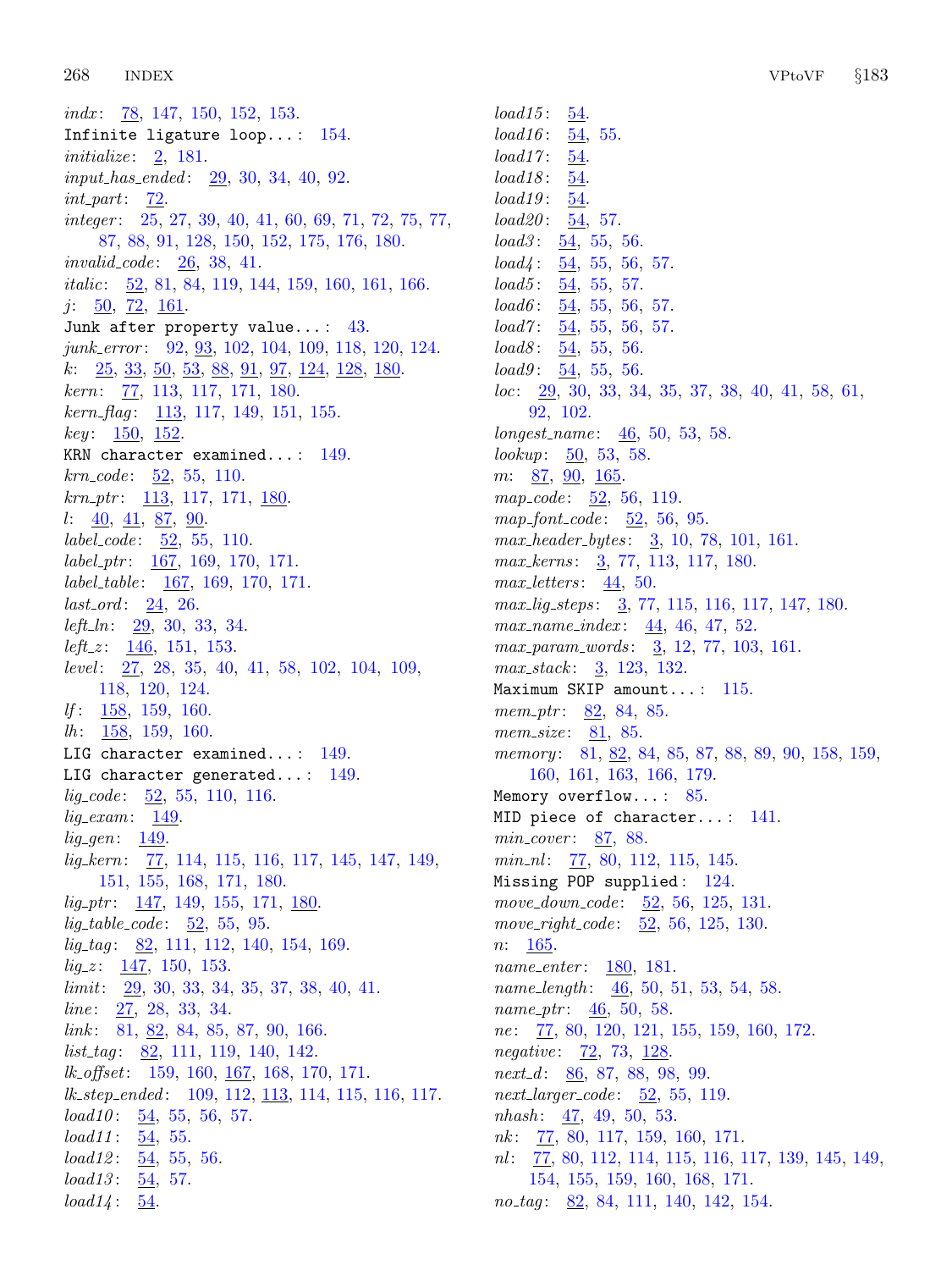*indx*: 78, 147, 150, 152, 153.
Infinite ligature loop...: 154.
*initialize*: 2, 181.
*input_has_ended*: 29, 30, 34, 40, 92.
*int_part*: 72.
*integer*: 25, 27, 39, 40, 41, 60, 69, 71, 72, 75, 77, 87, 88, 91, 128, 150, 152, 175, 176, 180.
*invalid_code*: 26, 38, 41.
*italic*: 52, 81, 84, 119, 144, 159, 160, 161, 166.
*j*: 50, 72, 161.
Junk after property value...: 43.
*junk_error*: 92, 93, 102, 104, 109, 118, 120, 124.
*k*: 25, 33, 50, 53, 88, 91, 97, 124, 128, 180.
*kern*: 77, 113, 117, 171, 180.
*kern_flag*: 113, 117, 149, 151, 155.
*key*: 150, 152.
KRN character examined...: 149.
*krn_code*: 52, 55, 110.
*krn_ptr*: 113, 117, 171, 180.
*l*: 40, 41, 87, 90.
*label_code*: 52, 55, 110.
*label_ptr*: 167, 169, 170, 171.
*label_table*: 167, 169, 170, 171.
*last_ord*: 24, 26.
*left_ln*: 29, 30, 33, 34.
*left_z*: 146, 151, 153.
*level*: 27, 28, 35, 40, 41, 58, 102, 104, 109, 118, 120, 124.
*lf*: 158, 159, 160.
*lh*: 158, 159, 160.
LIG character examined...: 149.
LIG character generated...: 149.
*lig_code*: 52, 55, 110, 116.
*lig_exam*: 149.
*lig_gen*: 149.
*lig_kern*: 77, 114, 115, 116, 117, 145, 147, 149, 151, 155, 168, 171, 180.
*lig_ptr*: 147, 149, 155, 171, 180.
*lig_table_code*: 52, 55, 95.
*lig_tag*: 82, 111, 112, 140, 154, 169.
*lig_z*: 147, 150, 153.
*limit*: 29, 30, 33, 34, 35, 37, 38, 40, 41.
*line*: 27, 28, 33, 34.
*link*: 81, 82, 84, 85, 87, 90, 166.
*list_tag*: 82, 111, 119, 140, 142.
*lk_offset*: 159, 160, 167, 168, 170, 171.
*lk_step_ended*: 109, 112, 113, 114, 115, 116, 117.
*load10*: 54, 55, 56, 57.
*load11*: 54, 55.
*load12*: 54, 55, 56.
*load13*: 54, 57.
*load14*: 54.
*load15*: 54.
*load16*: 54, 55.
*load17*: 54.
*load18*: 54.
*load19*: 54.
*load20*: 54, 57.
*load3*: 54, 55, 56.
*load4*: 54, 55, 56, 57.
*load5*: 54, 55, 57.
*load6*: 54, 55, 56, 57.
*load7*: 54, 55, 56, 57.
*load8*: 54, 55, 56.
*load9*: 54, 55, 56.
*loc*: 29, 30, 33, 34, 35, 37, 38, 40, 41, 58, 61, 92, 102.
*longest_name*: 46, 50, 53, 58.
*lookup*: 50, 53, 58.
*m*: 87, 90, 165.
*map_code*: 52, 56, 119.
*map_font_code*: 52, 56, 95.
*max_header_bytes*: 3, 10, 78, 101, 161.
*max_kerns*: 3, 77, 113, 117, 180.
*max_letters*: 44, 50.
*max_lig_steps*: 3, 77, 115, 116, 117, 147, 180.
*max_name_index*: 44, 46, 47, 52.
*max_param_words*: 3, 12, 77, 103, 161.
*max_stack*: 3, 123, 132.
Maximum SKIP amount...: 115.
*mem_ptr*: 82, 84, 85.
*mem_size*: 81, 85.
*memory*: 81, 82, 84, 85, 87, 88, 89, 90, 158, 159, 160, 161, 163, 166, 179.
Memory overflow...: 85.
MID piece of character...: 141.
*min_cover*: 87, 88.
*min_nl*: 77, 80, 112, 115, 145.
Missing POP supplied: 124.
*move_down_code*: 52, 56, 125, 131.
*move_right_code*: 52, 56, 125, 130.
*n*: 165.
*name_enter*: 180, 181.
*name_length*: 46, 50, 51, 53, 54, 58.
*name_ptr*: 46, 50, 58.
*ne*: 77, 80, 120, 121, 155, 159, 160, 172.
*negative*: 72, 73, 128.
*next_d*: 86, 87, 88, 98, 99.
*next_larger_code*: 52, 55, 119.
*nhash*: 47, 49, 50, 53.
*nk*: 77, 80, 117, 159, 160, 171.
*nl*: 77, 80, 112, 114, 115, 116, 117, 139, 145, 149, 154, 155, 159, 160, 168, 171.
*no_tag*: 82, 84, 111, 140, 142, 154.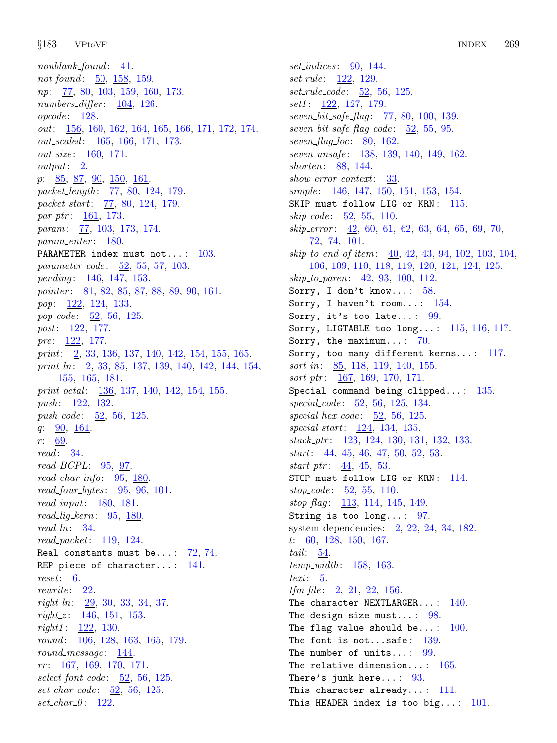*nonblank_found*: 41.
*not_found*: 50, 158, 159.
*np*: 77, 80, 103, 159, 160, 173.
*numbers_differ*: 104, 126.
*opcode*: 128.
*out*: 156, 160, 162, 164, 165, 166, 171, 172, 174.
*out_scaled*: 165, 166, 171, 173.
*out_size*: 160, 171.
*output*: 2.
*p*: 85, 87, 90, 150, 161.
*packet_length*: 77, 80, 124, 179.
*packet_start*: 77, 80, 124, 179.
*par_ptr*: 161, 173.
*param*: 77, 103, 173, 174.
*param_enter*: 180.
`PARAMETER index must not...`: 103.
*parameter_code*: 52, 55, 57, 103.
*pending*: 146, 147, 153.
*pointer*: 81, 82, 85, 87, 88, 89, 90, 161.
*pop*: 122, 124, 133.
*pop_code*: 52, 56, 125.
*post*: 122, 177.
*pre*: 122, 177.
*print*: 2, 33, 136, 137, 140, 142, 154, 155, 165.
*print_ln*: 2, 33, 85, 137, 139, 140, 142, 144, 154, 155, 165, 181.
*print_octal*: 136, 137, 140, 142, 154, 155.
*push*: 122, 132.
*push_code*: 52, 56, 125.
*q*: 90, 161.
*r*: 69.
*read*: 34.
*read_BCPL*: 95, 97.
*read_char_info*: 95, 180.
*read_four_bytes*: 95, 96, 101.
*read_input*: 180, 181.
*read_lig_kern*: 95, 180.
*read_ln*: 34.
*read_packet*: 119, 124.
`Real constants must be...`: 72, 74.
`REP piece of character...`: 141.
*reset*: 6.
*rewrite*: 22.
*right_ln*: 29, 30, 33, 34, 37.
*right_z*: 146, 151, 153.
*right1*: 122, 130.
*round*: 106, 128, 163, 165, 179.
*round_message*: 144.
*rr*: 167, 169, 170, 171.
*select_font_code*: 52, 56, 125.
*set_char_code*: 52, 56, 125.
*set_char_0*: 122.
*set_indices*: 90, 144.
*set_rule*: 122, 129.
*set_rule_code*: 52, 56, 125.
*set1*: 122, 127, 179.
*seven_bit_safe_flag*: 77, 80, 100, 139.
*seven_bit_safe_flag_code*: 52, 55, 95.
*seven_flag_loc*: 80, 162.
*seven_unsafe*: 138, 139, 140, 149, 162.
*shorten*: 88, 144.
*show_error_context*: 33.
*simple*: 146, 147, 150, 151, 153, 154.
`SKIP must follow LIG or KRN`: 115.
*skip_code*: 52, 55, 110.
*skip_error*: 42, 60, 61, 62, 63, 64, 65, 69, 70, 72, 74, 101.
*skip_to_end_of_item*: 40, 42, 43, 94, 102, 103, 104, 106, 109, 110, 118, 119, 120, 121, 124, 125.
*skip_to_paren*: 42, 93, 100, 112.
`Sorry, I don't know...`: 58.
`Sorry, I haven't room...`: 154.
`Sorry, it's too late...`: 99.
`Sorry, LIGTABLE too long...`: 115, 116, 117.
`Sorry, the maximum...`: 70.
`Sorry, too many different kerns...`: 117.
*sort_in*: 85, 118, 119, 140, 155.
*sort_ptr*: 167, 169, 170, 171.
`Special command being clipped...`: 135.
*special_code*: 52, 56, 125, 134.
*special_hex_code*: 52, 56, 125.
*special_start*: 124, 134, 135.
*stack_ptr*: 123, 124, 130, 131, 132, 133.
*start*: 44, 45, 46, 47, 50, 52, 53.
*start_ptr*: 44, 45, 53.
`STOP must follow LIG or KRN`: 114.
*stop_code*: 52, 55, 110.
*stop_flag*: 113, 114, 145, 149.
`String is too long...`: 97.
system dependencies: 2, 22, 24, 34, 182.
*t*: 60, 128, 150, 167.
*tail*: 54.
*temp_width*: 158, 163.
*text*: 5.
*tfm_file*: 2, 21, 22, 156.
`The character NEXTLARGER...`: 140.
`The design size must...`: 98.
`The flag value should be...`: 100.
`The font is not...safe`: 139.
`The number of units...`: 99.
`The relative dimension...`: 165.
`There's junk here...`: 93.
`This character already...`: 111.
`This HEADER index is too big...`: 101.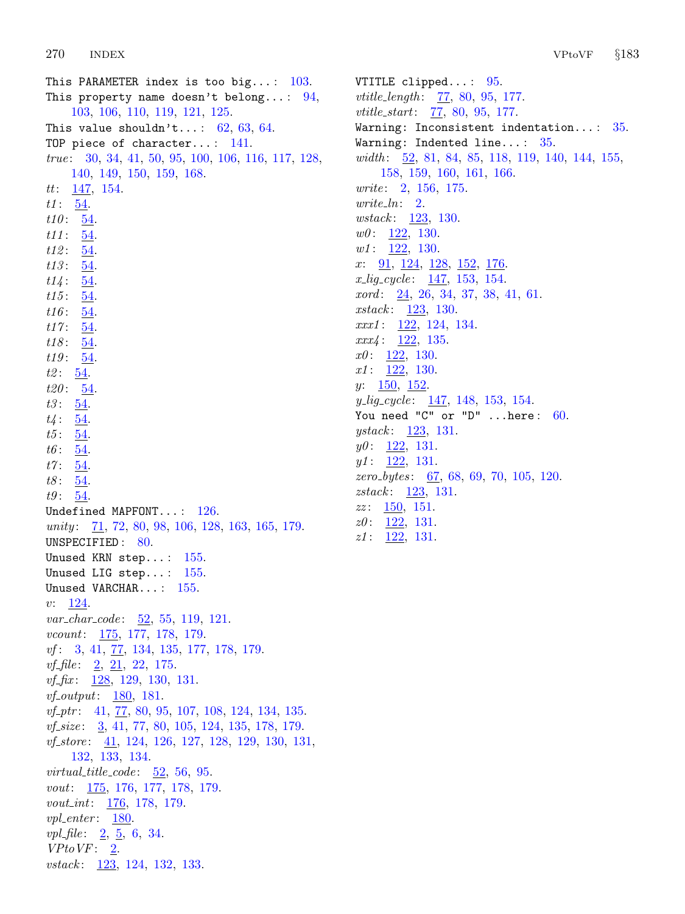This PARAMETER index is too big...: 103.
This property name doesn't belong...: 94, 103, 106, 110, 119, 121, 125.
This value shouldn't...: 62, 63, 64.
TOP piece of character...: 141.
*true*: 30, 34, 41, 50, 95, 100, 106, 116, 117, 128, 140, 149, 150, 159, 168.
*tt*: 147, 154.
*t1*: 54.
*t10*: 54.
*t11*: 54.
*t12*: 54.
*t13*: 54.
*t14*: 54.
*t15*: 54.
*t16*: 54.
*t17*: 54.
*t18*: 54.
*t19*: 54.
*t2*: 54.
*t20*: 54.
*t3*: 54.
*t4*: 54.
*t5*: 54.
*t6*: 54.
*t7*: 54.
*t8*: 54.
*t9*: 54.
Undefined MAPFONT...: 126.
*unity*: 71, 72, 80, 98, 106, 128, 163, 165, 179.
UNSPECIFIED: 80.
Unused KRN step...: 155.
Unused LIG step...: 155.
Unused VARCHAR...: 155.
*v*: 124.
*var_char_code*: 52, 55, 119, 121.
*vcount*: 175, 177, 178, 179.
*vf*: 3, 41, 77, 134, 135, 177, 178, 179.
*vf_file*: 2, 21, 22, 175.
*vf_fix*: 128, 129, 130, 131.
*vf_output*: 180, 181.
*vf_ptr*: 41, 77, 80, 95, 107, 108, 124, 134, 135.
*vf_size*: 3, 41, 77, 80, 105, 124, 135, 178, 179.
*vf_store*: 41, 124, 126, 127, 128, 129, 130, 131, 132, 133, 134.
*virtual_title_code*: 52, 56, 95.
*vout*: 175, 176, 177, 178, 179.
*vout_int*: 176, 178, 179.
*vpl_enter*: 180.
*vpl_file*: 2, 5, 6, 34.
*VPtoVF*: 2.
*vstack*: 123, 124, 132, 133.
VTITLE clipped...: 95.
*vtitle_length*: 77, 80, 95, 177.
*vtitle_start*: 77, 80, 95, 177.
Warning: Inconsistent indentation...: 35.
Warning: Indented line...: 35.
*width*: 52, 81, 84, 85, 118, 119, 140, 144, 155, 158, 159, 160, 161, 166.
*write*: 2, 156, 175.
*write_ln*: 2.
*wstack*: 123, 130.
*w0*: 122, 130.
*w1*: 122, 130.
*x*: 91, 124, 128, 152, 176.
*x_lig_cycle*: 147, 153, 154.
*xord*: 24, 26, 34, 37, 38, 41, 61.
*xstack*: 123, 130.
*xxx1*: 122, 124, 134.
*xxx4*: 122, 135.
*x0*: 122, 130.
*x1*: 122, 130.
*y*: 150, 152.
*y_lig_cycle*: 147, 148, 153, 154.
You need "C" or "D" ...here: 60.
*ystack*: 123, 131.
*y0*: 122, 131.
*y1*: 122, 131.
*zero_bytes*: 67, 68, 69, 70, 105, 120.
*zstack*: 123, 131.
*zz*: 150, 151.
*z0*: 122, 131.
*z1*: 122, 131.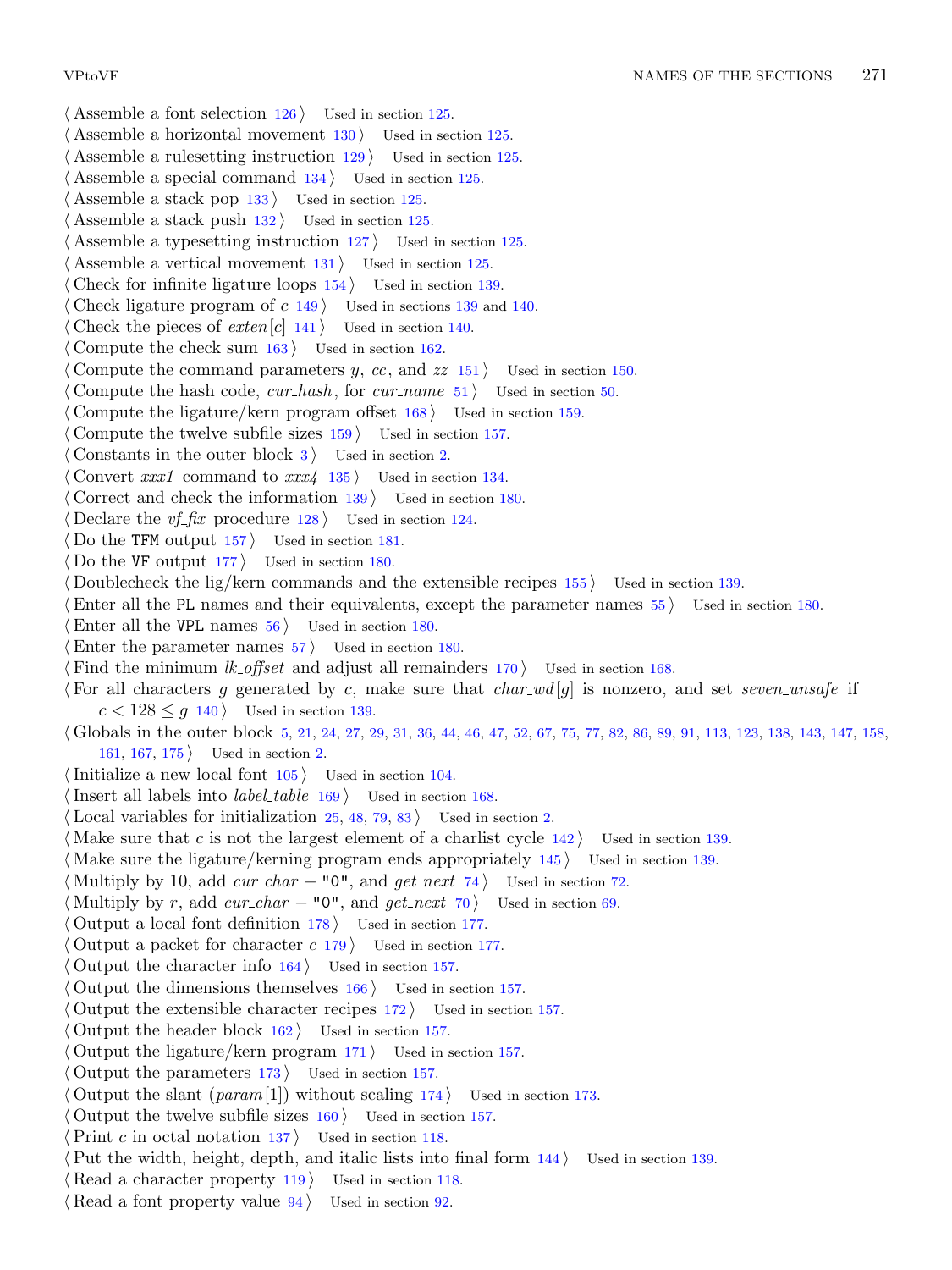⟨ Assemble a font selection 126 ⟩ Used in section 125.
⟨ Assemble a horizontal movement 130 ⟩ Used in section 125.
⟨ Assemble a rulesetting instruction 129 ⟩ Used in section 125.
⟨ Assemble a special command 134 ⟩ Used in section 125.
⟨ Assemble a stack pop 133 ⟩ Used in section 125.
⟨ Assemble a stack push 132 ⟩ Used in section 125.
⟨ Assemble a typesetting instruction 127 ⟩ Used in section 125.
⟨ Assemble a vertical movement 131 ⟩ Used in section 125.
⟨ Check for infinite ligature loops 154 ⟩ Used in section 139.
⟨ Check ligature program of $c$ 149 ⟩ Used in sections 139 and 140.
⟨ Check the pieces of *exten*[$c$] 141 ⟩ Used in section 140.
⟨ Compute the check sum 163 ⟩ Used in section 162.
⟨ Compute the command parameters $y$, $cc$, and $zz$ 151 ⟩ Used in section 150.
⟨ Compute the hash code, *cur_hash*, for *cur_name* 51 ⟩ Used in section 50.
⟨ Compute the ligature/kern program offset 168 ⟩ Used in section 159.
⟨ Compute the twelve subfile sizes 159 ⟩ Used in section 157.
⟨ Constants in the outer block 3 ⟩ Used in section 2.
⟨ Convert *xxx1* command to *xxx4* 135 ⟩ Used in section 134.
⟨ Correct and check the information 139 ⟩ Used in section 180.
⟨ Declare the *vf_fix* procedure 128 ⟩ Used in section 124.
⟨ Do the TFM output 157 ⟩ Used in section 181.
⟨ Do the VF output 177 ⟩ Used in section 180.
⟨ Doublecheck the lig/kern commands and the extensible recipes 155 ⟩ Used in section 139.
⟨ Enter all the PL names and their equivalents, except the parameter names 55 ⟩ Used in section 180.
⟨ Enter all the VPL names 56 ⟩ Used in section 180.
⟨ Enter the parameter names 57 ⟩ Used in section 180.
⟨ Find the minimum *lk_offset* and adjust all remainders 170 ⟩ Used in section 168.
⟨ For all characters $g$ generated by $c$, make sure that *char_wd*[$g$] is nonzero, and set *seven_unsafe* if $c < 128 \le g$ 140 ⟩ Used in section 139.
⟨ Globals in the outer block 5, 21, 24, 27, 29, 31, 36, 44, 46, 47, 52, 67, 75, 77, 82, 86, 89, 91, 113, 123, 138, 143, 147, 158, 161, 167, 175 ⟩ Used in section 2.
⟨ Initialize a new local font 105 ⟩ Used in section 104.
⟨ Insert all labels into *label_table* 169 ⟩ Used in section 168.
⟨ Local variables for initialization 25, 48, 79, 83 ⟩ Used in section 2.
⟨ Make sure that $c$ is not the largest element of a charlist cycle 142 ⟩ Used in section 139.
⟨ Make sure the ligature/kerning program ends appropriately 145 ⟩ Used in section 139.
⟨ Multiply by 10, add *cur_char* − "0", and *get_next* 74 ⟩ Used in section 72.
⟨ Multiply by $r$, add *cur_char* − "0", and *get_next* 70 ⟩ Used in section 69.
⟨ Output a local font definition 178 ⟩ Used in section 177.
⟨ Output a packet for character $c$ 179 ⟩ Used in section 177.
⟨ Output the character info 164 ⟩ Used in section 157.
⟨ Output the dimensions themselves 166 ⟩ Used in section 157.
⟨ Output the extensible character recipes 172 ⟩ Used in section 157.
⟨ Output the header block 162 ⟩ Used in section 157.
⟨ Output the ligature/kern program 171 ⟩ Used in section 157.
⟨ Output the parameters 173 ⟩ Used in section 157.
⟨ Output the slant (*param*[1]) without scaling 174 ⟩ Used in section 173.
⟨ Output the twelve subfile sizes 160 ⟩ Used in section 157.
⟨ Print $c$ in octal notation 137 ⟩ Used in section 118.
⟨ Put the width, height, depth, and italic lists into final form 144 ⟩ Used in section 139.
⟨ Read a character property 119 ⟩ Used in section 118.
⟨ Read a font property value 94 ⟩ Used in section 92.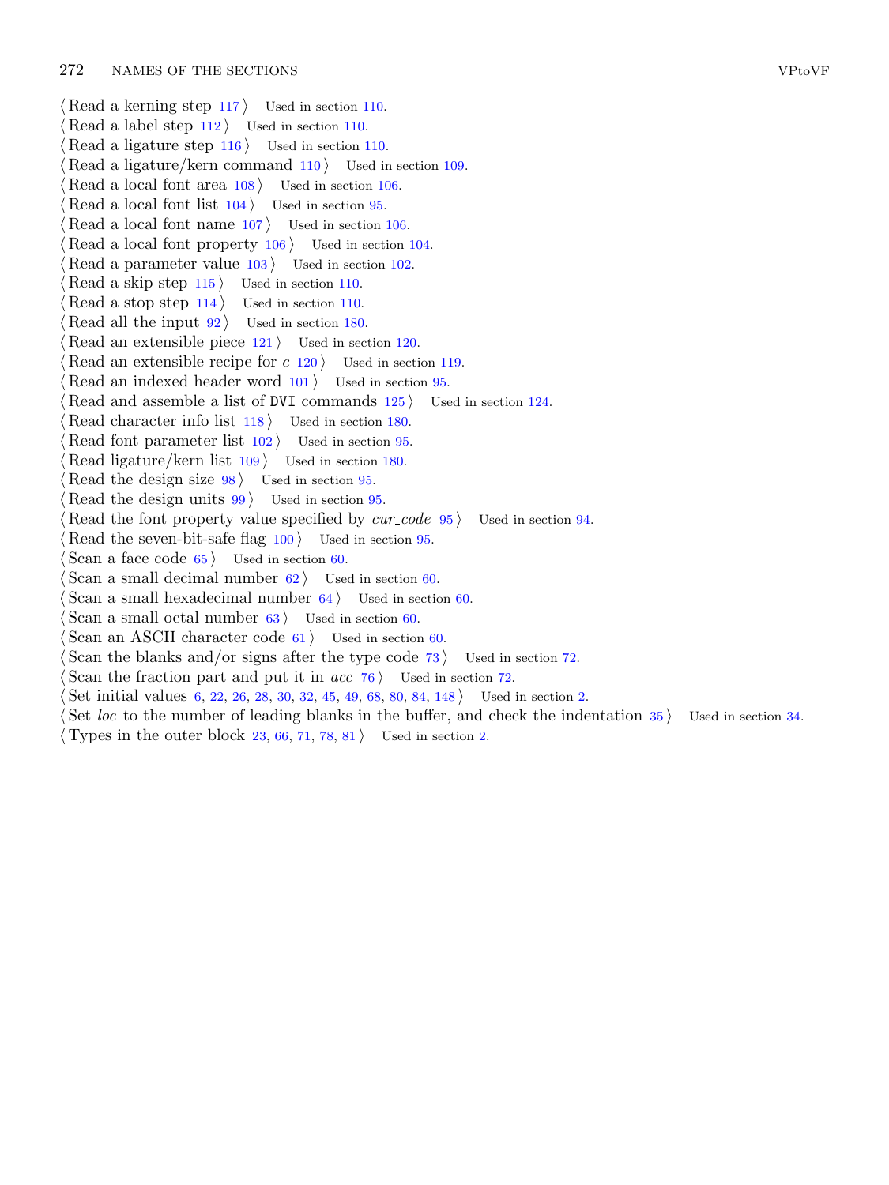⟨ Read a kerning step 117 ⟩ Used in section 110.
⟨ Read a label step 112 ⟩ Used in section 110.
⟨ Read a ligature step 116 ⟩ Used in section 110.
⟨ Read a ligature/kern command 110 ⟩ Used in section 109.
⟨ Read a local font area 108 ⟩ Used in section 106.
⟨ Read a local font list 104 ⟩ Used in section 95.
⟨ Read a local font name 107 ⟩ Used in section 106.
⟨ Read a local font property 106 ⟩ Used in section 104.
⟨ Read a parameter value 103 ⟩ Used in section 102.
⟨ Read a skip step 115 ⟩ Used in section 110.
⟨ Read a stop step 114 ⟩ Used in section 110.
⟨ Read all the input 92 ⟩ Used in section 180.
⟨ Read an extensible piece 121 ⟩ Used in section 120.
⟨ Read an extensible recipe for *c* 120 ⟩ Used in section 119.
⟨ Read an indexed header word 101 ⟩ Used in section 95.
⟨ Read and assemble a list of DVI commands 125 ⟩ Used in section 124.
⟨ Read character info list 118 ⟩ Used in section 180.
⟨ Read font parameter list 102 ⟩ Used in section 95.
⟨ Read ligature/kern list 109 ⟩ Used in section 180.
⟨ Read the design size 98 ⟩ Used in section 95.
⟨ Read the design units 99 ⟩ Used in section 95.
⟨ Read the font property value specified by *cur_code* 95 ⟩ Used in section 94.
⟨ Read the seven-bit-safe flag 100 ⟩ Used in section 95.
⟨ Scan a face code 65 ⟩ Used in section 60.
⟨ Scan a small decimal number 62 ⟩ Used in section 60.
⟨ Scan a small hexadecimal number 64 ⟩ Used in section 60.
⟨ Scan a small octal number 63 ⟩ Used in section 60.
⟨ Scan an ASCII character code 61 ⟩ Used in section 60.
⟨ Scan the blanks and/or signs after the type code 73 ⟩ Used in section 72.
⟨ Scan the fraction part and put it in *acc* 76 ⟩ Used in section 72.
⟨ Set initial values 6, 22, 26, 28, 30, 32, 45, 49, 68, 80, 84, 148 ⟩ Used in section 2.
⟨ Set *loc* to the number of leading blanks in the buffer, and check the indentation 35 ⟩ Used in section 34.
⟨ Types in the outer block 23, 66, 71, 78, 81 ⟩ Used in section 2.